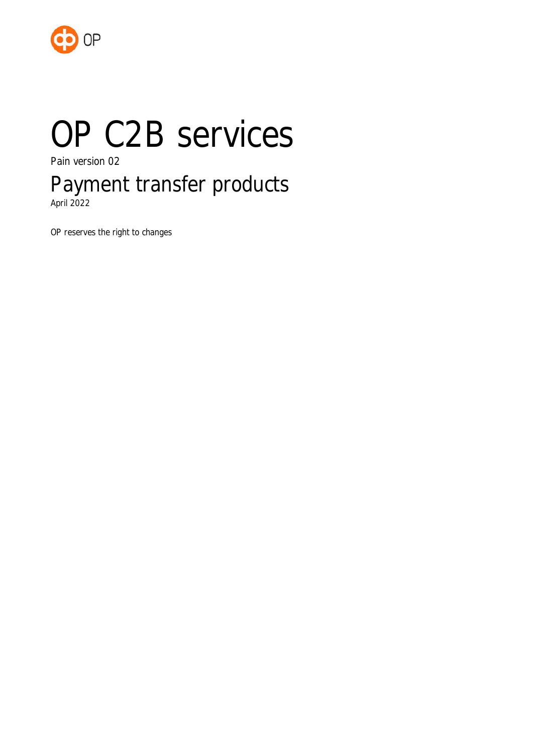OP

# OP C2B services

Pain version 02

## Payment transfer products

April 2022

OP reserves the right to changes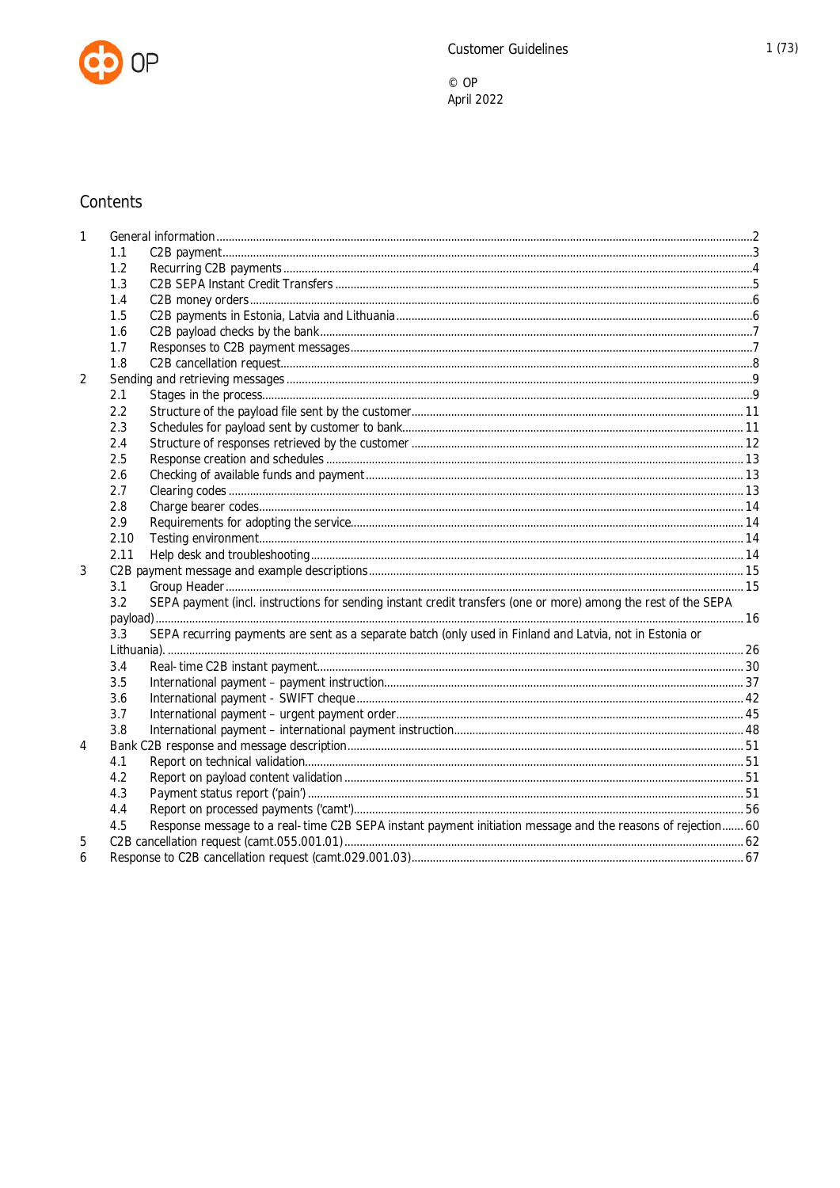## Contents

1 General information ... 2
- 1.1 C2B payment ... 3
- 1.2 Recurring C2B payments ... 4
- 1.3 C2B SEPA Instant Credit Transfers ... 5
- 1.4 C2B money orders ... 6
- 1.5 C2B payments in Estonia, Latvia and Lithuania ... 6
- 1.6 C2B payload checks by the bank ... 7
- 1.7 Responses to C2B payment messages ... 7
- 1.8 C2B cancellation request ... 8

2 Sending and retrieving messages ... 9
- 2.1 Stages in the process ... 9
- 2.2 Structure of the payload file sent by the customer ... 11
- 2.3 Schedules for payload sent by customer to bank ... 11
- 2.4 Structure of responses retrieved by the customer ... 12
- 2.5 Response creation and schedules ... 13
- 2.6 Checking of available funds and payment ... 13
- 2.7 Clearing codes ... 13
- 2.8 Charge bearer codes ... 14
- 2.9 Requirements for adopting the service ... 14
- 2.10 Testing environment ... 14
- 2.11 Help desk and troubleshooting ... 14

3 C2B payment message and example descriptions ... 15
- 3.1 Group Header ... 15
- 3.2 SEPA payment (incl. instructions for sending instant credit transfers (one or more) among the rest of the SEPA payload) ... 16
- 3.3 SEPA recurring payments are sent as a separate batch (only used in Finland and Latvia, not in Estonia or Lithuania). ... 26
- 3.4 Real-time C2B instant payment ... 30
- 3.5 International payment – payment instruction ... 37
- 3.6 International payment - SWIFT cheque ... 42
- 3.7 International payment – urgent payment order ... 45
- 3.8 International payment – international payment instruction ... 48

4 Bank C2B response and message description ... 51
- 4.1 Report on technical validation ... 51
- 4.2 Report on payload content validation ... 51
- 4.3 Payment status report ('pain') ... 51
- 4.4 Report on processed payments ('camt') ... 56
- 4.5 Response message to a real-time C2B SEPA instant payment initiation message and the reasons of rejection ... 60

5 C2B cancellation request (camt.055.001.01) ... 62

6 Response to C2B cancellation request (camt.029.001.03) ... 67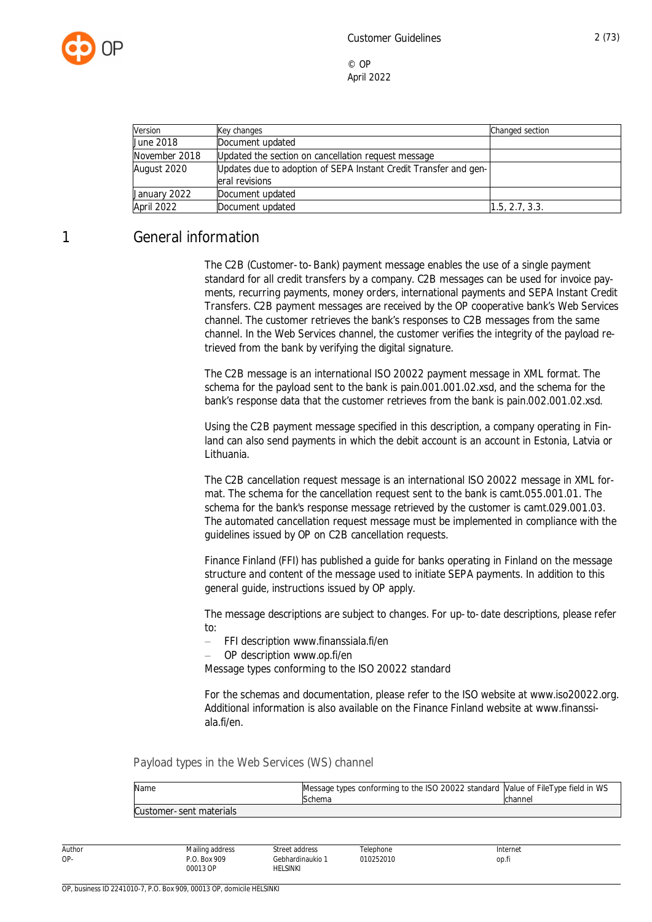| Version | Key changes | Changed section |
|---|---|---|
| June 2018 | Document updated | |
| November 2018 | Updated the section on cancellation request message | |
| August 2020 | Updates due to adoption of SEPA Instant Credit Transfer and general revisions | |
| January 2022 | Document updated | |
| April 2022 | Document updated | 1.5, 2.7, 3.3. |

# 1 General information

The C2B (Customer-to-Bank) payment message enables the use of a single payment standard for all credit transfers by a company. C2B messages can be used for invoice payments, recurring payments, money orders, international payments and SEPA Instant Credit Transfers. C2B payment messages are received by the OP cooperative bank's Web Services channel. The customer retrieves the bank's responses to C2B messages from the same channel. In the Web Services channel, the customer verifies the integrity of the payload retrieved from the bank by verifying the digital signature.

The C2B message is an international ISO 20022 payment message in XML format. The schema for the payload sent to the bank is pain.001.001.02.xsd, and the schema for the bank's response data that the customer retrieves from the bank is pain.002.001.02.xsd.

Using the C2B payment message specified in this description, a company operating in Finland can also send payments in which the debit account is an account in Estonia, Latvia or Lithuania.

The C2B cancellation request message is an international ISO 20022 message in XML format. The schema for the cancellation request sent to the bank is camt.055.001.01. The schema for the bank's response message retrieved by the customer is camt.029.001.03. The automated cancellation request message must be implemented in compliance with the guidelines issued by OP on C2B cancellation requests.

Finance Finland (FFI) has published a guide for banks operating in Finland on the message structure and content of the message used to initiate SEPA payments. In addition to this general guide, instructions issued by OP apply.

The message descriptions are subject to changes. For up-to-date descriptions, please refer to:

- FFI description www.finanssiala.fi/en
- OP description www.op.fi/en

Message types conforming to the ISO 20022 standard

For the schemas and documentation, please refer to the ISO website at www.iso20022.org. Additional information is also available on the Finance Finland website at www.finanssiala.fi/en.

## Payload types in the Web Services (WS) channel

| Name | Message types conforming to the ISO 20022 standard Schema | Value of FileType field in WS channel |
|---|---|---|
| Customer-sent materials | | |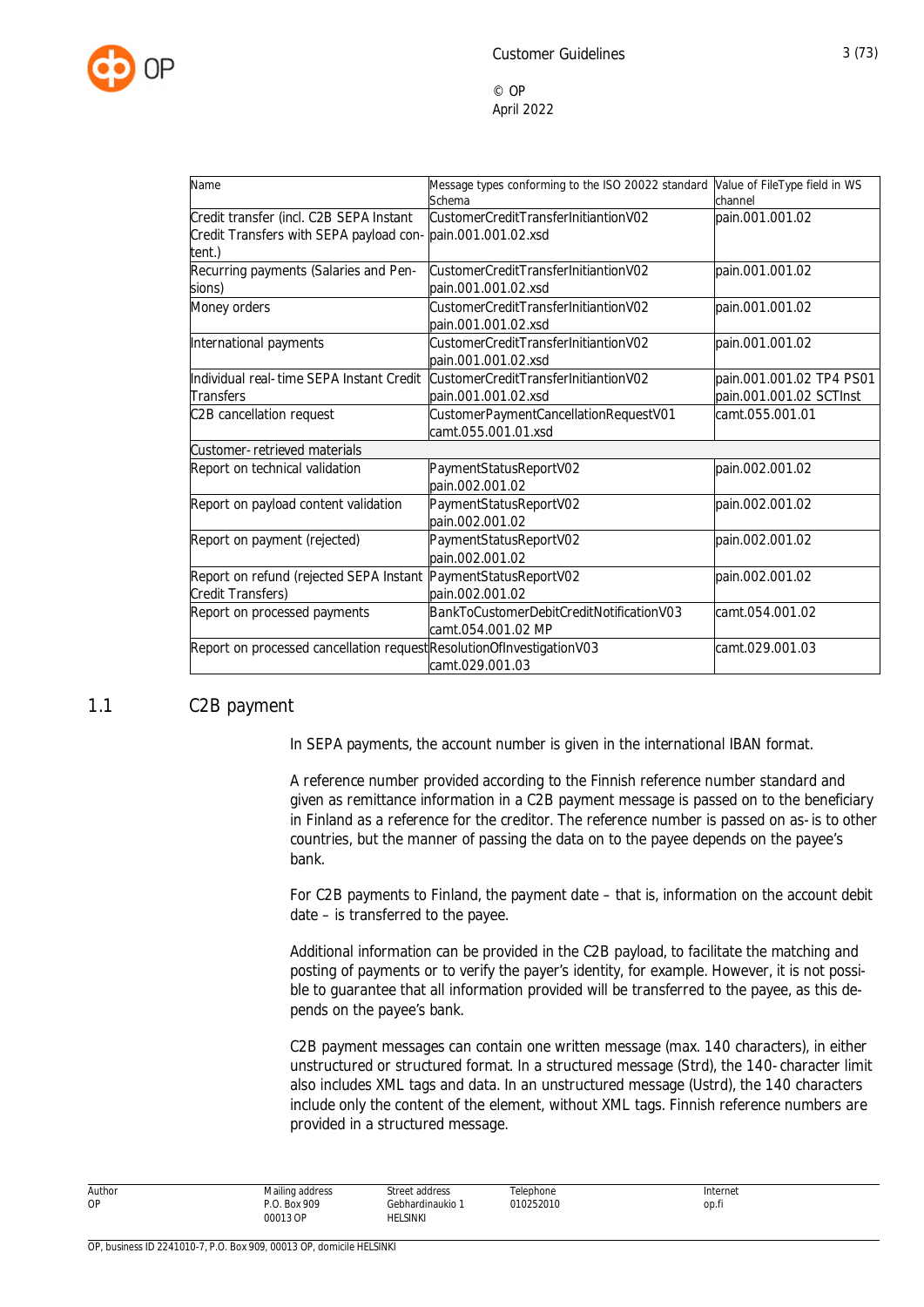| Name | Message types conforming to the ISO 20022 standard Schema | Value of FileType field in WS channel |
|---|---|---|
| Credit transfer (incl. C2B SEPA Instant Credit Transfers with SEPA payload content.) | CustomerCreditTransferInitiationV02 pain.001.001.02.xsd | pain.001.001.02 |
| Recurring payments (Salaries and Pensions) | CustomerCreditTransferInitiationV02 pain.001.001.02.xsd | pain.001.001.02 |
| Money orders | CustomerCreditTransferInitiationV02 pain.001.001.02.xsd | pain.001.001.02 |
| International payments | CustomerCreditTransferInitiationV02 pain.001.001.02.xsd | pain.001.001.02 |
| Individual real-time SEPA Instant Credit Transfers | CustomerCreditTransferInitiationV02 pain.001.001.02.xsd | pain.001.001.02 TP4 PS01 pain.001.001.02 SCTInst |
| C2B cancellation request | CustomerPaymentCancellationRequestV01 camt.055.001.01.xsd | camt.055.001.01 |
| Customer-retrieved materials | | |
| Report on technical validation | PaymentStatusReportV02 pain.002.001.02 | pain.002.001.02 |
| Report on payload content validation | PaymentStatusReportV02 pain.002.001.02 | pain.002.001.02 |
| Report on payment (rejected) | PaymentStatusReportV02 pain.002.001.02 | pain.002.001.02 |
| Report on refund (rejected SEPA Instant Credit Transfers) | PaymentStatusReportV02 pain.002.001.02 | pain.002.001.02 |
| Report on processed payments | BankToCustomerDebitCreditNotificationV03 camt.054.001.02 MP | camt.054.001.02 |
| Report on processed cancellation request | ResolutionOfInvestigationV03 camt.029.001.03 | camt.029.001.03 |

## 1.1 C2B payment

In SEPA payments, the account number is given in the international IBAN format.

A reference number provided according to the Finnish reference number standard and given as remittance information in a C2B payment message is passed on to the beneficiary in Finland as a reference for the creditor. The reference number is passed on as-is to other countries, but the manner of passing the data on to the payee depends on the payee's bank.

For C2B payments to Finland, the payment date – that is, information on the account debit date – is transferred to the payee.

Additional information can be provided in the C2B payload, to facilitate the matching and posting of payments or to verify the payer's identity, for example. However, it is not possible to guarantee that all information provided will be transferred to the payee, as this depends on the payee's bank.

C2B payment messages can contain one written message (max. 140 characters), in either unstructured or structured format. In a structured message (Strd), the 140-character limit also includes XML tags and data. In an unstructured message (Ustrd), the 140 characters include only the content of the element, without XML tags. Finnish reference numbers are provided in a structured message.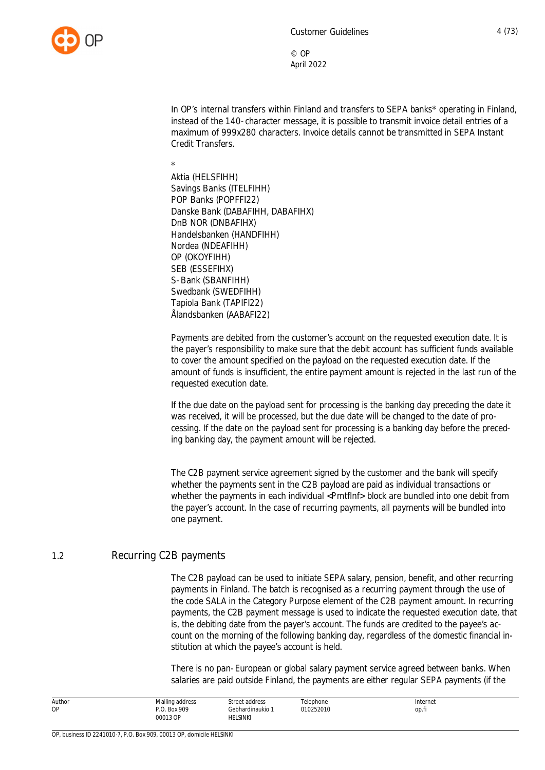In OP's internal transfers within Finland and transfers to SEPA banks* operating in Finland, instead of the 140-character message, it is possible to transmit invoice detail entries of a maximum of 999x280 characters. Invoice details cannot be transmitted in SEPA Instant Credit Transfers.

*
Aktia (HELSFIHH)
Savings Banks (ITELFIHH)
POP Banks (POPFFI22)
Danske Bank (DABAFIHH, DABAFIHX)
DnB NOR (DNBAFIHX)
Handelsbanken (HANDFIHH)
Nordea (NDEAFIHH)
OP (OKOYFIHH)
SEB (ESSEFIHX)
S-Bank (SBANFIHH)
Swedbank (SWEDFIHH)
Tapiola Bank (TAPIFI22)
Ålandsbanken (AABAFI22)

Payments are debited from the customer's account on the requested execution date. It is the payer's responsibility to make sure that the debit account has sufficient funds available to cover the amount specified on the payload on the requested execution date. If the amount of funds is insufficient, the entire payment amount is rejected in the last run of the requested execution date.

If the due date on the payload sent for processing is the banking day preceding the date it was received, it will be processed, but the due date will be changed to the date of processing. If the date on the payload sent for processing is a banking day before the preceding banking day, the payment amount will be rejected.

The C2B payment service agreement signed by the customer and the bank will specify whether the payments sent in the C2B payload are paid as individual transactions or whether the payments in each individual <PmtfInf> block are bundled into one debit from the payer's account. In the case of recurring payments, all payments will be bundled into one payment.

## 1.2 Recurring C2B payments

The C2B payload can be used to initiate SEPA salary, pension, benefit, and other recurring payments in Finland. The batch is recognised as a recurring payment through the use of the code SALA in the Category Purpose element of the C2B payment amount. In recurring payments, the C2B payment message is used to indicate the requested execution date, that is, the debiting date from the payer's account. The funds are credited to the payee's account on the morning of the following banking day, regardless of the domestic financial institution at which the payee's account is held.

There is no pan-European or global salary payment service agreed between banks. When salaries are paid outside Finland, the payments are either regular SEPA payments (if the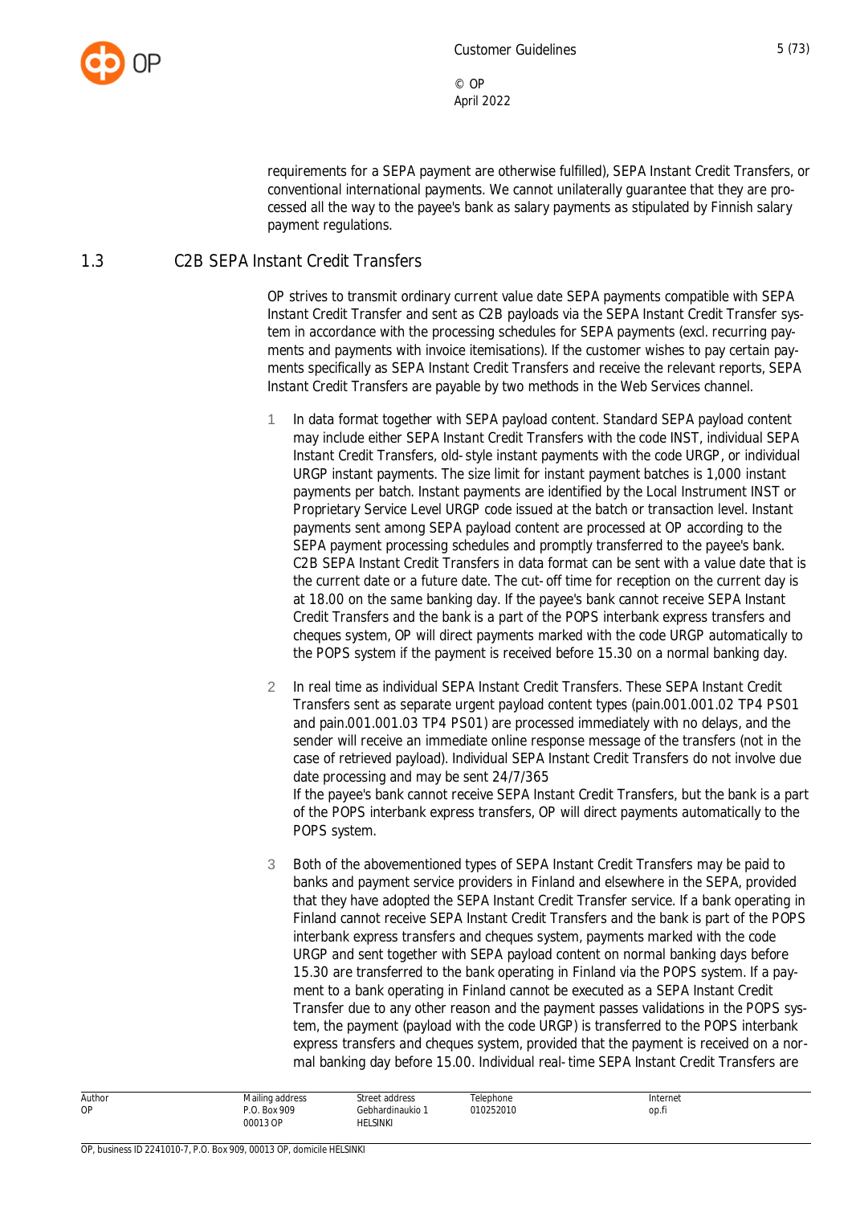requirements for a SEPA payment are otherwise fulfilled), SEPA Instant Credit Transfers, or conventional international payments. We cannot unilaterally guarantee that they are processed all the way to the payee's bank as salary payments as stipulated by Finnish salary payment regulations.

## 1.3 C2B SEPA Instant Credit Transfers

OP strives to transmit ordinary current value date SEPA payments compatible with SEPA Instant Credit Transfer and sent as C2B payloads via the SEPA Instant Credit Transfer system in accordance with the processing schedules for SEPA payments (excl. recurring payments and payments with invoice itemisations). If the customer wishes to pay certain payments specifically as SEPA Instant Credit Transfers and receive the relevant reports, SEPA Instant Credit Transfers are payable by two methods in the Web Services channel.

1. In data format together with SEPA payload content. Standard SEPA payload content may include either SEPA Instant Credit Transfers with the code INST, individual SEPA Instant Credit Transfers, old-style instant payments with the code URGP, or individual URGP instant payments. The size limit for instant payment batches is 1,000 instant payments per batch. Instant payments are identified by the Local Instrument INST or Proprietary Service Level URGP code issued at the batch or transaction level. Instant payments sent among SEPA payload content are processed at OP according to the SEPA payment processing schedules and promptly transferred to the payee's bank. C2B SEPA Instant Credit Transfers in data format can be sent with a value date that is the current date or a future date. The cut-off time for reception on the current day is at 18.00 on the same banking day. If the payee's bank cannot receive SEPA Instant Credit Transfers and the bank is a part of the POPS interbank express transfers and cheques system, OP will direct payments marked with the code URGP automatically to the POPS system if the payment is received before 15.30 on a normal banking day.

2. In real time as individual SEPA Instant Credit Transfers. These SEPA Instant Credit Transfers sent as separate urgent payload content types (pain.001.001.02 TP4 PS01 and pain.001.001.03 TP4 PS01) are processed immediately with no delays, and the sender will receive an immediate online response message of the transfers (not in the case of retrieved payload). Individual SEPA Instant Credit Transfers do not involve due date processing and may be sent 24/7/365
If the payee's bank cannot receive SEPA Instant Credit Transfers, but the bank is a part of the POPS interbank express transfers, OP will direct payments automatically to the POPS system.

3. Both of the abovementioned types of SEPA Instant Credit Transfers may be paid to banks and payment service providers in Finland and elsewhere in the SEPA, provided that they have adopted the SEPA Instant Credit Transfer service. If a bank operating in Finland cannot receive SEPA Instant Credit Transfers and the bank is part of the POPS interbank express transfers and cheques system, payments marked with the code URGP and sent together with SEPA payload content on normal banking days before 15.30 are transferred to the bank operating in Finland via the POPS system. If a payment to a bank operating in Finland cannot be executed as a SEPA Instant Credit Transfer due to any other reason and the payment passes validations in the POPS system, the payment (payload with the code URGP) is transferred to the POPS interbank express transfers and cheques system, provided that the payment is received on a normal banking day before 15.00. Individual real-time SEPA Instant Credit Transfers are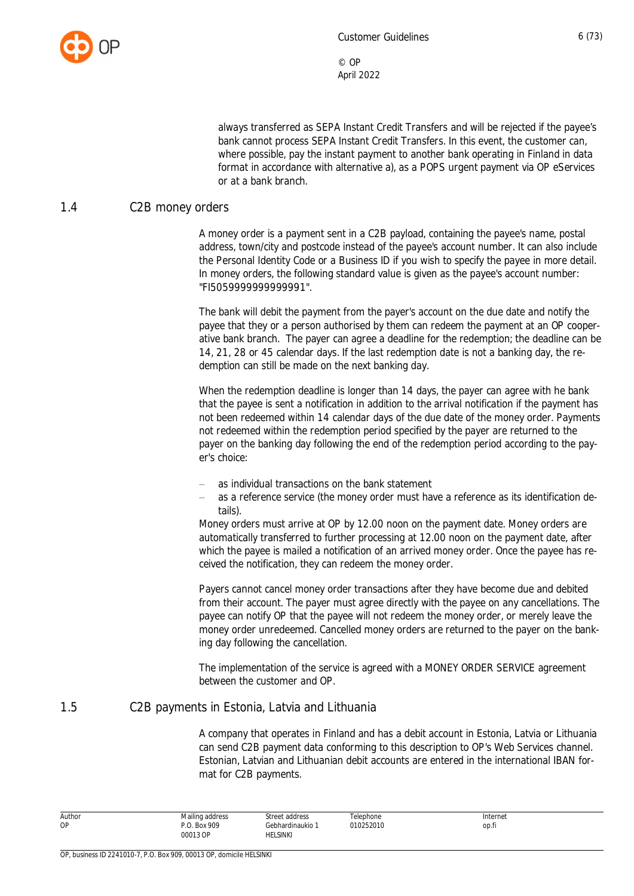always transferred as SEPA Instant Credit Transfers and will be rejected if the payee's bank cannot process SEPA Instant Credit Transfers. In this event, the customer can, where possible, pay the instant payment to another bank operating in Finland in data format in accordance with alternative a), as a POPS urgent payment via OP eServices or at a bank branch.

## 1.4 C2B money orders

A money order is a payment sent in a C2B payload, containing the payee's name, postal address, town/city and postcode instead of the payee's account number. It can also include the Personal Identity Code or a Business ID if you wish to specify the payee in more detail. In money orders, the following standard value is given as the payee's account number: "FI5059999999999991".

The bank will debit the payment from the payer's account on the due date and notify the payee that they or a person authorised by them can redeem the payment at an OP cooperative bank branch. The payer can agree a deadline for the redemption; the deadline can be 14, 21, 28 or 45 calendar days. If the last redemption date is not a banking day, the redemption can still be made on the next banking day.

When the redemption deadline is longer than 14 days, the payer can agree with he bank that the payee is sent a notification in addition to the arrival notification if the payment has not been redeemed within 14 calendar days of the due date of the money order. Payments not redeemed within the redemption period specified by the payer are returned to the payer on the banking day following the end of the redemption period according to the payer's choice:

- as individual transactions on the bank statement
- as a reference service (the money order must have a reference as its identification details).

Money orders must arrive at OP by 12.00 noon on the payment date. Money orders are automatically transferred to further processing at 12.00 noon on the payment date, after which the payee is mailed a notification of an arrived money order. Once the payee has received the notification, they can redeem the money order.

Payers cannot cancel money order transactions after they have become due and debited from their account. The payer must agree directly with the payee on any cancellations. The payee can notify OP that the payee will not redeem the money order, or merely leave the money order unredeemed. Cancelled money orders are returned to the payer on the banking day following the cancellation.

The implementation of the service is agreed with a MONEY ORDER SERVICE agreement between the customer and OP.

## 1.5 C2B payments in Estonia, Latvia and Lithuania

A company that operates in Finland and has a debit account in Estonia, Latvia or Lithuania can send C2B payment data conforming to this description to OP's Web Services channel. Estonian, Latvian and Lithuanian debit accounts are entered in the international IBAN format for C2B payments.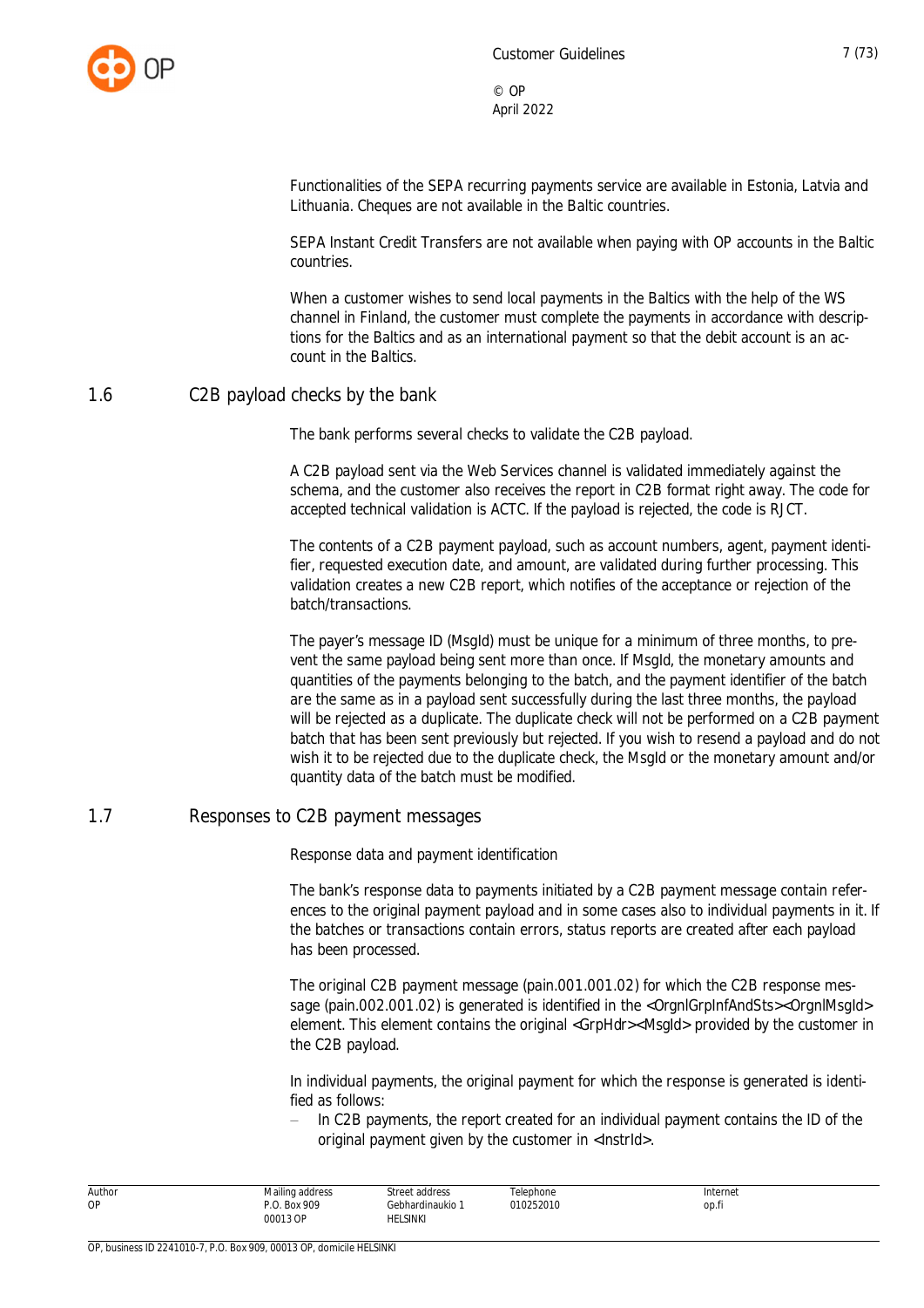Functionalities of the SEPA recurring payments service are available in Estonia, Latvia and Lithuania. Cheques are not available in the Baltic countries.

SEPA Instant Credit Transfers are not available when paying with OP accounts in the Baltic countries.

When a customer wishes to send local payments in the Baltics with the help of the WS channel in Finland, the customer must complete the payments in accordance with descriptions for the Baltics and as an international payment so that the debit account is an account in the Baltics.

## 1.6 C2B payload checks by the bank

The bank performs several checks to validate the C2B payload.

A C2B payload sent via the Web Services channel is validated immediately against the schema, and the customer also receives the report in C2B format right away. The code for accepted technical validation is ACTC. If the payload is rejected, the code is RJCT.

The contents of a C2B payment payload, such as account numbers, agent, payment identifier, requested execution date, and amount, are validated during further processing. This validation creates a new C2B report, which notifies of the acceptance or rejection of the batch/transactions.

The payer's message ID (MsgId) must be unique for a minimum of three months, to prevent the same payload being sent more than once. If MsgId, the monetary amounts and quantities of the payments belonging to the batch, and the payment identifier of the batch are the same as in a payload sent successfully during the last three months, the payload will be rejected as a duplicate. The duplicate check will not be performed on a C2B payment batch that has been sent previously but rejected. If you wish to resend a payload and do not wish it to be rejected due to the duplicate check, the MsgId or the monetary amount and/or quantity data of the batch must be modified.

## 1.7 Responses to C2B payment messages

Response data and payment identification

The bank's response data to payments initiated by a C2B payment message contain references to the original payment payload and in some cases also to individual payments in it. If the batches or transactions contain errors, status reports are created after each payload has been processed.

The original C2B payment message (pain.001.001.02) for which the C2B response message (pain.002.001.02) is generated is identified in the <OrgnlGrpInfAndSts><OrgnlMsgId> element. This element contains the original <GrpHdr><MsgId> provided by the customer in the C2B payload.

In individual payments, the original payment for which the response is generated is identified as follows:

- In C2B payments, the report created for an individual payment contains the ID of the original payment given by the customer in <InstrId>.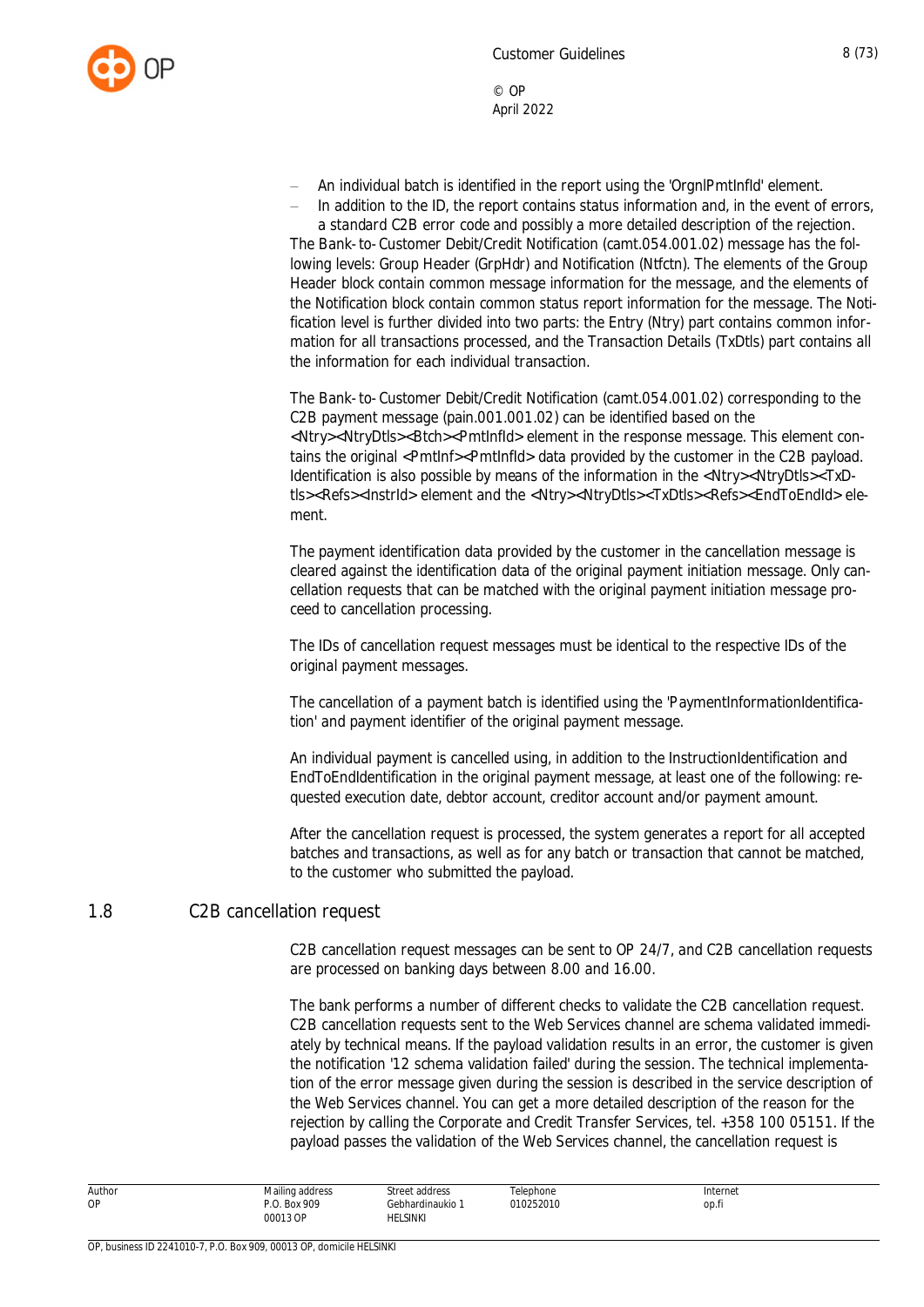- An individual batch is identified in the report using the 'OrgnlPmtInfId' element.
- In addition to the ID, the report contains status information and, in the event of errors, a standard C2B error code and possibly a more detailed description of the rejection.

The Bank-to-Customer Debit/Credit Notification (camt.054.001.02) message has the following levels: Group Header (GrpHdr) and Notification (Ntfctn). The elements of the Group Header block contain common message information for the message, and the elements of the Notification block contain common status report information for the message. The Notification level is further divided into two parts: the Entry (Ntry) part contains common information for all transactions processed, and the Transaction Details (TxDtls) part contains all the information for each individual transaction.

The Bank-to-Customer Debit/Credit Notification (camt.054.001.02) corresponding to the C2B payment message (pain.001.001.02) can be identified based on the <Ntry><NtryDtls><Btch><PmtInfId> element in the response message. This element contains the original <PmtInf><PmtInfId> data provided by the customer in the C2B payload. Identification is also possible by means of the information in the <Ntry><NtryDtls><TxDtls><Refs><InstrId> element and the <Ntry><NtryDtls><TxDtls><Refs><EndToEndId> element.

The payment identification data provided by the customer in the cancellation message is cleared against the identification data of the original payment initiation message. Only cancellation requests that can be matched with the original payment initiation message proceed to cancellation processing.

The IDs of cancellation request messages must be identical to the respective IDs of the original payment messages.

The cancellation of a payment batch is identified using the 'PaymentInformationIdentification' and payment identifier of the original payment message.

An individual payment is cancelled using, in addition to the InstructionIdentification and EndToEndIdentification in the original payment message, at least one of the following: requested execution date, debtor account, creditor account and/or payment amount.

After the cancellation request is processed, the system generates a report for all accepted batches and transactions, as well as for any batch or transaction that cannot be matched, to the customer who submitted the payload.

## 1.8 C2B cancellation request

C2B cancellation request messages can be sent to OP 24/7, and C2B cancellation requests are processed on banking days between 8.00 and 16.00.

The bank performs a number of different checks to validate the C2B cancellation request. C2B cancellation requests sent to the Web Services channel are schema validated immediately by technical means. If the payload validation results in an error, the customer is given the notification '12 schema validation failed' during the session. The technical implementation of the error message given during the session is described in the service description of the Web Services channel. You can get a more detailed description of the reason for the rejection by calling the Corporate and Credit Transfer Services, tel. +358 100 05151. If the payload passes the validation of the Web Services channel, the cancellation request is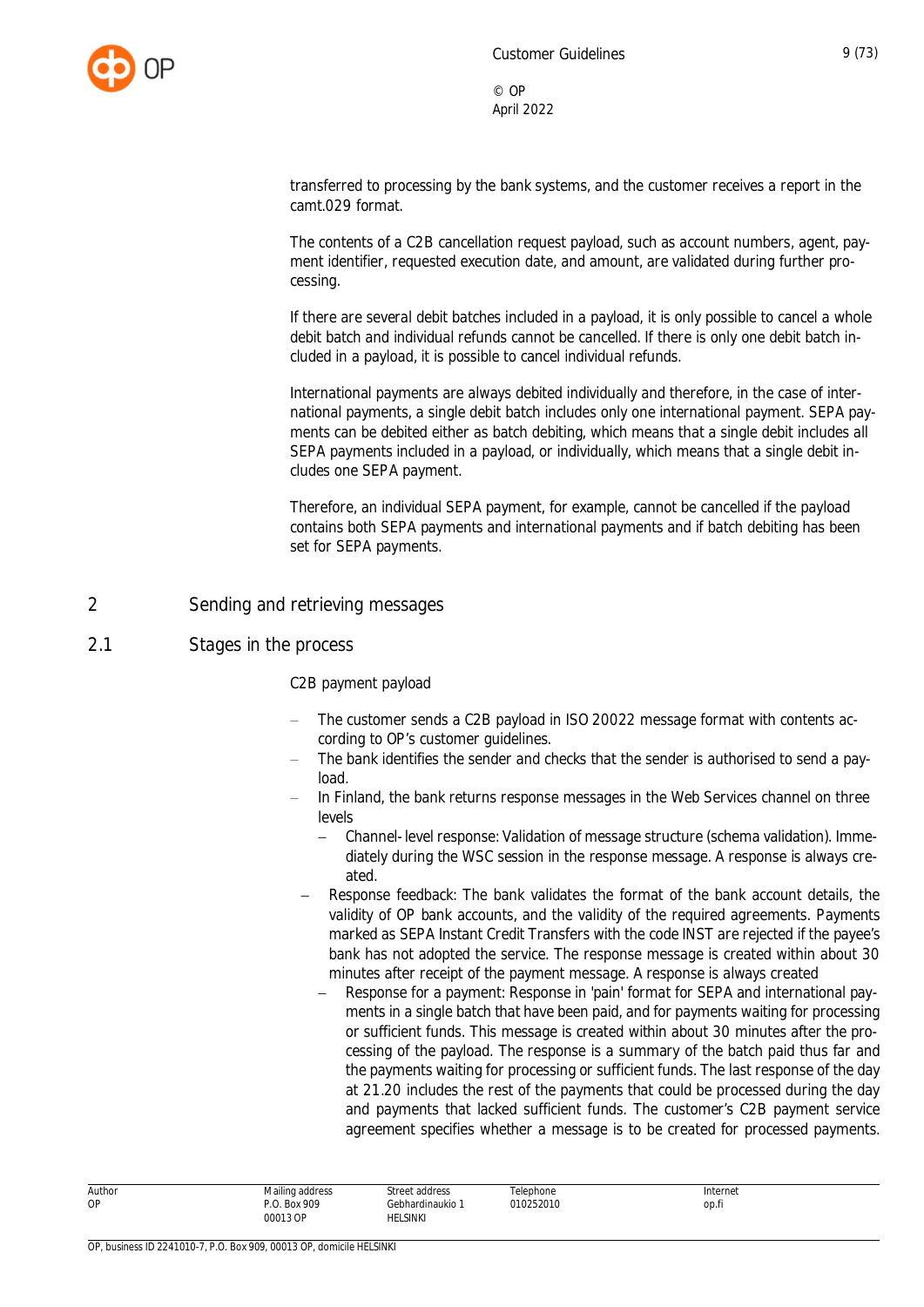transferred to processing by the bank systems, and the customer receives a report in the camt.029 format.

The contents of a C2B cancellation request payload, such as account numbers, agent, payment identifier, requested execution date, and amount, are validated during further processing.

If there are several debit batches included in a payload, it is only possible to cancel a whole debit batch and individual refunds cannot be cancelled. If there is only one debit batch included in a payload, it is possible to cancel individual refunds.

International payments are always debited individually and therefore, in the case of international payments, a single debit batch includes only one international payment. SEPA payments can be debited either as batch debiting, which means that a single debit includes all SEPA payments included in a payload, or individually, which means that a single debit includes one SEPA payment.

Therefore, an individual SEPA payment, for example, cannot be cancelled if the payload contains both SEPA payments and international payments and if batch debiting has been set for SEPA payments.

# 2 Sending and retrieving messages

## 2.1 Stages in the process

C2B payment payload

- The customer sends a C2B payload in ISO 20022 message format with contents according to OP's customer guidelines.
- The bank identifies the sender and checks that the sender is authorised to send a payload.
- In Finland, the bank returns response messages in the Web Services channel on three levels
  - Channel-level response: Validation of message structure (schema validation). Immediately during the WSC session in the response message. A response is always created.
- Response feedback: The bank validates the format of the bank account details, the validity of OP bank accounts, and the validity of the required agreements. Payments marked as SEPA Instant Credit Transfers with the code INST are rejected if the payee's bank has not adopted the service. The response message is created within about 30 minutes after receipt of the payment message. A response is always created
  - Response for a payment: Response in 'pain' format for SEPA and international payments in a single batch that have been paid, and for payments waiting for processing or sufficient funds. This message is created within about 30 minutes after the processing of the payload. The response is a summary of the batch paid thus far and the payments waiting for processing or sufficient funds. The last response of the day at 21.20 includes the rest of the payments that could be processed during the day and payments that lacked sufficient funds. The customer's C2B payment service agreement specifies whether a message is to be created for processed payments.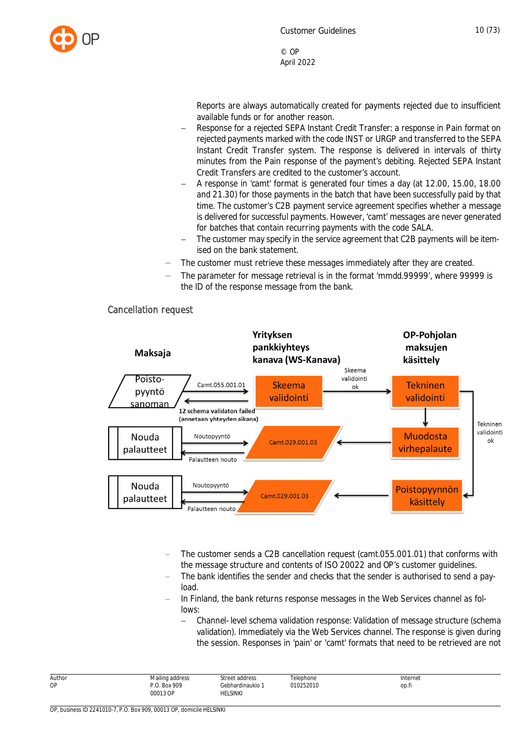Reports are always automatically created for payments rejected due to insufficient available funds or for another reason.

  - Response for a rejected SEPA Instant Credit Transfer: a response in Pain format on rejected payments marked with the code INST or URGP and transferred to the SEPA Instant Credit Transfer system. The response is delivered in intervals of thirty minutes from the Pain response of the payment's debiting. Rejected SEPA Instant Credit Transfers are credited to the customer's account.
  - A response in 'camt' format is generated four times a day (at 12.00, 15.00, 18.00 and 21.30) for those payments in the batch that have been successfully paid by that time. The customer's C2B payment service agreement specifies whether a message is delivered for successful payments. However, 'camt' messages are never generated for batches that contain recurring payments with the code SALA.
  - The customer may specify in the service agreement that C2B payments will be itemised on the bank statement.
- The customer must retrieve these messages immediately after they are created.
- The parameter for message retrieval is in the format 'mmdd.99999', where 99999 is the ID of the response message from the bank.

## Cancellation request

| Maksaja | | Yrityksen pankkiyhteys kanava (WS-Kanava) | | OP-Pohjolan maksujen käsittely |
|---|---|---|---|---|
| Poistopyyntö sanoman | Camt.055.001.01 → / ← 12 schema validaton failed (annetaan yhteyden aikana) | Skeema validointi | Skeema validointi ok → | Tekninen validointi |
| Nouda palautteet | Noutopyyntö → / ← Palautteen nouto | Camt.029.001.03 | ← | Muodosta virhepalaute |
| Nouda palautteet | Noutopyyntö → / ← Palautteen nouto | Camt.029.001.03 | ← | Poistopyynnön käsittely (Tekninen validointi ok) |

- The customer sends a C2B cancellation request (camt.055.001.01) that conforms with the message structure and contents of ISO 20022 and OP's customer guidelines.
- The bank identifies the sender and checks that the sender is authorised to send a payload.
- In Finland, the bank returns response messages in the Web Services channel as follows:
  - Channel- level schema validation response: Validation of message structure (schema validation). Immediately via the Web Services channel. The response is given during the session. Responses in 'pain' or 'camt' formats that need to be retrieved are not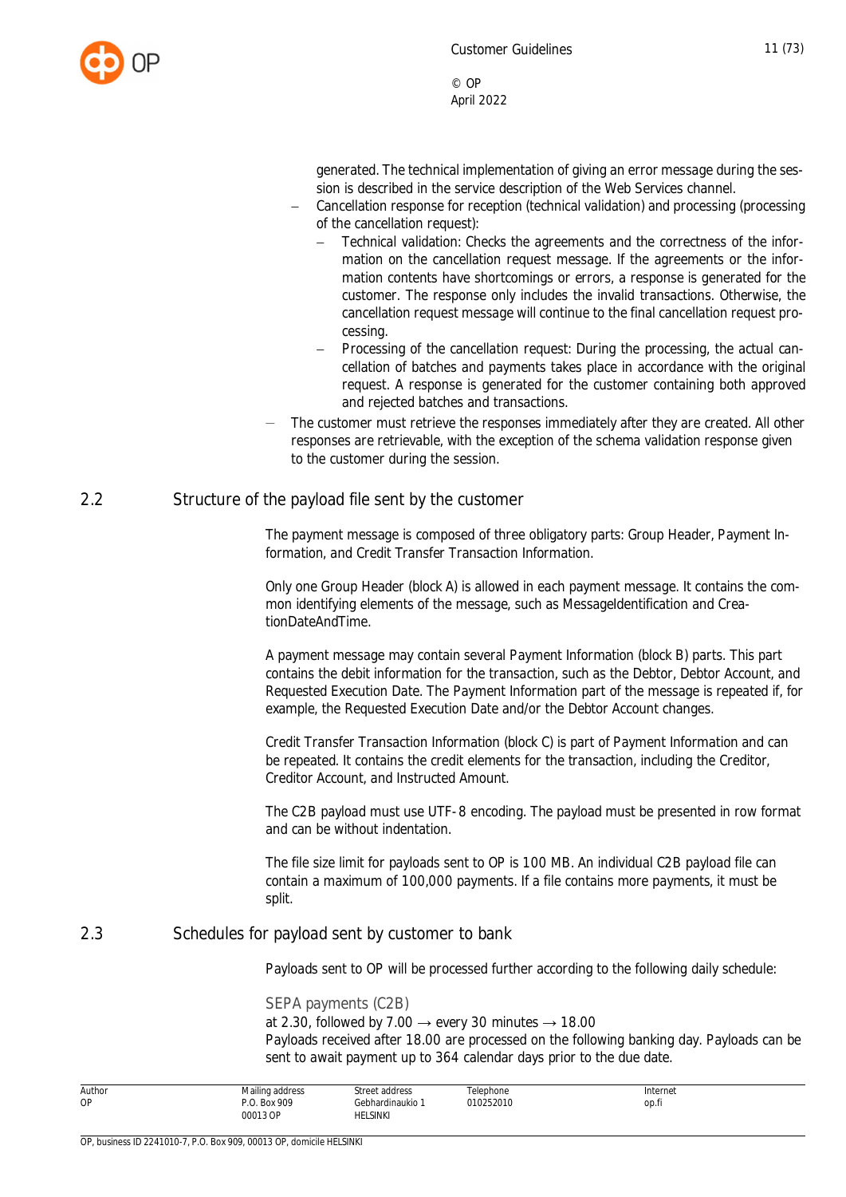generated. The technical implementation of giving an error message during the session is described in the service description of the Web Services channel.
- Cancellation response for reception (technical validation) and processing (processing of the cancellation request):
  - Technical validation: Checks the agreements and the correctness of the information on the cancellation request message. If the agreements or the information contents have shortcomings or errors, a response is generated for the customer. The response only includes the invalid transactions. Otherwise, the cancellation request message will continue to the final cancellation request processing.
  - Processing of the cancellation request: During the processing, the actual cancellation of batches and payments takes place in accordance with the original request. A response is generated for the customer containing both approved and rejected batches and transactions.
- The customer must retrieve the responses immediately after they are created. All other responses are retrievable, with the exception of the schema validation response given to the customer during the session.

## 2.2 Structure of the payload file sent by the customer

The payment message is composed of three obligatory parts: Group Header, Payment Information, and Credit Transfer Transaction Information.

Only one Group Header (block A) is allowed in each payment message. It contains the common identifying elements of the message, such as MessageIdentification and CreationDateAndTime.

A payment message may contain several Payment Information (block B) parts. This part contains the debit information for the transaction, such as the Debtor, Debtor Account, and Requested Execution Date. The Payment Information part of the message is repeated if, for example, the Requested Execution Date and/or the Debtor Account changes.

Credit Transfer Transaction Information (block C) is part of Payment Information and can be repeated. It contains the credit elements for the transaction, including the Creditor, Creditor Account, and Instructed Amount.

The C2B payload must use UTF-8 encoding. The payload must be presented in row format and can be without indentation.

The file size limit for payloads sent to OP is 100 MB. An individual C2B payload file can contain a maximum of 100,000 payments. If a file contains more payments, it must be split.

## 2.3 Schedules for payload sent by customer to bank

Payloads sent to OP will be processed further according to the following daily schedule:

### SEPA payments (C2B)

at 2.30, followed by 7.00 → every 30 minutes → 18.00
Payloads received after 18.00 are processed on the following banking day. Payloads can be sent to await payment up to 364 calendar days prior to the due date.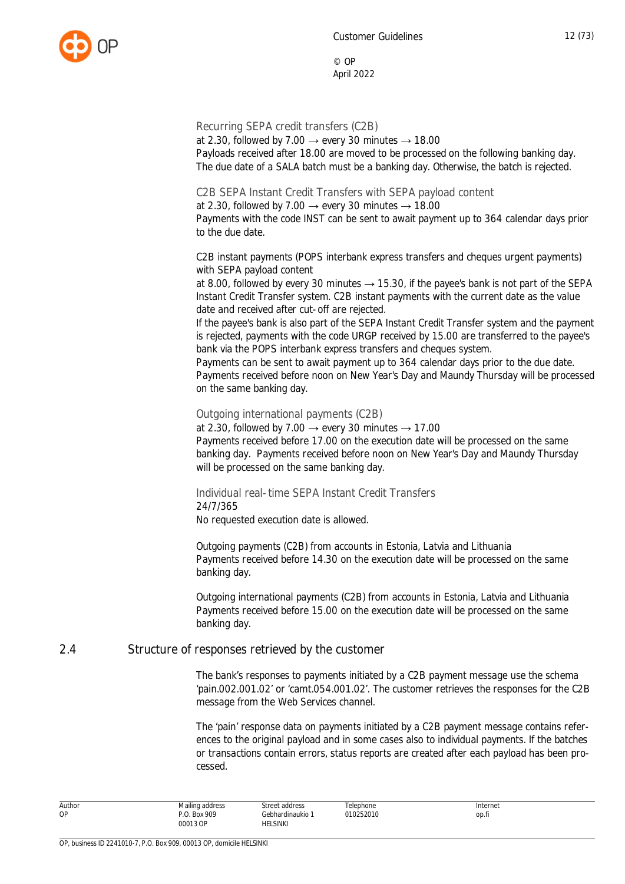Recurring SEPA credit transfers (C2B)

at 2.30, followed by 7.00 → every 30 minutes → 18.00
Payloads received after 18.00 are moved to be processed on the following banking day. The due date of a SALA batch must be a banking day. Otherwise, the batch is rejected.

C2B SEPA Instant Credit Transfers with SEPA payload content

at 2.30, followed by 7.00 → every 30 minutes → 18.00
Payments with the code INST can be sent to await payment up to 364 calendar days prior to the due date.

C2B instant payments (POPS interbank express transfers and cheques urgent payments) with SEPA payload content
at 8.00, followed by every 30 minutes → 15.30, if the payee's bank is not part of the SEPA Instant Credit Transfer system. C2B instant payments with the current date as the value date and received after cut-off are rejected.
If the payee's bank is also part of the SEPA Instant Credit Transfer system and the payment is rejected, payments with the code URGP received by 15.00 are transferred to the payee's bank via the POPS interbank express transfers and cheques system.
Payments can be sent to await payment up to 364 calendar days prior to the due date.
Payments received before noon on New Year's Day and Maundy Thursday will be processed on the same banking day.

Outgoing international payments (C2B)

at 2.30, followed by 7.00 → every 30 minutes → 17.00
Payments received before 17.00 on the execution date will be processed on the same banking day. Payments received before noon on New Year's Day and Maundy Thursday will be processed on the same banking day.

Individual real-time SEPA Instant Credit Transfers

24/7/365
No requested execution date is allowed.

Outgoing payments (C2B) from accounts in Estonia, Latvia and Lithuania
Payments received before 14.30 on the execution date will be processed on the same banking day.

Outgoing international payments (C2B) from accounts in Estonia, Latvia and Lithuania
Payments received before 15.00 on the execution date will be processed on the same banking day.

## 2.4 Structure of responses retrieved by the customer

The bank's responses to payments initiated by a C2B payment message use the schema 'pain.002.001.02' or 'camt.054.001.02'. The customer retrieves the responses for the C2B message from the Web Services channel.

The 'pain' response data on payments initiated by a C2B payment message contains references to the original payload and in some cases also to individual payments. If the batches or transactions contain errors, status reports are created after each payload has been processed.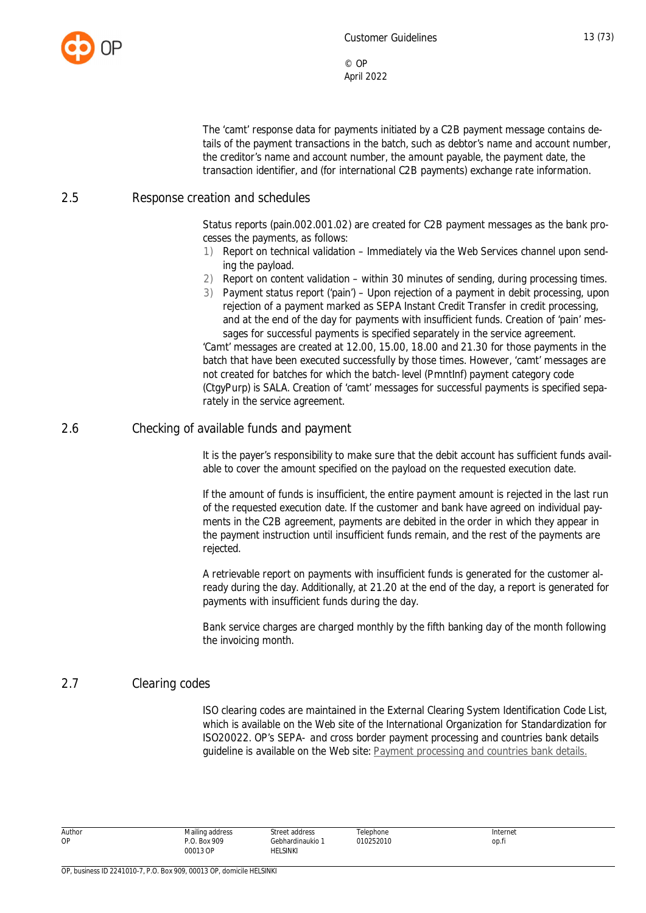The 'camt' response data for payments initiated by a C2B payment message contains details of the payment transactions in the batch, such as debtor's name and account number, the creditor's name and account number, the amount payable, the payment date, the transaction identifier, and (for international C2B payments) exchange rate information.

## 2.5 Response creation and schedules

Status reports (pain.002.001.02) are created for C2B payment messages as the bank processes the payments, as follows:

1) Report on technical validation – Immediately via the Web Services channel upon sending the payload.
2) Report on content validation – within 30 minutes of sending, during processing times.
3) Payment status report ('pain') – Upon rejection of a payment in debit processing, upon rejection of a payment marked as SEPA Instant Credit Transfer in credit processing, and at the end of the day for payments with insufficient funds. Creation of 'pain' messages for successful payments is specified separately in the service agreement.

'Camt' messages are created at 12.00, 15.00, 18.00 and 21.30 for those payments in the batch that have been executed successfully by those times. However, 'camt' messages are not created for batches for which the batch-level (PmntInf) payment category code (CtgyPurp) is SALA. Creation of 'camt' messages for successful payments is specified separately in the service agreement.

## 2.6 Checking of available funds and payment

It is the payer's responsibility to make sure that the debit account has sufficient funds available to cover the amount specified on the payload on the requested execution date.

If the amount of funds is insufficient, the entire payment amount is rejected in the last run of the requested execution date. If the customer and bank have agreed on individual payments in the C2B agreement, payments are debited in the order in which they appear in the payment instruction until insufficient funds remain, and the rest of the payments are rejected.

A retrievable report on payments with insufficient funds is generated for the customer already during the day. Additionally, at 21.20 at the end of the day, a report is generated for payments with insufficient funds during the day.

Bank service charges are charged monthly by the fifth banking day of the month following the invoicing month.

## 2.7 Clearing codes

ISO clearing codes are maintained in the External Clearing System Identification Code List, which is available on the Web site of the International Organization for Standardization for ISO20022. OP's SEPA- and cross border payment processing and countries bank details guideline is available on the Web site: Payment processing and countries bank details.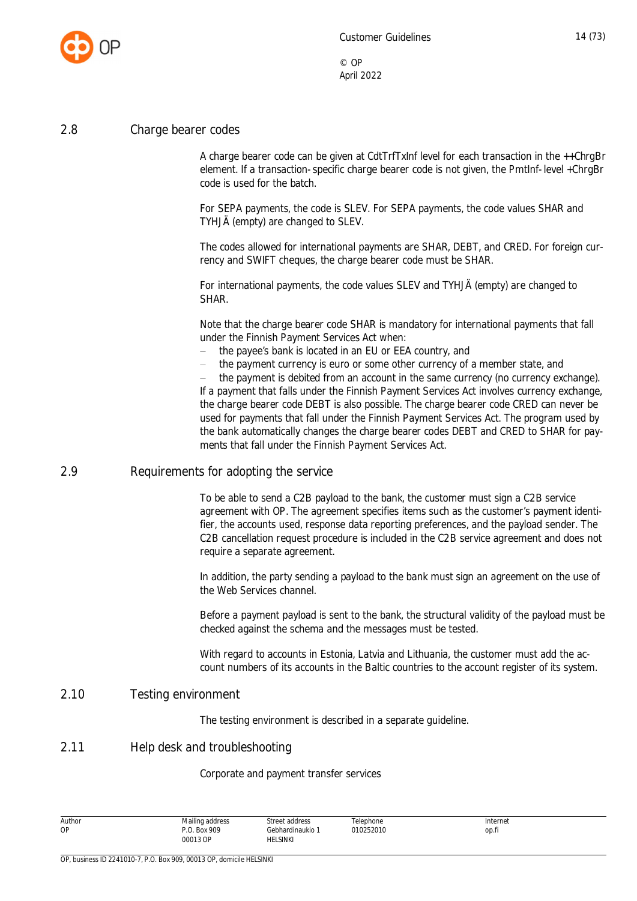## 2.8 Charge bearer codes

A charge bearer code can be given at CdtTrfTxInf level for each transaction in the ++ChrgBr element. If a transaction-specific charge bearer code is not given, the PmtInf-level +ChrgBr code is used for the batch.

For SEPA payments, the code is SLEV. For SEPA payments, the code values SHAR and TYHJÄ (empty) are changed to SLEV.

The codes allowed for international payments are SHAR, DEBT, and CRED. For foreign currency and SWIFT cheques, the charge bearer code must be SHAR.

For international payments, the code values SLEV and TYHJÄ (empty) are changed to SHAR.

Note that the charge bearer code SHAR is mandatory for international payments that fall under the Finnish Payment Services Act when:

- the payee's bank is located in an EU or EEA country, and
- the payment currency is euro or some other currency of a member state, and
- the payment is debited from an account in the same currency (no currency exchange).

If a payment that falls under the Finnish Payment Services Act involves currency exchange, the charge bearer code DEBT is also possible. The charge bearer code CRED can never be used for payments that fall under the Finnish Payment Services Act. The program used by the bank automatically changes the charge bearer codes DEBT and CRED to SHAR for payments that fall under the Finnish Payment Services Act.

## 2.9 Requirements for adopting the service

To be able to send a C2B payload to the bank, the customer must sign a C2B service agreement with OP. The agreement specifies items such as the customer's payment identifier, the accounts used, response data reporting preferences, and the payload sender. The C2B cancellation request procedure is included in the C2B service agreement and does not require a separate agreement.

In addition, the party sending a payload to the bank must sign an agreement on the use of the Web Services channel.

Before a payment payload is sent to the bank, the structural validity of the payload must be checked against the schema and the messages must be tested.

With regard to accounts in Estonia, Latvia and Lithuania, the customer must add the account numbers of its accounts in the Baltic countries to the account register of its system.

## 2.10 Testing environment

The testing environment is described in a separate guideline.

## 2.11 Help desk and troubleshooting

Corporate and payment transfer services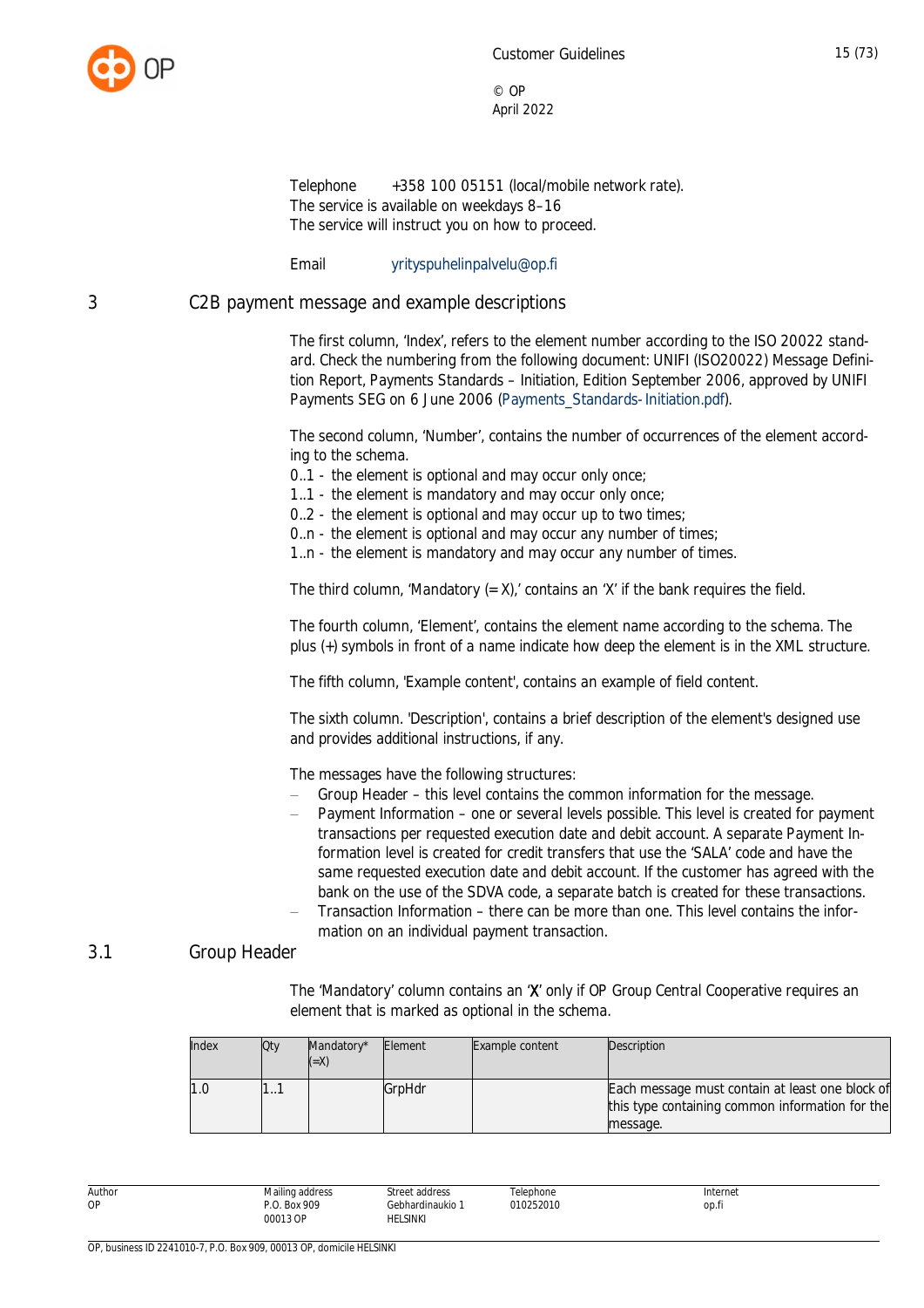Telephone +358 100 05151 (local/mobile network rate).
The service is available on weekdays 8–16
The service will instruct you on how to proceed.

Email yrityspuhelinpalvelu@op.fi

# 3 C2B payment message and example descriptions

The first column, 'Index', refers to the element number according to the ISO 20022 standard. Check the numbering from the following document: UNIFI (ISO20022) Message Definition Report, Payments Standards – Initiation, Edition September 2006, approved by UNIFI Payments SEG on 6 June 2006 (Payments_Standards-Initiation.pdf).

The second column, 'Number', contains the number of occurrences of the element according to the schema.
0..1 - the element is optional and may occur only once;
1..1 - the element is mandatory and may occur only once;
0..2 - the element is optional and may occur up to two times;
0..n - the element is optional and may occur any number of times;
1..n - the element is mandatory and may occur any number of times.

The third column, 'Mandatory (= X),' contains an 'X' if the bank requires the field.

The fourth column, 'Element', contains the element name according to the schema. The plus (+) symbols in front of a name indicate how deep the element is in the XML structure.

The fifth column, 'Example content', contains an example of field content.

The sixth column. 'Description', contains a brief description of the element's designed use and provides additional instructions, if any.

The messages have the following structures:

- Group Header – this level contains the common information for the message.
- Payment Information – one or several levels possible. This level is created for payment transactions per requested execution date and debit account. A separate Payment Information level is created for credit transfers that use the 'SALA' code and have the same requested execution date and debit account. If the customer has agreed with the bank on the use of the SDVA code, a separate batch is created for these transactions.
- Transaction Information – there can be more than one. This level contains the information on an individual payment transaction.

## 3.1 Group Header

The 'Mandatory' column contains an 'X' only if OP Group Central Cooperative requires an element that is marked as optional in the schema.

| Index | Qty | Mandatory* (=X) | Element | Example content | Description |
|---|---|---|---|---|---|
| 1.0 | 1..1 | | GrpHdr | | Each message must contain at least one block of this type containing common information for the message. |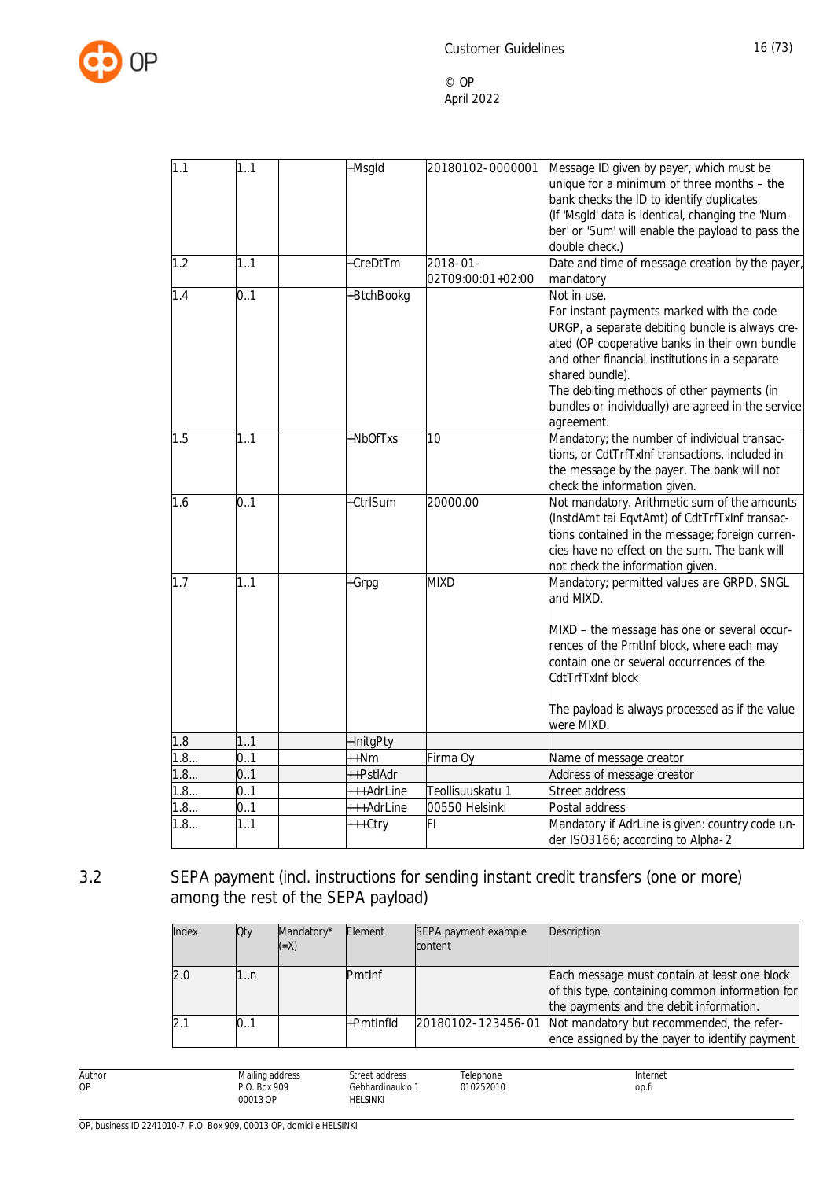| | | | | | |
|---|---|---|---|---|---|
| 1.1 | 1..1 | | +MsgId | 20180102-0000001 | Message ID given by payer, which must be unique for a minimum of three months – the bank checks the ID to identify duplicates (If 'MsgId' data is identical, changing the 'Number' or 'Sum' will enable the payload to pass the double check.) |
| 1.2 | 1..1 | | +CreDtTm | 2018-01-02T09:00:01+02:00 | Date and time of message creation by the payer, mandatory |
| 1.4 | 0..1 | | +BtchBookg | | Not in use. For instant payments marked with the code URGP, a separate debiting bundle is always created (OP cooperative banks in their own bundle and other financial institutions in a separate shared bundle). The debiting methods of other payments (in bundles or individually) are agreed in the service agreement. |
| 1.5 | 1..1 | | +NbOfTxs | 10 | Mandatory; the number of individual transactions, or CdtTrfTxInf transactions, included in the message by the payer. The bank will not check the information given. |
| 1.6 | 0..1 | | +CtrlSum | 20000.00 | Not mandatory. Arithmetic sum of the amounts (InstdAmt tai EqvtAmt) of CdtTrfTxInf transactions contained in the message; foreign currencies have no effect on the sum. The bank will not check the information given. |
| 1.7 | 1..1 | | +Grpg | MIXD | Mandatory; permitted values are GRPD, SNGL and MIXD.<br><br>MIXD – the message has one or several occurrences of the PmtInf block, where each may contain one or several occurrences of the CdtTrfTxInf block<br><br>The payload is always processed as if the value were MIXD. |
| 1.8 | 1..1 | | +InitgPty | | |
| 1.8... | 0..1 | | ++Nm | Firma Oy | Name of message creator |
| 1.8... | 0..1 | | ++PstlAdr | | Address of message creator |
| 1.8... | 0..1 | | +++AdrLine | Teollisuuskatu 1 | Street address |
| 1.8... | 0..1 | | +++AdrLine | 00550 Helsinki | Postal address |
| 1.8... | 1..1 | | +++Ctry | FI | Mandatory if AdrLine is given: country code under ISO3166; according to Alpha-2 |

## 3.2 SEPA payment (incl. instructions for sending instant credit transfers (one or more) among the rest of the SEPA payload)

| Index | Qty | Mandatory* (=X) | Element | SEPA payment example content | Description |
|---|---|---|---|---|---|
| 2.0 | 1..n | | PmtInf | | Each message must contain at least one block of this type, containing common information for the payments and the debit information. |
| 2.1 | 0..1 | | +PmtInfId | 20180102-123456-01 | Not mandatory but recommended, the reference assigned by the payer to identify payment |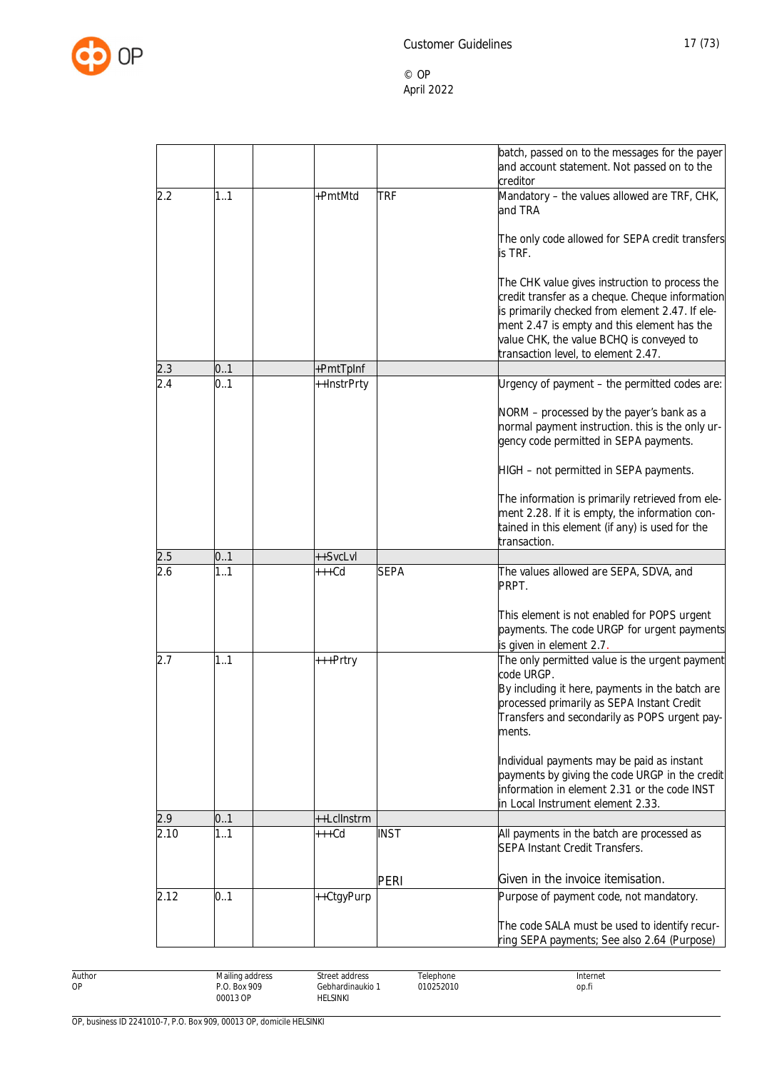| | | | | | |
|---|---|---|---|---|---|
| | | | | | batch, passed on to the messages for the payer and account statement. Not passed on to the creditor |
| 2.2 | 1..1 | | +PmtMtd | TRF | Mandatory – the values allowed are TRF, CHK, and TRA<br><br>The only code allowed for SEPA credit transfers is TRF.<br><br>The CHK value gives instruction to process the credit transfer as a cheque. Cheque information is primarily checked from element 2.47. If element 2.47 is empty and this element has the value CHK, the value BCHQ is conveyed to transaction level, to element 2.47. |
| 2.3 | 0..1 | | +PmtTpInf | | |
| 2.4 | 0..1 | | ++InstrPrty | | Urgency of payment – the permitted codes are:<br><br>NORM – processed by the payer's bank as a normal payment instruction. this is the only urgency code permitted in SEPA payments.<br><br>HIGH – not permitted in SEPA payments.<br><br>The information is primarily retrieved from element 2.28. If it is empty, the information contained in this element (if any) is used for the transaction. |
| 2.5 | 0..1 | | ++SvcLvl | | |
| 2.6 | 1..1 | | +++Cd | SEPA | The values allowed are SEPA, SDVA, and PRPT.<br><br>This element is not enabled for POPS urgent payments. The code URGP for urgent payments is given in element 2.7. |
| 2.7 | 1..1 | | +++Prtry | | The only permitted value is the urgent payment code URGP.<br>By including it here, payments in the batch are processed primarily as SEPA Instant Credit Transfers and secondarily as POPS urgent payments.<br><br>Individual payments may be paid as instant payments by giving the code URGP in the credit information in element 2.31 or the code INST in Local Instrument element 2.33. |
| 2.9 | 0..1 | | ++LclInstrm | | |
| 2.10 | 1..1 | | +++Cd | INST<br><br>PERI | All payments in the batch are processed as SEPA Instant Credit Transfers.<br><br>Given in the invoice itemisation. |
| 2.12 | 0..1 | | ++CtgyPurp | | Purpose of payment code, not mandatory.<br><br>The code SALA must be used to identify recurring SEPA payments; See also 2.64 (Purpose) |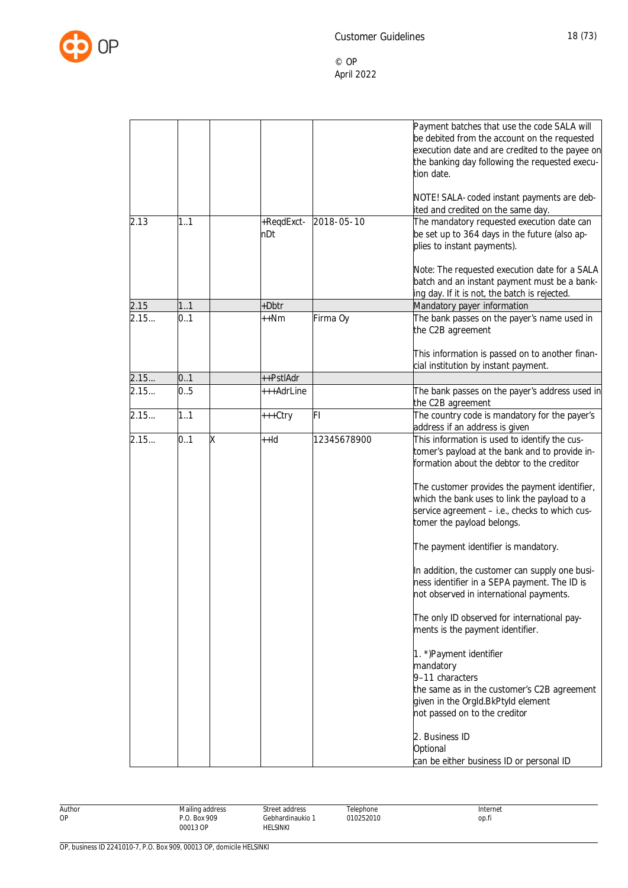| | | | | | |
|---|---|---|---|---|---|
| | | | | | Payment batches that use the code SALA will be debited from the account on the requested execution date and are credited to the payee on the banking day following the requested execution date.<br><br>NOTE! SALA-coded instant payments are debited and credited on the same day. |
| 2.13 | 1..1 | | +ReqdExctnDt | 2018-05-10 | The mandatory requested execution date can be set up to 364 days in the future (also applies to instant payments).<br><br>Note: The requested execution date for a SALA batch and an instant payment must be a banking day. If it is not, the batch is rejected. |
| 2.15 | 1..1 | | +Dbtr | | Mandatory payer information |
| 2.15... | 0..1 | | ++Nm | Firma Oy | The bank passes on the payer's name used in the C2B agreement<br><br>This information is passed on to another financial institution by instant payment. |
| 2.15... | 0..1 | | ++PstlAdr | | |
| 2.15... | 0..5 | | +++AdrLine | | The bank passes on the payer's address used in the C2B agreement |
| 2.15... | 1..1 | | +++Ctry | FI | The country code is mandatory for the payer's address if an address is given |
| 2.15... | 0..1 | X | ++Id | 12345678900 | This information is used to identify the customer's payload at the bank and to provide information about the debtor to the creditor<br><br>The customer provides the payment identifier, which the bank uses to link the payload to a service agreement – i.e., checks to which customer the payload belongs.<br><br>The payment identifier is mandatory.<br><br>In addition, the customer can supply one business identifier in a SEPA payment. The ID is not observed in international payments.<br><br>The only ID observed for international payments is the payment identifier.<br><br>1. *)Payment identifier<br>mandatory<br>9–11 characters<br>the same as in the customer's C2B agreement given in the OrgId.BkPtyId element<br>not passed on to the creditor<br><br>2. Business ID<br>Optional<br>can be either business ID or personal ID |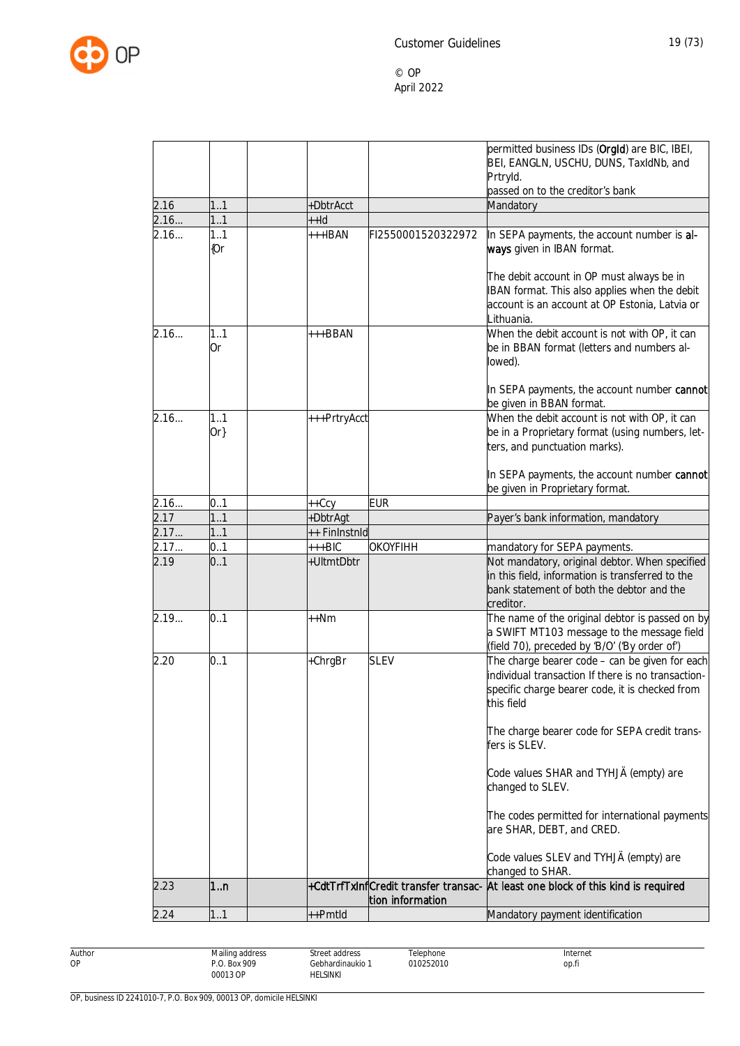| | | | | | |
|---|---|---|---|---|---|
| | | | | | permitted business IDs (**OrgId**) are BIC, IBEI, BEI, EANGLN, USCHU, DUNS, TaxIdNb, and PrtryId.<br>passed on to the creditor's bank |
| 2.16 | 1..1 | | +DbtrAcct | | Mandatory |
| 2.16... | 1..1 | | ++Id | | |
| 2.16... | 1..1<br>{Or | | +++IBAN | FI2550001520322972 | In SEPA payments, the account number is **always** given in IBAN format.<br><br>The debit account in OP must always be in IBAN format. This also applies when the debit account is an account at OP Estonia, Latvia or Lithuania. |
| 2.16... | 1..1<br>Or | | +++BBAN | | When the debit account is not with OP, it can be in BBAN format (letters and numbers allowed).<br><br>In SEPA payments, the account number **cannot** be given in BBAN format. |
| 2.16... | 1..1<br>Or} | | +++PrtryAcct | | When the debit account is not with OP, it can be in a Proprietary format (using numbers, letters, and punctuation marks).<br><br>In SEPA payments, the account number **cannot** be given in Proprietary format. |
| 2.16... | 0..1 | | ++Ccy | EUR | |
| 2.17 | 1..1 | | +DbtrAgt | | Payer's bank information, mandatory |
| 2.17... | 1..1 | | ++ FinInstnId | | |
| 2.17... | 0..1 | | +++BIC | OKOYFIHH | mandatory for SEPA payments. |
| 2.19 | 0..1 | | +UltmtDbtr | | Not mandatory, original debtor. When specified in this field, information is transferred to the bank statement of both the debtor and the creditor. |
| 2.19... | 0..1 | | ++Nm | | The name of the original debtor is passed on by a SWIFT MT103 message to the message field (field 70), preceded by 'B/O' ('By order of') |
| 2.20 | 0..1 | | +ChrgBr | SLEV | The charge bearer code – can be given for each individual transaction If there is no transaction-specific charge bearer code, it is checked from this field<br><br>The charge bearer code for SEPA credit transfers is SLEV.<br><br>Code values SHAR and TYHJÄ (empty) are changed to SLEV.<br><br>The codes permitted for international payments are SHAR, DEBT, and CRED.<br><br>Code values SLEV and TYHJÄ (empty) are changed to SHAR. |
| 2.23 | **1..n** | | **+CdtTrfTxInf** | **Credit transfer transaction information** | **At least one block of this kind is required** |
| 2.24 | 1..1 | | ++PmtId | | Mandatory payment identification |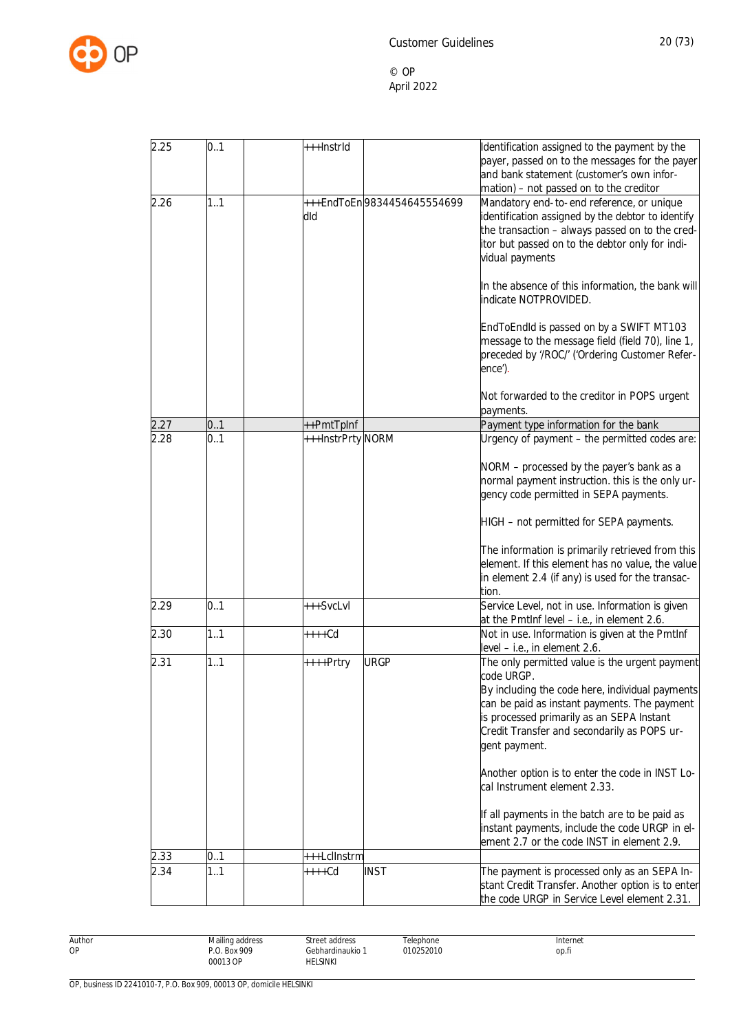| | | | | | |
|---|---|---|---|---|---|
| 2.25 | 0..1 | | +++InstrId | | Identification assigned to the payment by the payer, passed on to the messages for the payer and bank statement (customer's own information) – not passed on to the creditor |
| 2.26 | 1..1 | | +++EndToEndId | 9834454645554699 | Mandatory end-to-end reference, or unique identification assigned by the debtor to identify the transaction – always passed on to the creditor but passed on to the debtor only for individual payments<br><br>In the absence of this information, the bank will indicate NOTPROVIDED.<br><br>EndToEndId is passed on by a SWIFT MT103 message to the message field (field 70), line 1, preceded by '/ROC/' ('Ordering Customer Reference').<br><br>Not forwarded to the creditor in POPS urgent payments. |
| 2.27 | 0..1 | | ++PmtTpInf | | Payment type information for the bank |
| 2.28 | 0..1 | | +++InstrPrty | NORM | Urgency of payment – the permitted codes are:<br><br>NORM – processed by the payer's bank as a normal payment instruction. this is the only urgency code permitted in SEPA payments.<br><br>HIGH – not permitted for SEPA payments.<br><br>The information is primarily retrieved from this element. If this element has no value, the value in element 2.4 (if any) is used for the transaction. |
| 2.29 | 0..1 | | +++SvcLvl | | Service Level, not in use. Information is given at the PmtInf level – i.e., in element 2.6. |
| 2.30 | 1..1 | | ++++Cd | | Not in use. Information is given at the PmtInf level – i.e., in element 2.6. |
| 2.31 | 1..1 | | ++++Prtry | URGP | The only permitted value is the urgent payment code URGP.<br>By including the code here, individual payments can be paid as instant payments. The payment is processed primarily as an SEPA Instant Credit Transfer and secondarily as POPS urgent payment.<br><br>Another option is to enter the code in INST Local Instrument element 2.33.<br><br>If all payments in the batch are to be paid as instant payments, include the code URGP in element 2.7 or the code INST in element 2.9. |
| 2.33 | 0..1 | | +++LclInstrm | | |
| 2.34 | 1..1 | | ++++Cd | INST | The payment is processed only as an SEPA Instant Credit Transfer. Another option is to enter the code URGP in Service Level element 2.31. |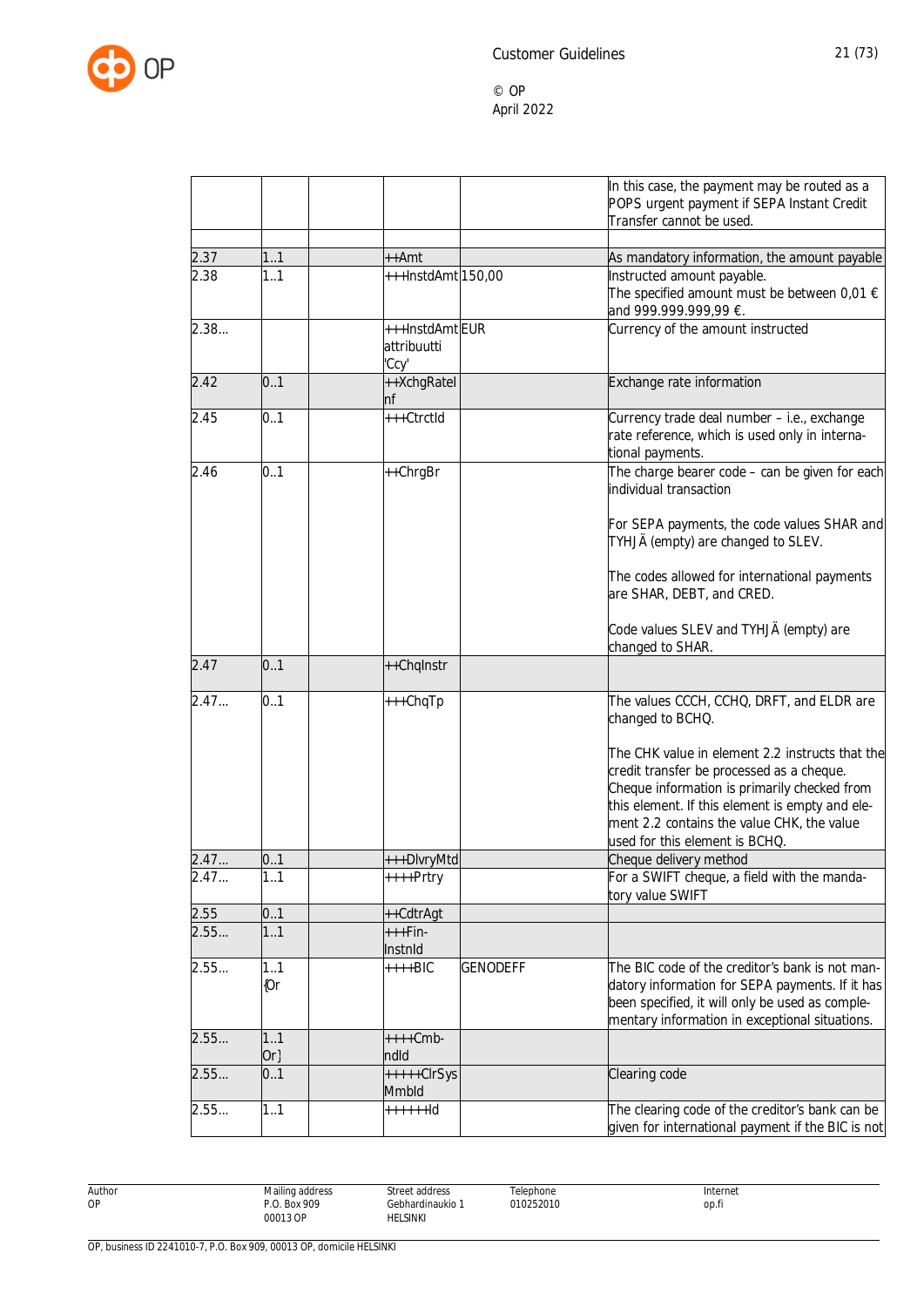| | | | | | |
|---|---|---|---|---|---|
| | | | | | In this case, the payment may be routed as a POPS urgent payment if SEPA Instant Credit Transfer cannot be used. |
| | | | | | |
| 2.37 | 1..1 | | ++Amt | | As mandatory information, the amount payable |
| 2.38 | 1..1 | | +++InstdAmt | 150,00 | Instructed amount payable.<br>The specified amount must be between 0,01 € and 999.999.999,99 €. |
| 2.38... | | | +++InstdAmt attribuutti 'Ccy' | EUR | Currency of the amount instructed |
| 2.42 | 0..1 | | ++XchgRateInf | | Exchange rate information |
| 2.45 | 0..1 | | +++CtrctId | | Currency trade deal number – i.e., exchange rate reference, which is used only in international payments. |
| 2.46 | 0..1 | | ++ChrgBr | | The charge bearer code – can be given for each individual transaction<br><br>For SEPA payments, the code values SHAR and TYHJÄ (empty) are changed to SLEV.<br><br>The codes allowed for international payments are SHAR, DEBT, and CRED.<br><br>Code values SLEV and TYHJÄ (empty) are changed to SHAR. |
| 2.47 | 0..1 | | ++ChqInstr | | |
| 2.47... | 0..1 | | +++ChqTp | | The values CCCH, CCHQ, DRFT, and ELDR are changed to BCHQ.<br><br>The CHK value in element 2.2 instructs that the credit transfer be processed as a cheque. Cheque information is primarily checked from this element. If this element is empty and element 2.2 contains the value CHK, the value used for this element is BCHQ. |
| 2.47... | 0..1 | | +++DlvryMtd | | Cheque delivery method |
| 2.47... | 1..1 | | ++++Prtry | | For a SWIFT cheque, a field with the mandatory value SWIFT |
| 2.55 | 0..1 | | ++CdtrAgt | | |
| 2.55... | 1..1 | | +++FinInstnId | | |
| 2.55... | 1..1 {Or | | ++++BIC | GENODEFF | The BIC code of the creditor's bank is not mandatory information for SEPA payments. If it has been specified, it will only be used as complementary information in exceptional situations. |
| 2.55... | 1..1 Or} | | ++++CmbndId | | |
| 2.55... | 0..1 | | +++++ClrSysMmbId | | Clearing code |
| 2.55... | 1..1 | | ++++++Id | | The clearing code of the creditor's bank can be given for international payment if the BIC is not |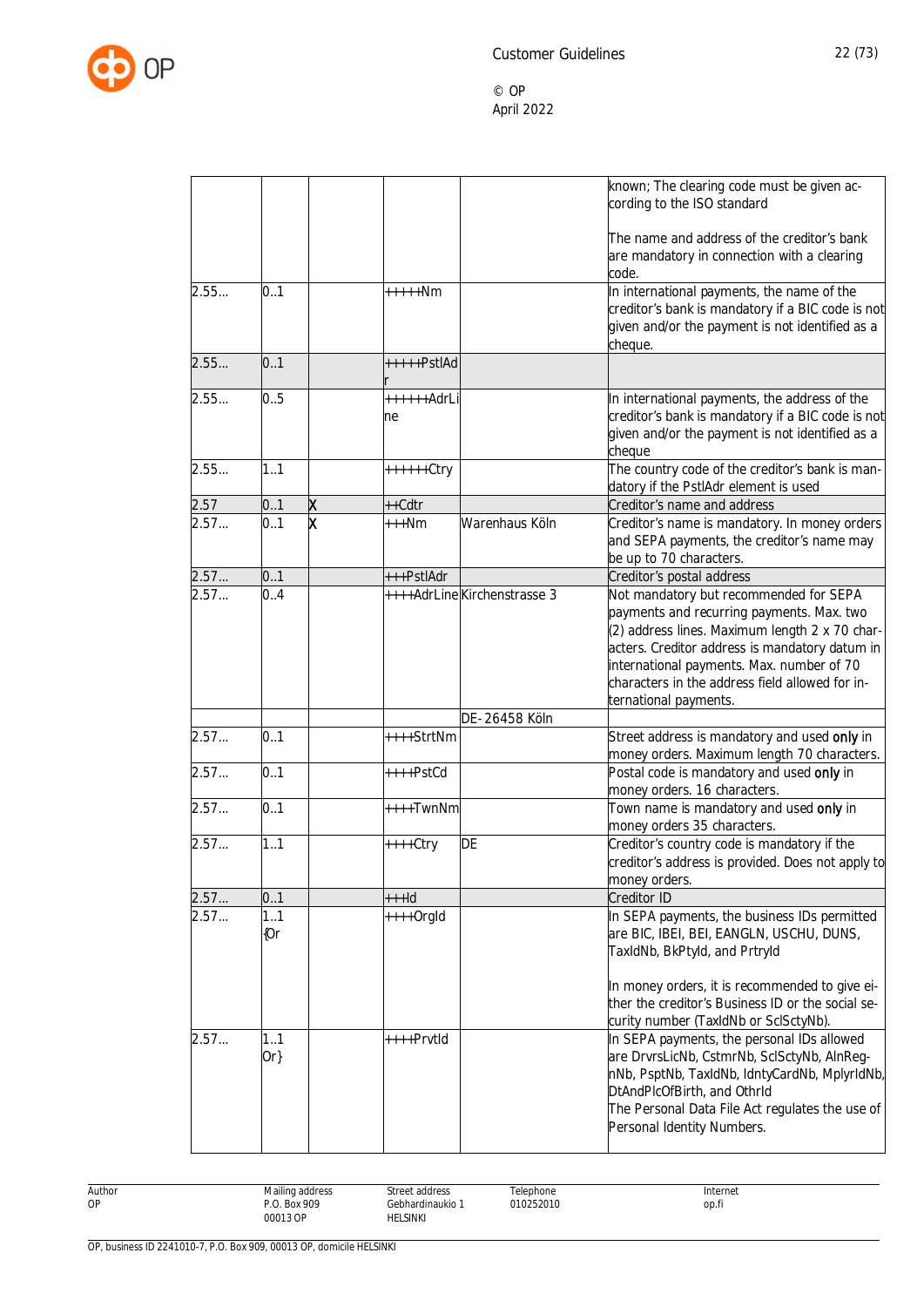| | | | | | |
|---|---|---|---|---|---|
| | | | | | known; The clearing code must be given according to the ISO standard<br><br>The name and address of the creditor's bank are mandatory in connection with a clearing code. |
| 2.55… | 0..1 | | +++++Nm | | In international payments, the name of the creditor's bank is mandatory if a BIC code is not given and/or the payment is not identified as a cheque. |
| 2.55… | 0..1 | | +++++PstlAdr | | |
| 2.55… | 0..5 | | ++++++AdrLine | | In international payments, the address of the creditor's bank is mandatory if a BIC code is not given and/or the payment is not identified as a cheque |
| 2.55… | 1..1 | | ++++++Ctry | | The country code of the creditor's bank is mandatory if the PstlAdr element is used |
| 2.57 | 0..1 | X | ++Cdtr | | Creditor's name and address |
| 2.57… | 0..1 | X | +++Nm | Warenhaus Köln | Creditor's name is mandatory. In money orders and SEPA payments, the creditor's name may be up to 70 characters. |
| 2.57… | 0..1 | | +++PstlAdr | | Creditor's postal address |
| 2.57… | 0..4 | | ++++AdrLine | Kirchenstrasse 3 | Not mandatory but recommended for SEPA payments and recurring payments. Max. two (2) address lines. Maximum length 2 x 70 characters. Creditor address is mandatory datum in international payments. Max. number of 70 characters in the address field allowed for international payments. |
| | | | | DE-26458 Köln | |
| 2.57… | 0..1 | | ++++StrtNm | | Street address is mandatory and used **only** in money orders. Maximum length 70 characters. |
| 2.57… | 0..1 | | ++++PstCd | | Postal code is mandatory and used **only** in money orders. 16 characters. |
| 2.57… | 0..1 | | ++++TwnNm | | Town name is mandatory and used **only** in money orders 35 characters. |
| 2.57… | 1..1 | | ++++Ctry | DE | Creditor's country code is mandatory if the creditor's address is provided. Does not apply to money orders. |
| 2.57… | 0..1 | | +++Id | | Creditor ID |
| 2.57… | 1..1 {Or | | ++++OrgId | | In SEPA payments, the business IDs permitted are BIC, IBEI, BEI, EANGLN, USCHU, DUNS, TaxIdNb, BkPtyId, and PrtryId<br><br>In money orders, it is recommended to give either the creditor's Business ID or the social security number (TaxIdNb or SclSctyNb). |
| 2.57… | 1..1 Or} | | ++++PrvtId | | In SEPA payments, the personal IDs allowed are DrvrsLicNb, CstmrNb, SclSctyNb, AlnRegnNb, PsptNb, TaxIdNb, IdntyCardNb, MplyrIdNb, DtAndPlcOfBirth, and OthrId<br>The Personal Data File Act regulates the use of Personal Identity Numbers. |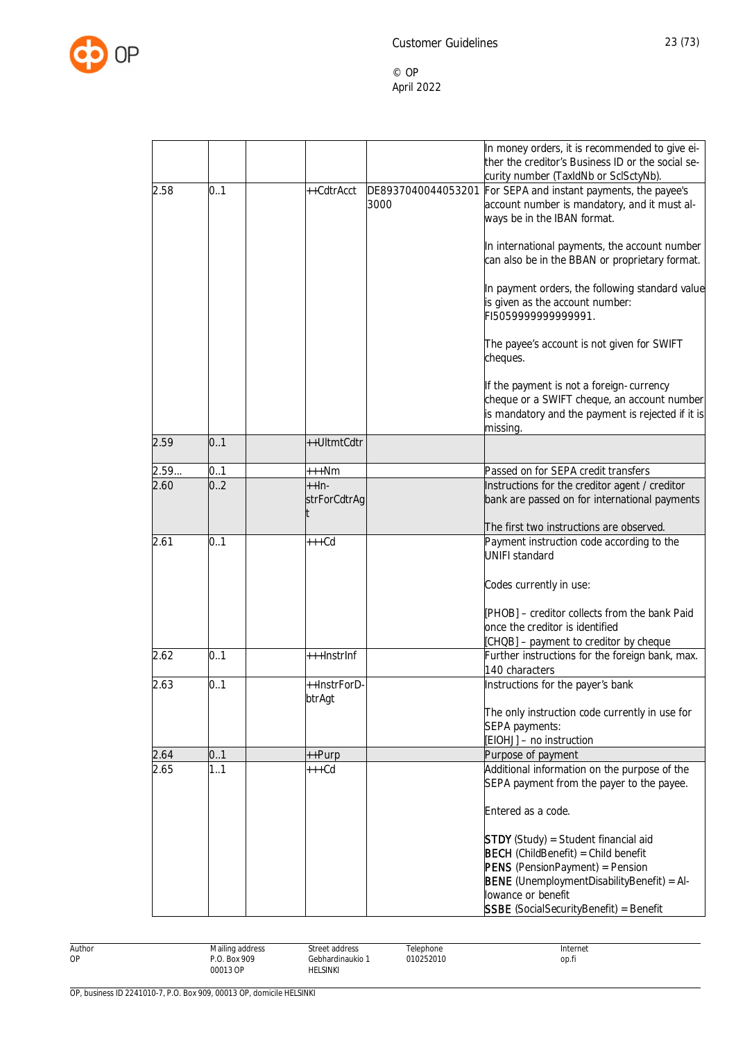| | | | | | |
|---|---|---|---|---|---|
| | | | | | In money orders, it is recommended to give either the creditor's Business ID or the social security number (TaxIdNb or SclSctyNb). |
| 2.58 | 0..1 | | ++CdtrAcct | DE89370400440532013000 | For SEPA and instant payments, the payee's account number is mandatory, and it must always be in the IBAN format.<br><br>In international payments, the account number can also be in the BBAN or proprietary format.<br><br>In payment orders, the following standard value is given as the account number: FI5059999999999991.<br><br>The payee's account is not given for SWIFT cheques.<br><br>If the payment is not a foreign-currency cheque or a SWIFT cheque, an account number is mandatory and the payment is rejected if it is missing. |
| 2.59 | 0..1 | | ++UltmtCdtr | | |
| 2.59… | 0..1 | | +++Nm | | Passed on for SEPA credit transfers |
| 2.60 | 0..2 | | ++InstrForCdtrAgt | | Instructions for the creditor agent / creditor bank are passed on for international payments<br><br>The first two instructions are observed. |
| 2.61 | 0..1 | | +++Cd | | Payment instruction code according to the UNIFI standard<br><br>Codes currently in use:<br><br>[PHOB] – creditor collects from the bank Paid once the creditor is identified<br>[CHQB] – payment to creditor by cheque |
| 2.62 | 0..1 | | +++InstrInf | | Further instructions for the foreign bank, max. 140 characters |
| 2.63 | 0..1 | | ++InstrForDbtrAgt | | Instructions for the payer's bank<br><br>The only instruction code currently in use for SEPA payments:<br>[EIOHJ] – no instruction |
| 2.64 | 0..1 | | ++Purp | | Purpose of payment |
| 2.65 | 1..1 | | +++Cd | | Additional information on the purpose of the SEPA payment from the payer to the payee.<br><br>Entered as a code.<br><br>**STDY** (Study) = Student financial aid<br>**BECH** (ChildBenefit) = Child benefit<br>**PENS** (PensionPayment) = Pension<br>**BENE** (UnemploymentDisabilityBenefit) = Allowance or benefit<br>**SSBE** (SocialSecurityBenefit) = Benefit |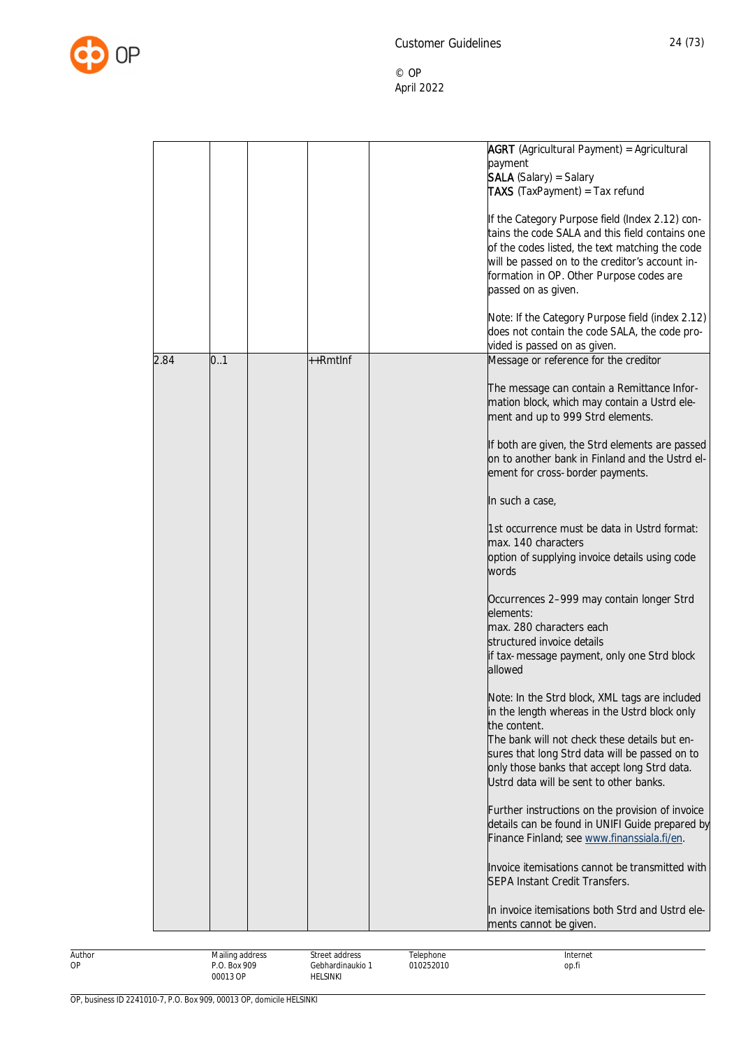| | | | | | |
|---|---|---|---|---|---|
| | | | | | **AGRT** (Agricultural Payment) = Agricultural payment<br>**SALA** (Salary) = Salary<br>**TAXS** (TaxPayment) = Tax refund<br><br>If the Category Purpose field (Index 2.12) contains the code SALA and this field contains one of the codes listed, the text matching the code will be passed on to the creditor's account information in OP. Other Purpose codes are passed on as given.<br><br>Note: If the Category Purpose field (index 2.12) does not contain the code SALA, the code provided is passed on as given. |
| 2.84 | 0..1 | | ++RmtInf | | Message or reference for the creditor<br><br>The message can contain a Remittance Information block, which may contain a Ustrd element and up to 999 Strd elements.<br><br>If both are given, the Strd elements are passed on to another bank in Finland and the Ustrd element for cross- border payments.<br><br>In such a case,<br><br>1st occurrence must be data in Ustrd format:<br>max. 140 characters<br>option of supplying invoice details using code words<br><br>Occurrences 2–999 may contain longer Strd elements:<br>max. 280 characters each<br>structured invoice details<br>if tax- message payment, only one Strd block allowed<br><br>Note: In the Strd block, XML tags are included in the length whereas in the Ustrd block only the content.<br>The bank will not check these details but ensures that long Strd data will be passed on to only those banks that accept long Strd data. Ustrd data will be sent to other banks.<br><br>Further instructions on the provision of invoice details can be found in UNIFI Guide prepared by Finance Finland; see www.finanssiala.fi/en.<br><br>Invoice itemisations cannot be transmitted with SEPA Instant Credit Transfers.<br><br>In invoice itemisations both Strd and Ustrd elements cannot be given. |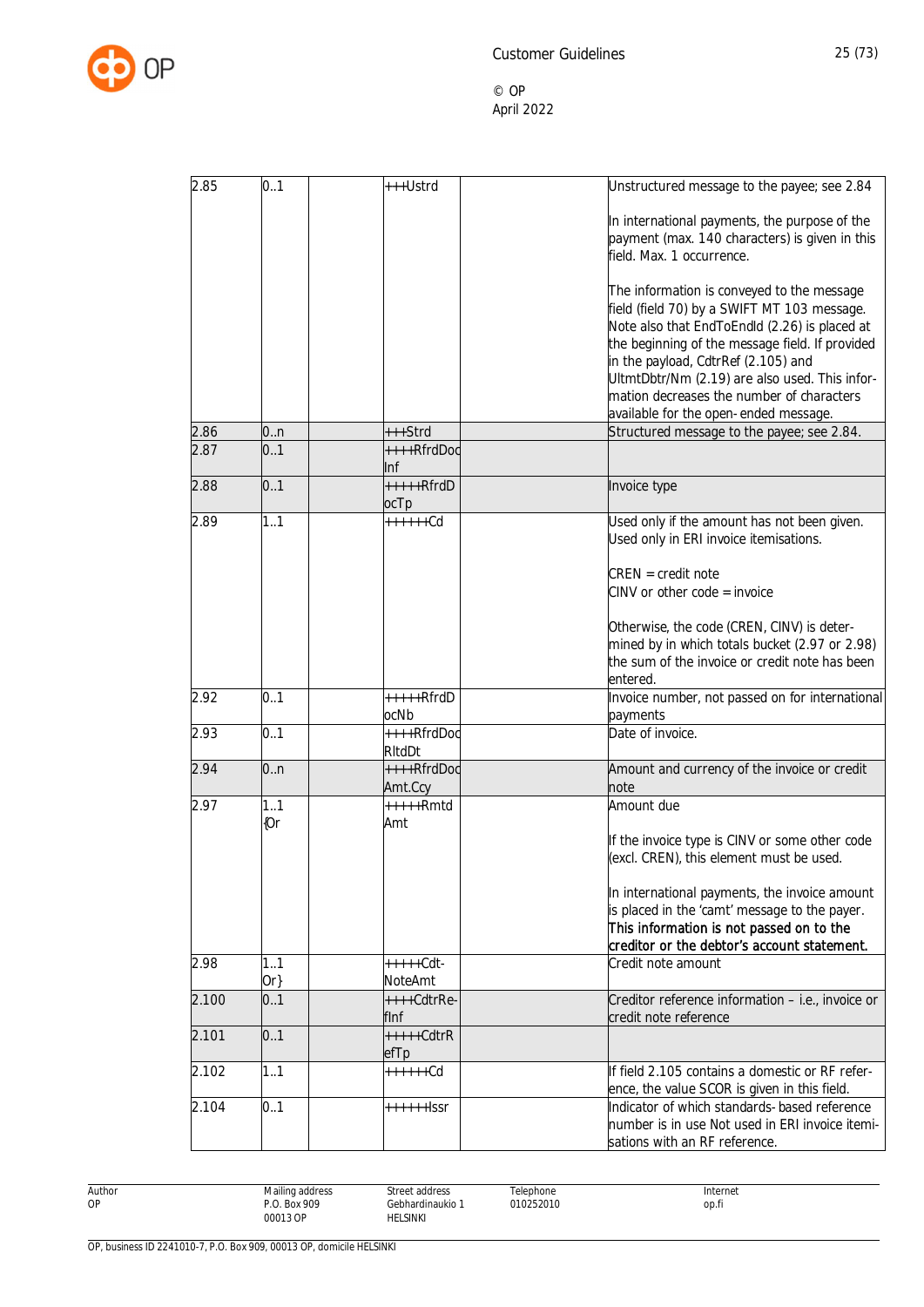| | | | | | |
|---|---|---|---|---|---|
| 2.85 | 0..1 | | +++Ustrd | | Unstructured message to the payee; see 2.84<br><br>In international payments, the purpose of the payment (max. 140 characters) is given in this field. Max. 1 occurrence.<br><br>The information is conveyed to the message field (field 70) by a SWIFT MT 103 message. Note also that EndToEndId (2.26) is placed at the beginning of the message field. If provided in the payload, CdtrRef (2.105) and UltmtDbtr/Nm (2.19) are also used. This information decreases the number of characters available for the open-ended message. |
| 2.86 | 0..n | | +++Strd | | Structured message to the payee; see 2.84. |
| 2.87 | 0..1 | | ++++RfrdDocInf | | |
| 2.88 | 0..1 | | +++++RfrdDocTp | | Invoice type |
| 2.89 | 1..1 | | ++++++Cd | | Used only if the amount has not been given. Used only in ERI invoice itemisations.<br><br>CREN = credit note<br>CINV or other code = invoice<br><br>Otherwise, the code (CREN, CINV) is determined by in which totals bucket (2.97 or 2.98) the sum of the invoice or credit note has been entered. |
| 2.92 | 0..1 | | +++++RfrdDocNb | | Invoice number, not passed on for international payments |
| 2.93 | 0..1 | | ++++RfrdDocRltdDt | | Date of invoice. |
| 2.94 | 0..n | | ++++RfrdDocAmt.Ccy | | Amount and currency of the invoice or credit note |
| 2.97 | 1..1 {Or | | +++++RmtdAmt | | Amount due<br><br>If the invoice type is CINV or some other code (excl. CREN), this element must be used.<br><br>In international payments, the invoice amount is placed in the 'camt' message to the payer. **This information is not passed on to the creditor or the debtor's account statement.** |
| 2.98 | 1..1 Or} | | +++++Cdt-NoteAmt | | Credit note amount |
| 2.100 | 0..1 | | ++++CdtrRefInf | | Creditor reference information – i.e., invoice or credit note reference |
| 2.101 | 0..1 | | +++++CdtrRefTp | | |
| 2.102 | 1..1 | | ++++++Cd | | If field 2.105 contains a domestic or RF reference, the value SCOR is given in this field. |
| 2.104 | 0..1 | | ++++++Issr | | Indicator of which standards-based reference number is in use Not used in ERI invoice itemisations with an RF reference. |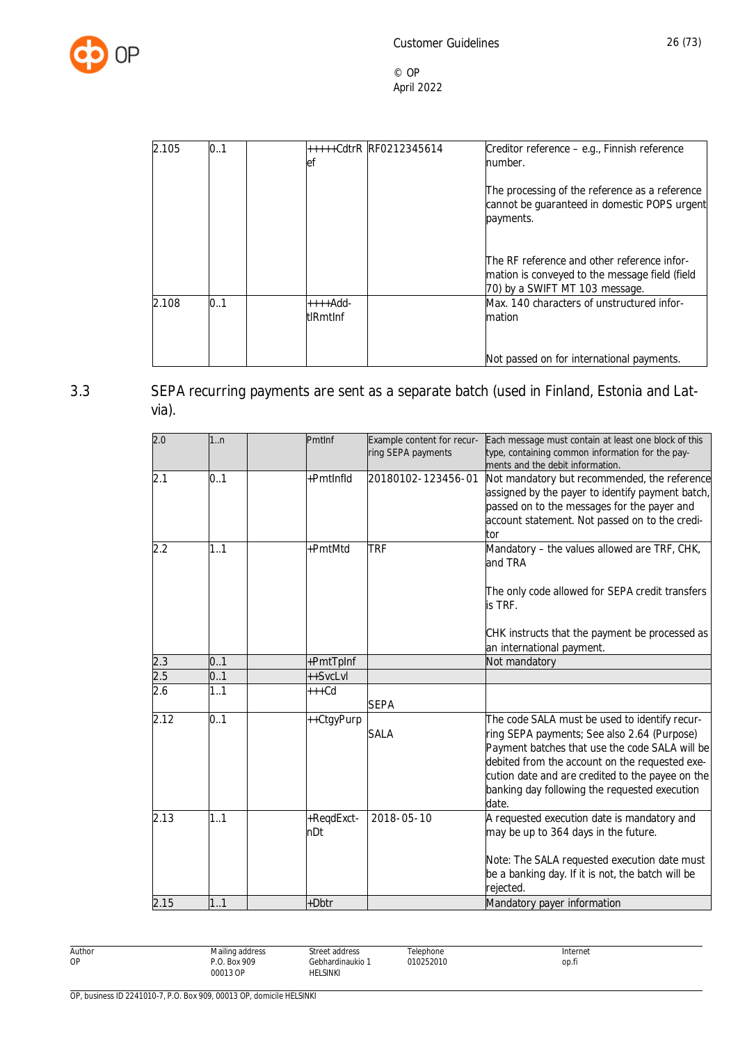| | | | | | |
|---|---|---|---|---|---|
| 2.105 | 0..1 | | +++++CdtrRef | RF0212345614 | Creditor reference – e.g., Finnish reference number.<br><br>The processing of the reference as a reference cannot be guaranteed in domestic POPS urgent payments.<br><br>The RF reference and other reference information is conveyed to the message field (field 70) by a SWIFT MT 103 message. |
| 2.108 | 0..1 | | ++++AddtlRmtInf | | Max. 140 characters of unstructured information<br><br>Not passed on for international payments. |

## 3.3 SEPA recurring payments are sent as a separate batch (used in Finland, Estonia and Latvia).

| | | | | | |
|---|---|---|---|---|---|
| 2.0 | 1..n | | PmtInf | Example content for recurring SEPA payments | Each message must contain at least one block of this type, containing common information for the payments and the debit information. |
| 2.1 | 0..1 | | +PmtInfId | 20180102-123456-01 | Not mandatory but recommended, the reference assigned by the payer to identify payment batch, passed on to the messages for the payer and account statement. Not passed on to the creditor |
| 2.2 | 1..1 | | +PmtMtd | TRF | Mandatory – the values allowed are TRF, CHK, and TRA<br><br>The only code allowed for SEPA credit transfers is TRF.<br><br>CHK instructs that the payment be processed as an international payment. |
| 2.3 | 0..1 | | +PmtTpInf | | Not mandatory |
| 2.5 | 0..1 | | ++SvcLvl | | |
| 2.6 | 1..1 | | +++Cd | SEPA | |
| 2.12 | 0..1 | | ++CtgyPurp | SALA | The code SALA must be used to identify recurring SEPA payments; See also 2.64 (Purpose) Payment batches that use the code SALA will be debited from the account on the requested execution date and are credited to the payee on the banking day following the requested execution date. |
| 2.13 | 1..1 | | +ReqdExctnDt | 2018-05-10 | A requested execution date is mandatory and may be up to 364 days in the future.<br><br>Note: The SALA requested execution date must be a banking day. If it is not, the batch will be rejected. |
| 2.15 | 1..1 | | +Dbtr | | Mandatory payer information |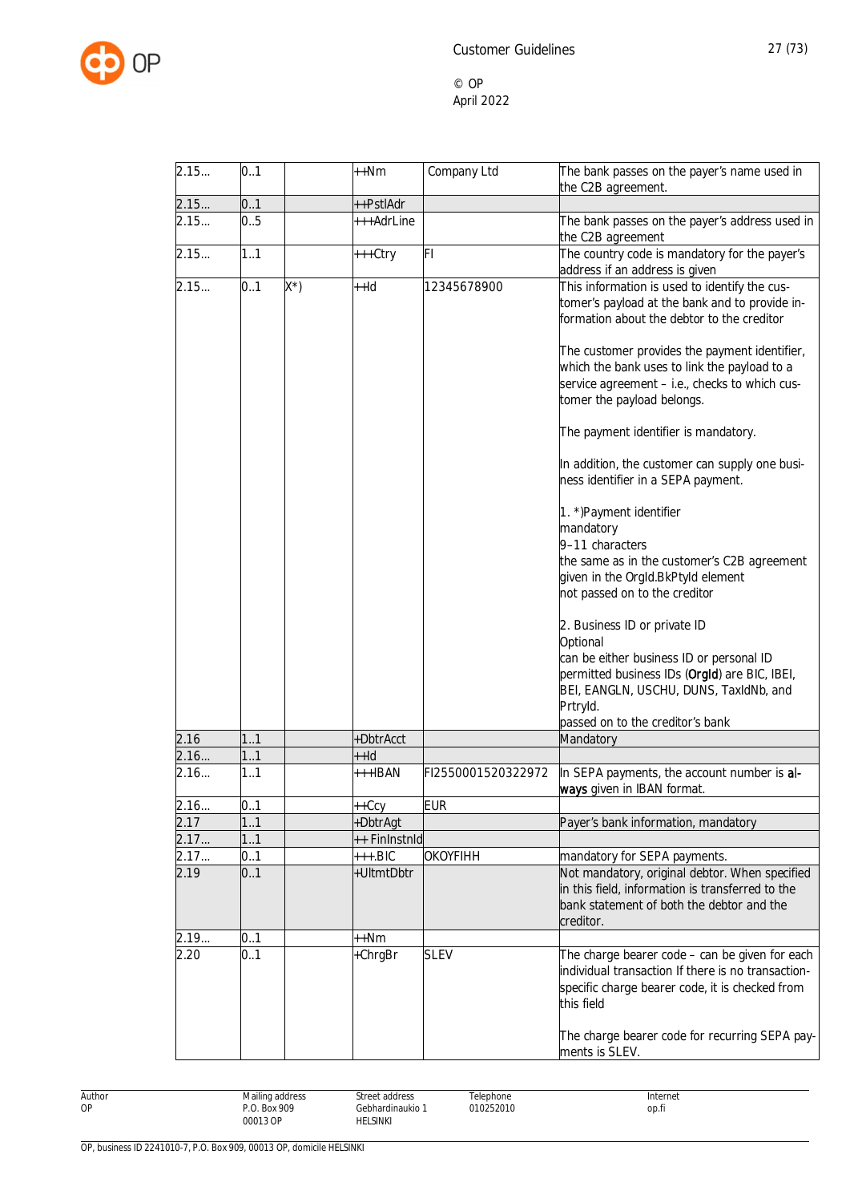| | | | | | |
|---|---|---|---|---|---|
| 2.15… | 0..1 | | ++Nm | Company Ltd | The bank passes on the payer's name used in the C2B agreement. |
| 2.15… | 0..1 | | ++PstlAdr | | |
| 2.15… | 0..5 | | +++AdrLine | | The bank passes on the payer's address used in the C2B agreement |
| 2.15… | 1..1 | | +++Ctry | FI | The country code is mandatory for the payer's address if an address is given |
| 2.15… | 0..1 | X*) | ++Id | 12345678900 | This information is used to identify the customer's payload at the bank and to provide information about the debtor to the creditor<br><br>The customer provides the payment identifier, which the bank uses to link the payload to a service agreement – i.e., checks to which customer the payload belongs.<br><br>The payment identifier is mandatory.<br><br>In addition, the customer can supply one business identifier in a SEPA payment.<br><br>1. *)Payment identifier<br>mandatory<br>9–11 characters<br>the same as in the customer's C2B agreement given in the OrgId.BkPtyId element<br>not passed on to the creditor<br><br>2. Business ID or private ID<br>Optional<br>can be either business ID or personal ID<br>permitted business IDs (**OrgId**) are BIC, IBEI, BEI, EANGLN, USCHU, DUNS, TaxIdNb, and PrtryId.<br>passed on to the creditor's bank |
| 2.16 | 1..1 | | +DbtrAcct | | Mandatory |
| 2.16… | 1..1 | | ++Id | | |
| 2.16… | 1..1 | | +++IBAN | FI2550001520322972 | In SEPA payments, the account number is **always** given in IBAN format. |
| 2.16… | 0..1 | | ++Ccy | EUR | |
| 2.17 | 1..1 | | +DbtrAgt | | Payer's bank information, mandatory |
| 2.17… | 1..1 | | ++ FinInstnId | | |
| 2.17… | 0..1 | | +++.BIC | OKOYFIHH | mandatory for SEPA payments. |
| 2.19 | 0..1 | | +UltmtDbtr | | Not mandatory, original debtor. When specified in this field, information is transferred to the bank statement of both the debtor and the creditor. |
| 2.19… | 0..1 | | ++Nm | | |
| 2.20 | 0..1 | | +ChrgBr | SLEV | The charge bearer code – can be given for each individual transaction If there is no transaction-specific charge bearer code, it is checked from this field<br><br>The charge bearer code for recurring SEPA payments is SLEV. |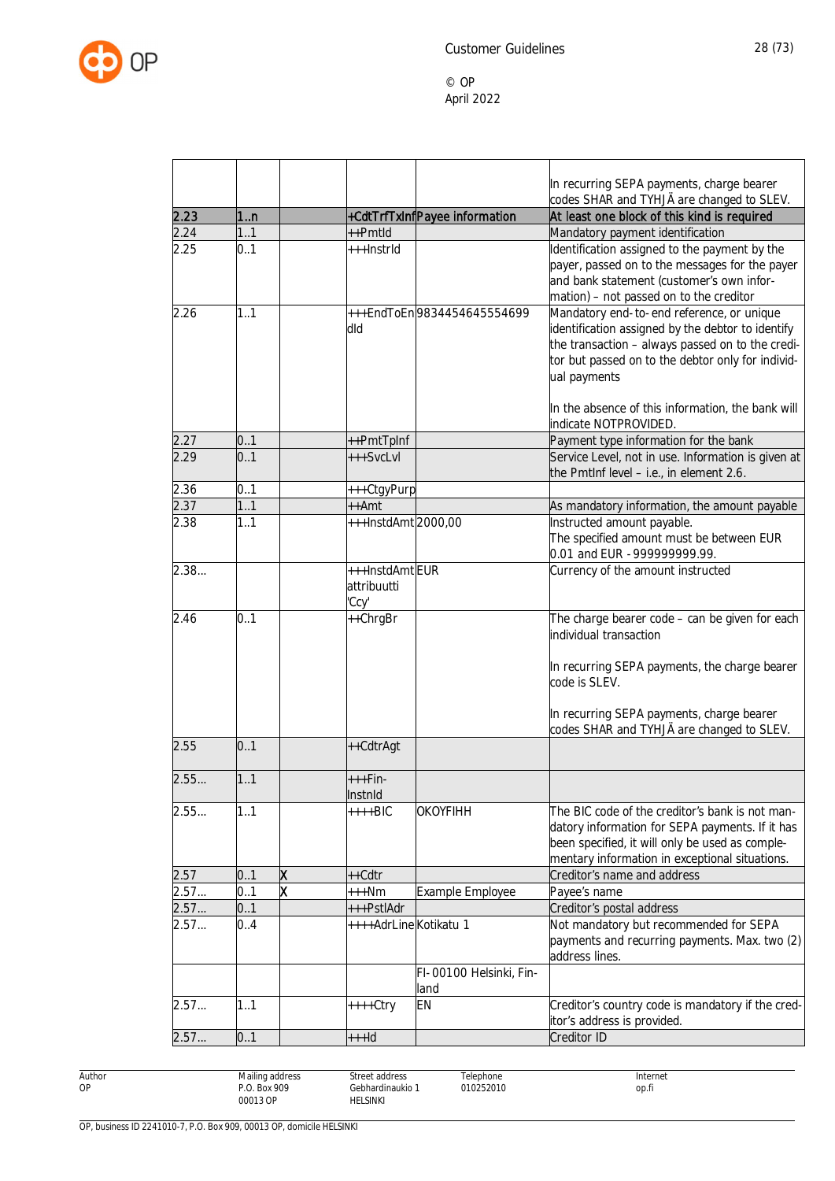| | | | | | |
|---|---|---|---|---|---|
| | | | | | In recurring SEPA payments, charge bearer codes SHAR and TYHJÄ are changed to SLEV. |
| 2.23 | 1..n | | +CdtTrfTxInf | Payee information | At least one block of this kind is required |
| 2.24 | 1..1 | | ++PmtId | | Mandatory payment identification |
| 2.25 | 0..1 | | +++InstrId | | Identification assigned to the payment by the payer, passed on to the messages for the payer and bank statement (customer's own information) – not passed on to the creditor |
| 2.26 | 1..1 | | +++EndToEndId | 9834454645554699 | Mandatory end-to-end reference, or unique identification assigned by the debtor to identify the transaction – always passed on to the creditor but passed on to the debtor only for individual payments<br><br>In the absence of this information, the bank will indicate NOTPROVIDED. |
| 2.27 | 0..1 | | ++PmtTpInf | | Payment type information for the bank |
| 2.29 | 0..1 | | +++SvcLvl | | Service Level, not in use. Information is given at the PmtInf level – i.e., in element 2.6. |
| 2.36 | 0..1 | | +++CtgyPurp | | |
| 2.37 | 1..1 | | ++Amt | | As mandatory information, the amount payable |
| 2.38 | 1..1 | | +++InstdAmt | 2000,00 | Instructed amount payable.<br>The specified amount must be between EUR 0.01 and EUR - 999999999.99. |
| 2.38... | | | +++InstdAmt attribuutti 'Ccy' | EUR | Currency of the amount instructed |
| 2.46 | 0..1 | | ++ChrgBr | | The charge bearer code – can be given for each individual transaction<br><br>In recurring SEPA payments, the charge bearer code is SLEV.<br><br>In recurring SEPA payments, charge bearer codes SHAR and TYHJÄ are changed to SLEV. |
| 2.55 | 0..1 | | ++CdtrAgt | | |
| 2.55... | 1..1 | | +++FinInstnId | | |
| 2.55... | 1..1 | | ++++BIC | OKOYFIHH | The BIC code of the creditor's bank is not mandatory information for SEPA payments. If it has been specified, it will only be used as complementary information in exceptional situations. |
| 2.57 | 0..1 | X | ++Cdtr | | Creditor's name and address |
| 2.57... | 0..1 | X | +++Nm | Example Employee | Payee's name |
| 2.57... | 0..1 | | +++PstlAdr | | Creditor's postal address |
| 2.57... | 0..4 | | ++++AdrLine | Kotikatu 1 | Not mandatory but recommended for SEPA payments and recurring payments. Max. two (2) address lines. |
| | | | | FI-00100 Helsinki, Finland | |
| 2.57... | 1..1 | | ++++Ctry | EN | Creditor's country code is mandatory if the creditor's address is provided. |
| 2.57... | 0..1 | | +++Id | | Creditor ID |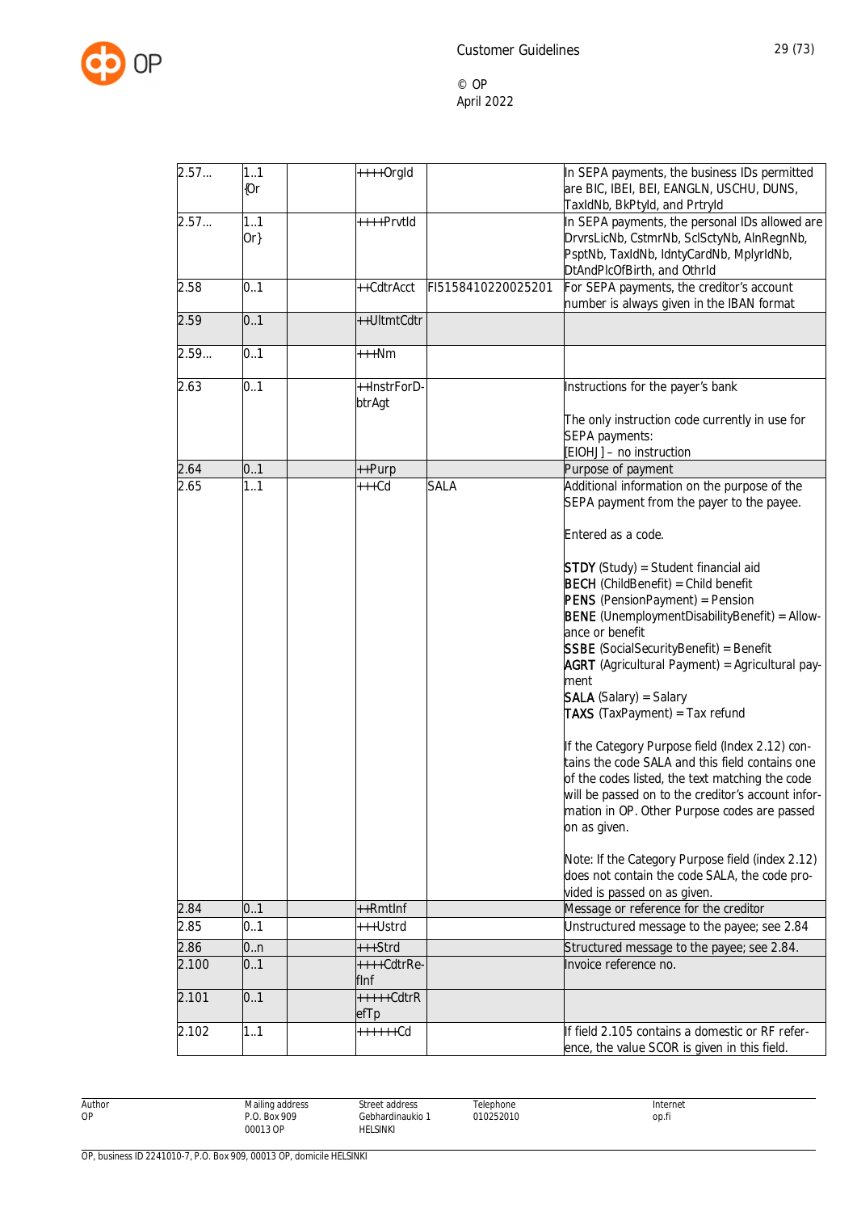| | | | | | |
|---|---|---|---|---|---|
| 2.57... | 1..1 {Or | | ++++OrgId | | In SEPA payments, the business IDs permitted are BIC, IBEI, BEI, EANGLN, USCHU, DUNS, TaxIdNb, BkPtyId, and PrtryId |
| 2.57... | 1..1 Or} | | ++++PrvtId | | In SEPA payments, the personal IDs allowed are DrvrsLicNb, CstmrNb, SclSctyNb, AlnRegnNb, PsptNb, TaxIdNb, IdntyCardNb, MplyrIdNb, DtAndPlcOfBirth, and OthrId |
| 2.58 | 0..1 | | ++CdtrAcct | FI5158410220025201 | For SEPA payments, the creditor's account number is always given in the IBAN format |
| 2.59 | 0..1 | | ++UltmtCdtr | | |
| 2.59... | 0..1 | | +++Nm | | |
| 2.63 | 0..1 | | ++InstrForDbtrAgt | | Instructions for the payer's bank<br><br>The only instruction code currently in use for SEPA payments:<br>[EIOHJ] – no instruction |
| 2.64 | 0..1 | | ++Purp | | Purpose of payment |
| 2.65 | 1..1 | | +++Cd | SALA | Additional information on the purpose of the SEPA payment from the payer to the payee.<br><br>Entered as a code.<br><br>**STDY** (Study) = Student financial aid<br>**BECH** (ChildBenefit) = Child benefit<br>**PENS** (PensionPayment) = Pension<br>**BENE** (UnemploymentDisabilityBenefit) = Allowance or benefit<br>**SSBE** (SocialSecurityBenefit) = Benefit<br>**AGRT** (Agricultural Payment) = Agricultural payment<br>**SALA** (Salary) = Salary<br>**TAXS** (TaxPayment) = Tax refund<br><br>If the Category Purpose field (Index 2.12) contains the code SALA and this field contains one of the codes listed, the text matching the code will be passed on to the creditor's account information in OP. Other Purpose codes are passed on as given.<br><br>Note: If the Category Purpose field (index 2.12) does not contain the code SALA, the code provided is passed on as given. |
| 2.84 | 0..1 | | ++RmtInf | | Message or reference for the creditor |
| 2.85 | 0..1 | | +++Ustrd | | Unstructured message to the payee; see 2.84 |
| 2.86 | 0..n | | +++Strd | | Structured message to the payee; see 2.84. |
| 2.100 | 0..1 | | ++++CdtrRefInf | | Invoice reference no. |
| 2.101 | 0..1 | | +++++CdtrRefTp | | |
| 2.102 | 1..1 | | ++++++Cd | | If field 2.105 contains a domestic or RF reference, the value SCOR is given in this field. |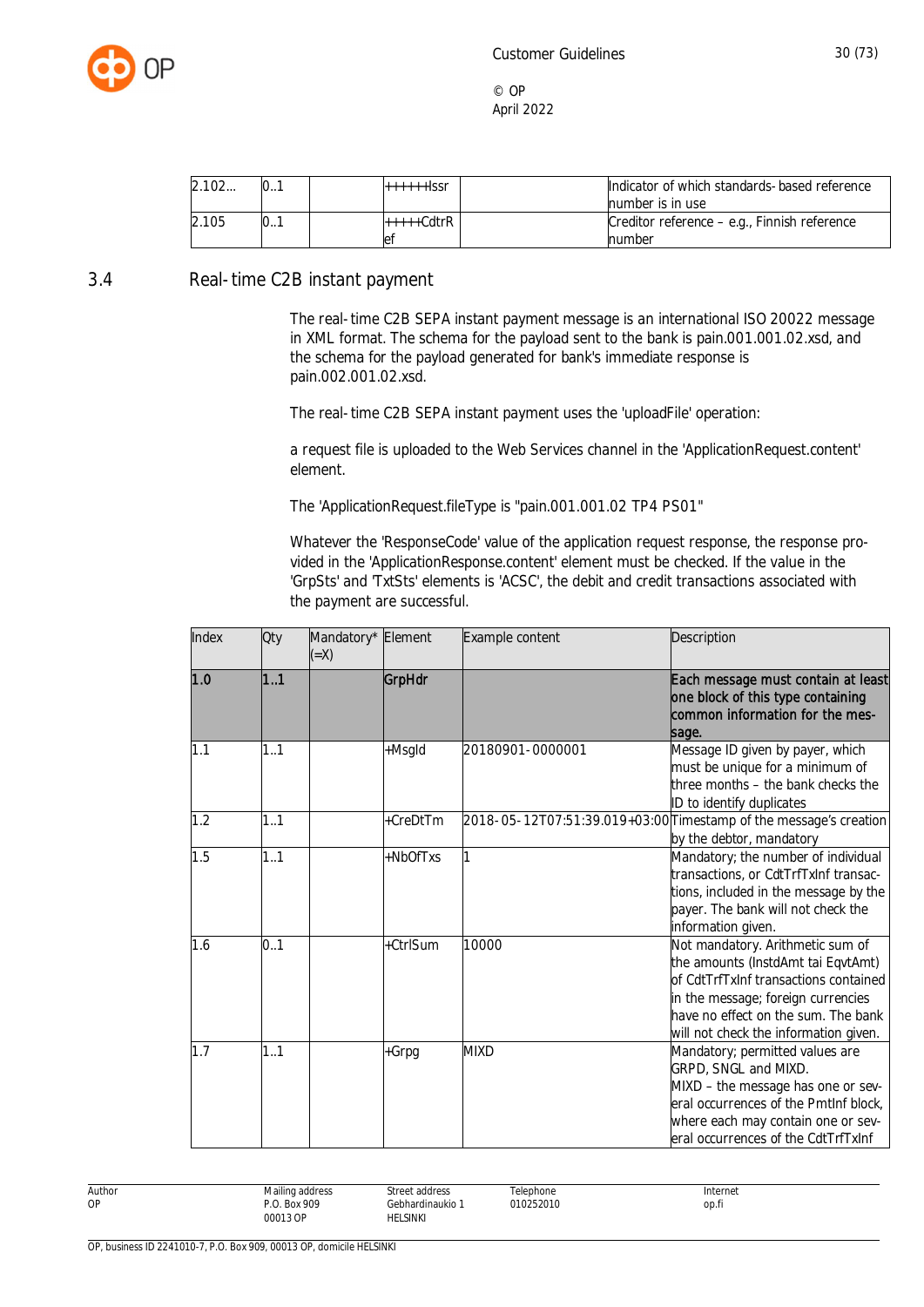| | | | | | |
|---|---|---|---|---|---|
| 2.102... | 0..1 | | ++++++Issr | | Indicator of which standards-based reference number is in use |
| 2.105 | 0..1 | | +++++CdtrRef | | Creditor reference – e.g., Finnish reference number |

## 3.4 Real-time C2B instant payment

The real-time C2B SEPA instant payment message is an international ISO 20022 message in XML format. The schema for the payload sent to the bank is pain.001.001.02.xsd, and the schema for the payload generated for bank's immediate response is pain.002.001.02.xsd.

The real-time C2B SEPA instant payment uses the 'uploadFile' operation:

a request file is uploaded to the Web Services channel in the 'ApplicationRequest.content' element.

The 'ApplicationRequest.fileType is "pain.001.001.02 TP4 PS01"

Whatever the 'ResponseCode' value of the application request response, the response provided in the 'ApplicationResponse.content' element must be checked. If the value in the 'GrpSts' and 'TxtSts' elements is 'ACSC', the debit and credit transactions associated with the payment are successful.

| Index | Qty | Mandatory* (=X) | Element | Example content | Description |
|---|---|---|---|---|---|
| **1.0** | **1..1** | | **GrpHdr** | | **Each message must contain at least one block of this type containing common information for the message.** |
| 1.1 | 1..1 | | +MsgId | 20180901-0000001 | Message ID given by payer, which must be unique for a minimum of three months – the bank checks the ID to identify duplicates |
| 1.2 | 1..1 | | +CreDtTm | 2018-05-12T07:51:39.019+03:00 | Timestamp of the message's creation by the debtor, mandatory |
| 1.5 | 1..1 | | +NbOfTxs | 1 | Mandatory; the number of individual transactions, or CdtTrfTxInf transactions, included in the message by the payer. The bank will not check the information given. |
| 1.6 | 0..1 | | +CtrlSum | 10000 | Not mandatory. Arithmetic sum of the amounts (InstdAmt tai EqvtAmt) of CdtTrfTxInf transactions contained in the message; foreign currencies have no effect on the sum. The bank will not check the information given. |
| 1.7 | 1..1 | | +Grpg | MIXD | Mandatory; permitted values are GRPD, SNGL and MIXD.<br>MIXD – the message has one or several occurrences of the PmtInf block, where each may contain one or several occurrences of the CdtTrfTxInf |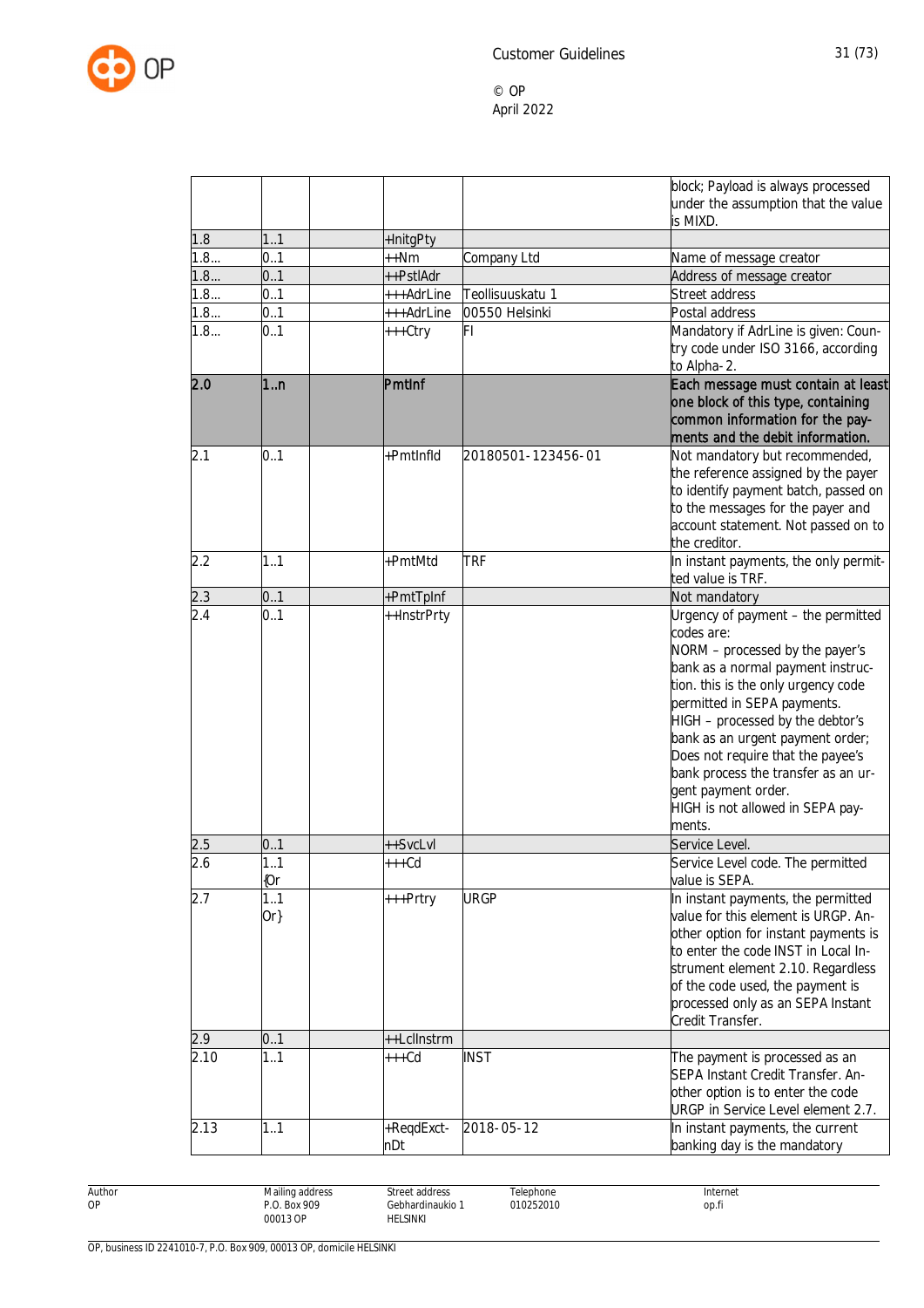| | | | | | |
|---|---|---|---|---|---|
| | | | | | block; Payload is always processed under the assumption that the value is MIXD. |
| 1.8 | 1..1 | | +InitgPty | | |
| 1.8… | 0..1 | | ++Nm | Company Ltd | Name of message creator |
| 1.8… | 0..1 | | ++PstlAdr | | Address of message creator |
| 1.8… | 0..1 | | +++AdrLine | Teollisuuskatu 1 | Street address |
| 1.8… | 0..1 | | +++AdrLine | 00550 Helsinki | Postal address |
| 1.8… | 0..1 | | +++Ctry | FI | Mandatory if AdrLine is given: Country code under ISO 3166, according to Alpha-2. |
| **2.0** | **1..n** | | **PmtInf** | | **Each message must contain at least one block of this type, containing common information for the payments and the debit information.** |
| 2.1 | 0..1 | | +PmtInfId | 20180501-123456-01 | Not mandatory but recommended, the reference assigned by the payer to identify payment batch, passed on to the messages for the payer and account statement. Not passed on to the creditor. |
| 2.2 | 1..1 | | +PmtMtd | TRF | In instant payments, the only permitted value is TRF. |
| 2.3 | 0..1 | | +PmtTpInf | | Not mandatory |
| 2.4 | 0..1 | | ++InstrPrty | | Urgency of payment – the permitted codes are:<br>NORM – processed by the payer's bank as a normal payment instruction. this is the only urgency code permitted in SEPA payments.<br>HIGH – processed by the debtor's bank as an urgent payment order; Does not require that the payee's bank process the transfer as an urgent payment order.<br>HIGH is not allowed in SEPA payments. |
| 2.5 | 0..1 | | ++SvcLvl | | Service Level. |
| 2.6 | 1..1 {Or | | +++Cd | | Service Level code. The permitted value is SEPA. |
| 2.7 | 1..1 Or} | | +++Prtry | URGP | In instant payments, the permitted value for this element is URGP. Another option for instant payments is to enter the code INST in Local Instrument element 2.10. Regardless of the code used, the payment is processed only as an SEPA Instant Credit Transfer. |
| 2.9 | 0..1 | | ++LclInstrm | | |
| 2.10 | 1..1 | | +++Cd | INST | The payment is processed as an SEPA Instant Credit Transfer. Another option is to enter the code URGP in Service Level element 2.7. |
| 2.13 | 1..1 | | +ReqdExctnDt | 2018-05-12 | In instant payments, the current banking day is the mandatory |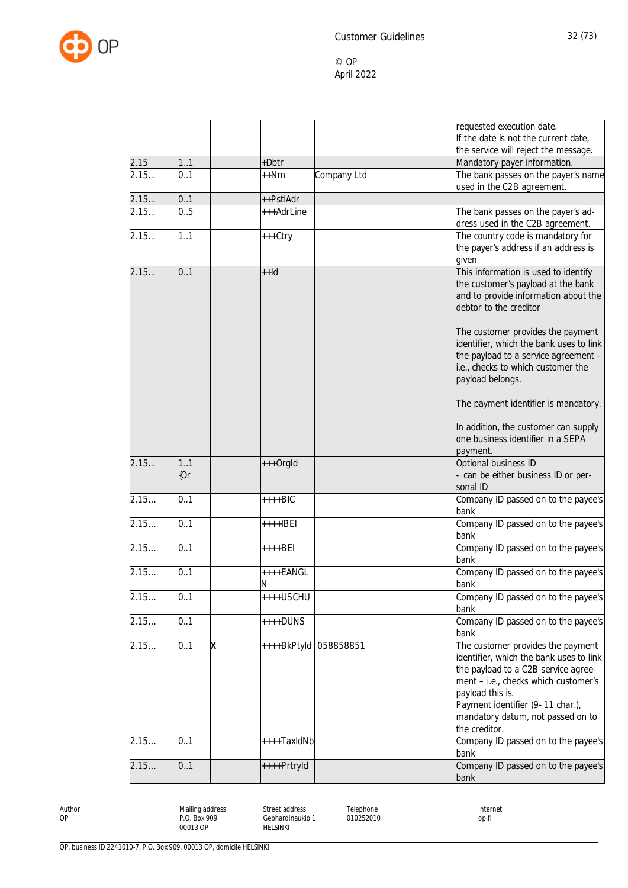| | | | | | |
|---|---|---|---|---|---|
| | | | | | requested execution date.<br>If the date is not the current date, the service will reject the message. |
| 2.15 | 1..1 | | +Dbtr | | Mandatory payer information. |
| 2.15… | 0..1 | | ++Nm | Company Ltd | The bank passes on the payer's name used in the C2B agreement. |
| 2.15… | 0..1 | | ++PstlAdr | | |
| 2.15… | 0..5 | | +++AdrLine | | The bank passes on the payer's address used in the C2B agreement. |
| 2.15… | 1..1 | | +++Ctry | | The country code is mandatory for the payer's address if an address is given |
| 2.15… | 0..1 | | ++Id | | This information is used to identify the customer's payload at the bank and to provide information about the debtor to the creditor<br><br>The customer provides the payment identifier, which the bank uses to link the payload to a service agreement – i.e., checks to which customer the payload belongs.<br><br>The payment identifier is mandatory.<br><br>In addition, the customer can supply one business identifier in a SEPA payment. |
| 2.15… | 1..1 {Or | | +++OrgId | | Optional business ID<br>- can be either business ID or personal ID |
| 2.15… | 0..1 | | ++++BIC | | Company ID passed on to the payee's bank |
| 2.15… | 0..1 | | ++++IBEI | | Company ID passed on to the payee's bank |
| 2.15… | 0..1 | | ++++BEI | | Company ID passed on to the payee's bank |
| 2.15… | 0..1 | | ++++EANGLN | | Company ID passed on to the payee's bank |
| 2.15… | 0..1 | | ++++USCHU | | Company ID passed on to the payee's bank |
| 2.15… | 0..1 | | ++++DUNS | | Company ID passed on to the payee's bank |
| 2.15… | 0..1 | X | ++++BkPtyId | 058858851 | The customer provides the payment identifier, which the bank uses to link the payload to a C2B service agreement – i.e., checks which customer's payload this is.<br>Payment identifier (9-11 char.), mandatory datum, not passed on to the creditor. |
| 2.15… | 0..1 | | ++++TaxIdNb | | Company ID passed on to the payee's bank |
| 2.15… | 0..1 | | ++++PrtryId | | Company ID passed on to the payee's bank |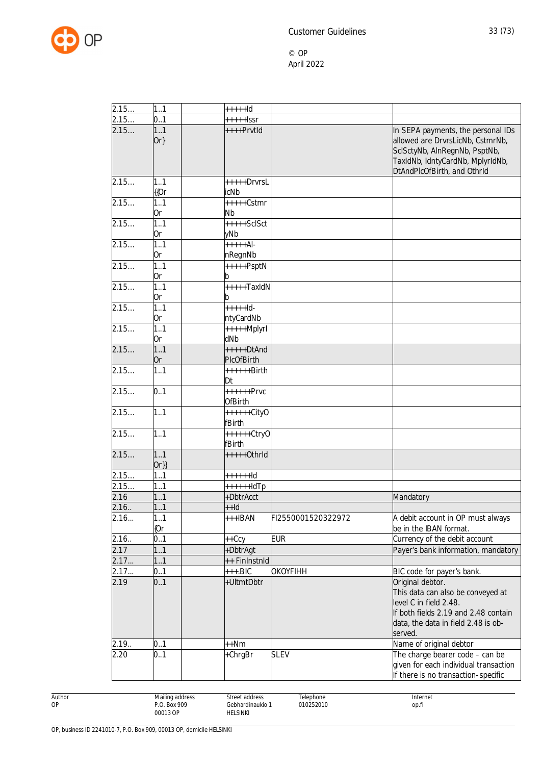| | | | | | |
|---|---|---|---|---|---|
| 2.15… | 1..1 | | +++++Id | | |
| 2.15… | 0..1 | | +++++Issr | | |
| 2.15… | 1..1 Or} | | ++++PrvtId | | In SEPA payments, the personal IDs allowed are DrvrsLicNb, CstmrNb, SclSctyNb, AlnRegnNb, PsptNb, TaxIdNb, IdntyCardNb, MplyrIdNb, DtAndPlcOfBirth, and OthrId |
| 2.15… | 1..1 {{Or | | +++++DrvrsLicNb | | |
| 2.15… | 1..1 Or | | +++++CstmrNb | | |
| 2.15… | 1..1 Or | | +++++SclSctyNb | | |
| 2.15… | 1..1 Or | | +++++Al-nRegnNb | | |
| 2.15… | 1..1 Or | | +++++PsptNb | | |
| 2.15… | 1..1 Or | | +++++TaxIdNb | | |
| 2.15… | 1..1 Or | | +++++Id-ntyCardNb | | |
| 2.15… | 1..1 Or | | +++++MplyrIdNb | | |
| 2.15… | 1..1 Or | | +++++DtAndPlcOfBirth | | |
| 2.15… | 1..1 | | ++++++BirthDt | | |
| 2.15… | 0..1 | | ++++++PrvcOfBirth | | |
| 2.15… | 1..1 | | ++++++CityOfBirth | | |
| 2.15… | 1..1 | | ++++++CtryOfBirth | | |
| 2.15… | 1..1 Or}} | | +++++OthrId | | |
| 2.15… | 1..1 | | ++++++Id | | |
| 2.15… | 1..1 | | ++++++IdTp | | |
| 2.16 | 1..1 | | +DbtrAcct | | Mandatory |
| 2.16.. | 1..1 | | ++Id | | |
| 2.16… | 1..1 {Or | | +++IBAN | FI2550001520322972 | A debit account in OP must always be in the IBAN format. |
| 2.16.. | 0..1 | | ++Ccy | EUR | Currency of the debit account |
| 2.17 | 1..1 | | +DbtrAgt | | Payer's bank information, mandatory |
| 2.17… | 1..1 | | ++ FinInstnId | | |
| 2.17… | 0..1 | | +++.BIC | OKOYFIHH | BIC code for payer's bank. |
| 2.19 | 0..1 | | +UltmtDbtr | | Original debtor. This data can also be conveyed at level C in field 2.48. If both fields 2.19 and 2.48 contain data, the data in field 2.48 is observed. |
| 2.19.. | 0..1 | | ++Nm | | Name of original debtor |
| 2.20 | 0..1 | | +ChrgBr | SLEV | The charge bearer code – can be given for each individual transaction If there is no transaction-specific |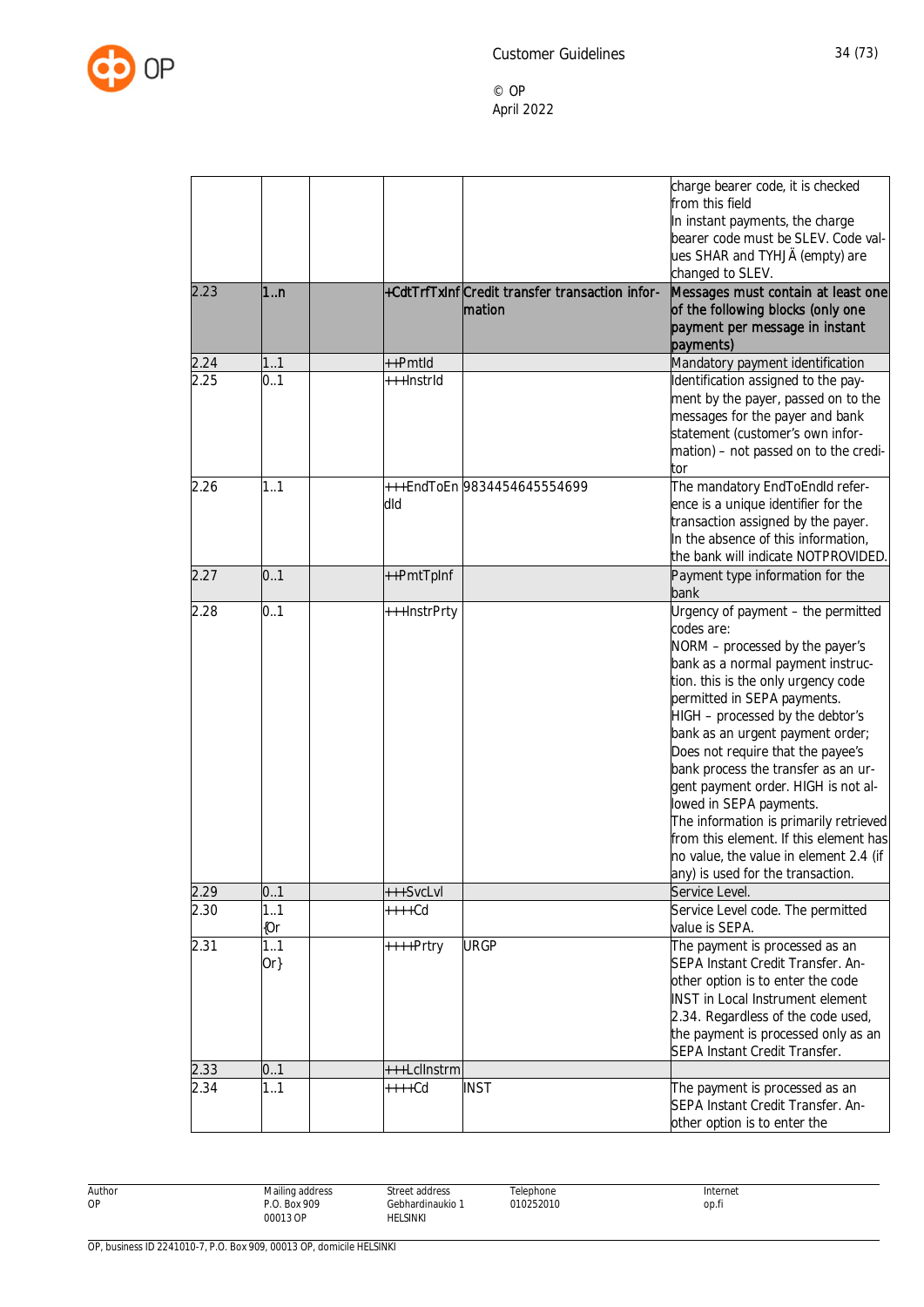| | | | | | |
|---|---|---|---|---|---|
| | | | | | charge bearer code, it is checked from this field<br>In instant payments, the charge bearer code must be SLEV. Code values SHAR and TYHJÄ (empty) are changed to SLEV. |
| 2.23 | 1..n | | +CdtTrfTxInf | Credit transfer transaction information | Messages must contain at least one of the following blocks (only one payment per message in instant payments) |
| 2.24 | 1..1 | | ++PmtId | | Mandatory payment identification |
| 2.25 | 0..1 | | +++InstrId | | Identification assigned to the payment by the payer, passed on to the messages for the payer and bank statement (customer's own information) – not passed on to the creditor |
| 2.26 | 1..1 | | +++EndToEndId | 9834454645554699 | The mandatory EndToEndId reference is a unique identifier for the transaction assigned by the payer. In the absence of this information, the bank will indicate NOTPROVIDED. |
| 2.27 | 0..1 | | ++PmtTpInf | | Payment type information for the bank |
| 2.28 | 0..1 | | +++InstrPrty | | Urgency of payment – the permitted codes are:<br>NORM – processed by the payer's bank as a normal payment instruction. this is the only urgency code permitted in SEPA payments.<br>HIGH – processed by the debtor's bank as an urgent payment order; Does not require that the payee's bank process the transfer as an urgent payment order. HIGH is not allowed in SEPA payments.<br>The information is primarily retrieved from this element. If this element has no value, the value in element 2.4 (if any) is used for the transaction. |
| 2.29 | 0..1 | | +++SvcLvl | | Service Level. |
| 2.30 | 1..1 {Or | | ++++Cd | | Service Level code. The permitted value is SEPA. |
| 2.31 | 1..1 Or} | | ++++Prtry | URGP | The payment is processed as an SEPA Instant Credit Transfer. Another option is to enter the code INST in Local Instrument element 2.34. Regardless of the code used, the payment is processed only as an SEPA Instant Credit Transfer. |
| 2.33 | 0..1 | | +++LclInstrm | | |
| 2.34 | 1..1 | | ++++Cd | INST | The payment is processed as an SEPA Instant Credit Transfer. Another option is to enter the |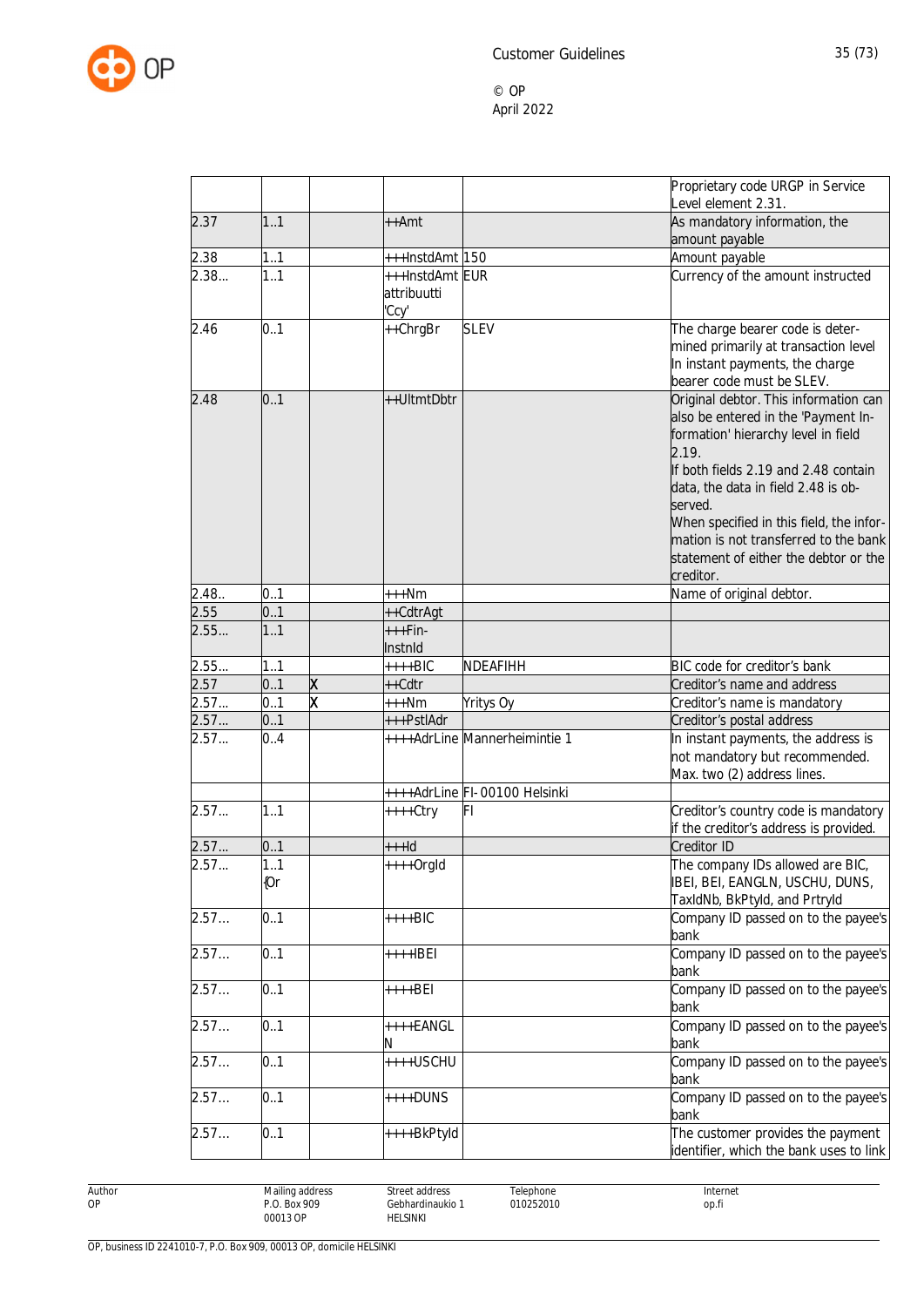| | | | | | |
|---|---|---|---|---|---|
| | | | | | Proprietary code URGP in Service Level element 2.31. |
| 2.37 | 1..1 | | ++Amt | | As mandatory information, the amount payable |
| 2.38 | 1..1 | | +++InstdAmt | 150 | Amount payable |
| 2.38... | 1..1 | | +++InstdAmt attribuutti 'Ccy' | EUR | Currency of the amount instructed |
| 2.46 | 0..1 | | ++ChrgBr | SLEV | The charge bearer code is determined primarily at transaction level In instant payments, the charge bearer code must be SLEV. |
| 2.48 | 0..1 | | ++UltmtDbtr | | Original debtor. This information can also be entered in the 'Payment Information' hierarchy level in field 2.19.<br>If both fields 2.19 and 2.48 contain data, the data in field 2.48 is observed.<br>When specified in this field, the information is not transferred to the bank statement of either the debtor or the creditor. |
| 2.48.. | 0..1 | | +++Nm | | Name of original debtor. |
| 2.55 | 0..1 | | ++CdtrAgt | | |
| 2.55... | 1..1 | | +++FinInstnId | | |
| 2.55... | 1..1 | | ++++BIC | NDEAFIHH | BIC code for creditor's bank |
| 2.57 | 0..1 | X | ++Cdtr | | Creditor's name and address |
| 2.57... | 0..1 | X | +++Nm | Yritys Oy | Creditor's name is mandatory |
| 2.57... | 0..1 | | +++PstlAdr | | Creditor's postal address |
| 2.57... | 0..4 | | ++++AdrLine | Mannerheimintie 1 | In instant payments, the address is not mandatory but recommended. Max. two (2) address lines. |
| | | | ++++AdrLine | FI-00100 Helsinki | |
| 2.57... | 1..1 | | ++++Ctry | FI | Creditor's country code is mandatory if the creditor's address is provided. |
| 2.57... | 0..1 | | +++Id | | Creditor ID |
| 2.57... | 1..1 {Or | | ++++OrgId | | The company IDs allowed are BIC, IBEI, BEI, EANGLN, USCHU, DUNS, TaxIdNb, BkPtyId, and PrtryId |
| 2.57... | 0..1 | | ++++BIC | | Company ID passed on to the payee's bank |
| 2.57... | 0..1 | | ++++IBEI | | Company ID passed on to the payee's bank |
| 2.57... | 0..1 | | ++++BEI | | Company ID passed on to the payee's bank |
| 2.57... | 0..1 | | ++++EANGLN | | Company ID passed on to the payee's bank |
| 2.57... | 0..1 | | ++++USCHU | | Company ID passed on to the payee's bank |
| 2.57... | 0..1 | | ++++DUNS | | Company ID passed on to the payee's bank |
| 2.57... | 0..1 | | ++++BkPtyId | | The customer provides the payment identifier, which the bank uses to link |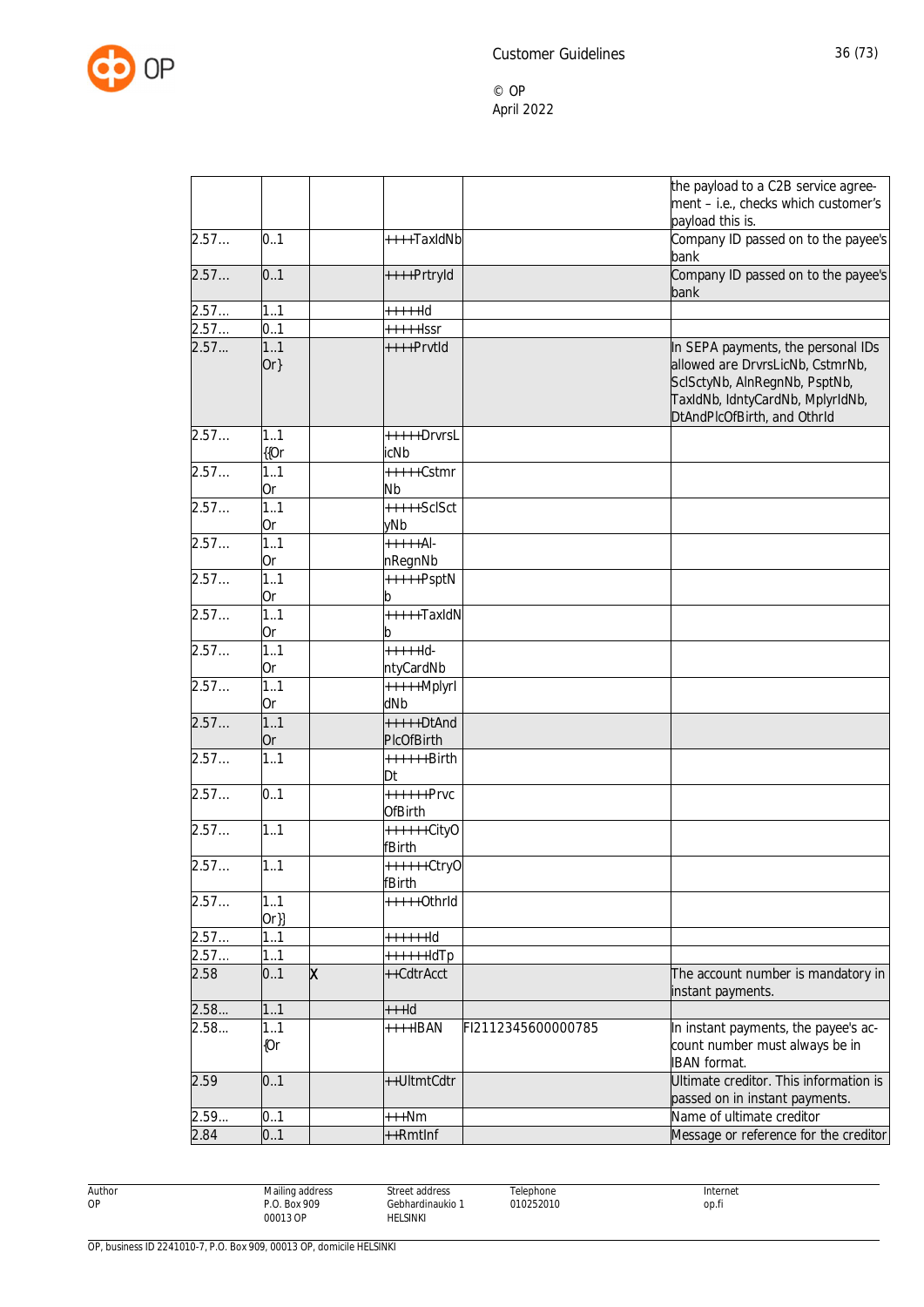|  |  |  |  |  | the payload to a C2B service agreement – i.e., checks which customer's payload this is. |
|---|---|---|---|---|---|
| 2.57... | 0..1 |  | ++++TaxIdNb |  | Company ID passed on to the payee's bank |
| 2.57... | 0..1 |  | ++++PrtryId |  | Company ID passed on to the payee's bank |
| 2.57... | 1..1 |  | +++++Id |  |  |
| 2.57... | 0..1 |  | +++++Issr |  |  |
| 2.57... | 1..1 Or} |  | ++++PrvtId |  | In SEPA payments, the personal IDs allowed are DrvrsLicNb, CstmrNb, SclSctyNb, AlnRegnNb, PsptNb, TaxIdNb, IdntyCardNb, MplyrIdNb, DtAndPlcOfBirth, and OthrId |
| 2.57... | 1..1 {{Or |  | +++++DrvrsLicNb |  |  |
| 2.57... | 1..1 Or |  | +++++CstmrNb |  |  |
| 2.57... | 1..1 Or |  | +++++SclSctyNb |  |  |
| 2.57... | 1..1 Or |  | +++++Al-nRegnNb |  |  |
| 2.57... | 1..1 Or |  | +++++PsptNb |  |  |
| 2.57... | 1..1 Or |  | +++++TaxIdNb |  |  |
| 2.57... | 1..1 Or |  | +++++Id-ntyCardNb |  |  |
| 2.57... | 1..1 Or |  | +++++MplyrIdNb |  |  |
| 2.57... | 1..1 Or |  | +++++DtAndPlcOfBirth |  |  |
| 2.57... | 1..1 |  | ++++++BirthDt |  |  |
| 2.57... | 0..1 |  | ++++++PrvcOfBirth |  |  |
| 2.57... | 1..1 |  | ++++++CityOfBirth |  |  |
| 2.57... | 1..1 |  | ++++++CtryOfBirth |  |  |
| 2.57... | 1..1 Or}} |  | +++++OthrId |  |  |
| 2.57... | 1..1 |  | ++++++Id |  |  |
| 2.57... | 1..1 |  | ++++++IdTp |  |  |
| 2.58 | 0..1 | X | ++CdtrAcct |  | The account number is mandatory in instant payments. |
| 2.58... | 1..1 |  | +++Id |  |  |
| 2.58... | 1..1 {Or |  | ++++IBAN | FI2112345600000785 | In instant payments, the payee's account number must always be in IBAN format. |
| 2.59 | 0..1 |  | ++UltmtCdtr |  | Ultimate creditor. This information is passed on in instant payments. |
| 2.59... | 0..1 |  | +++Nm |  | Name of ultimate creditor |
| 2.84 | 0..1 |  | ++RmtInf |  | Message or reference for the creditor |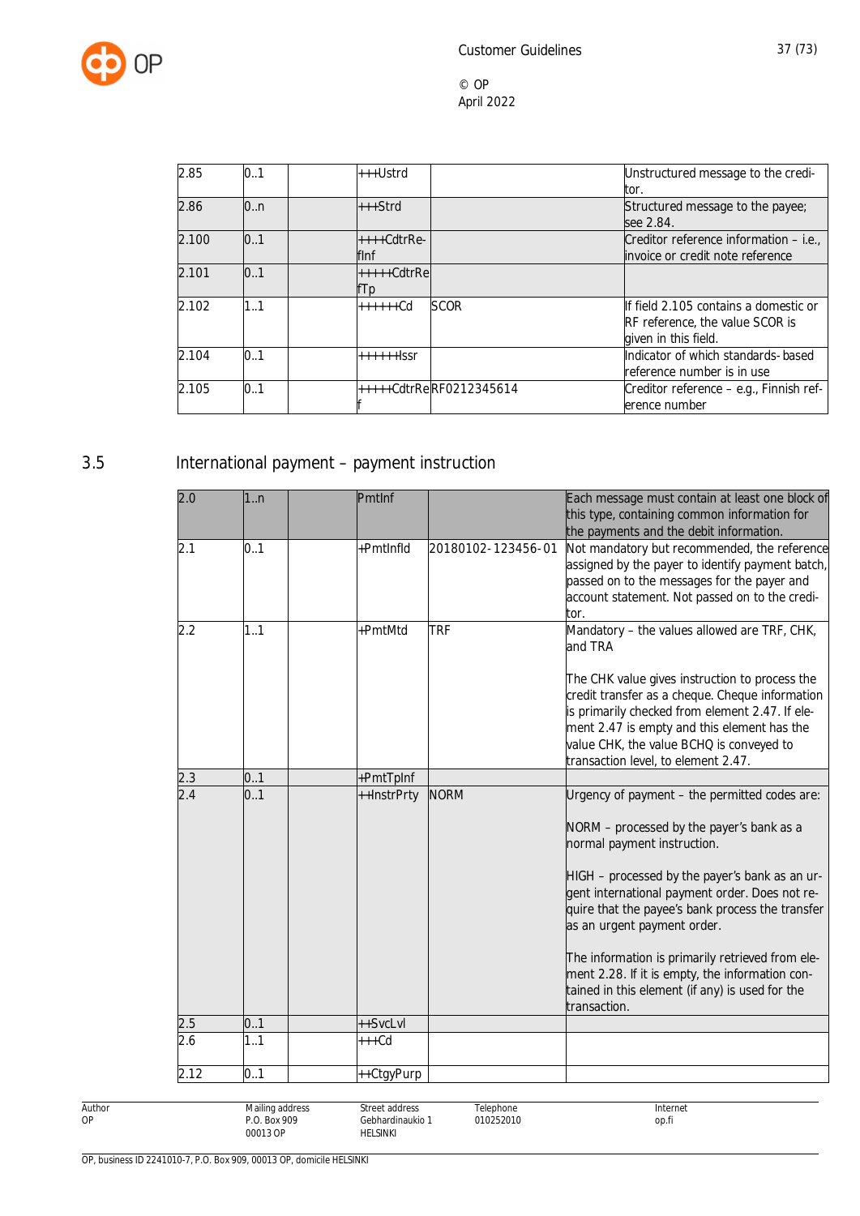| | | | | | |
|---|---|---|---|---|---|
| 2.85 | 0..1 | | +++Ustrd | | Unstructured message to the creditor. |
| 2.86 | 0..n | | +++Strd | | Structured message to the payee; see 2.84. |
| 2.100 | 0..1 | | ++++CdtrRefInf | | Creditor reference information – i.e., invoice or credit note reference |
| 2.101 | 0..1 | | +++++CdtrRefTp | | |
| 2.102 | 1..1 | | ++++++Cd | SCOR | If field 2.105 contains a domestic or RF reference, the value SCOR is given in this field. |
| 2.104 | 0..1 | | ++++++Issr | | Indicator of which standards-based reference number is in use |
| 2.105 | 0..1 | | +++++CdtrRef | RF0212345614 | Creditor reference – e.g., Finnish reference number |

## 3.5 International payment – payment instruction

| | | | | | |
|---|---|---|---|---|---|
| 2.0 | 1..n | | PmtInf | | Each message must contain at least one block of this type, containing common information for the payments and the debit information. |
| 2.1 | 0..1 | | +PmtInfId | 20180102-123456-01 | Not mandatory but recommended, the reference assigned by the payer to identify payment batch, passed on to the messages for the payer and account statement. Not passed on to the creditor. |
| 2.2 | 1..1 | | +PmtMtd | TRF | Mandatory – the values allowed are TRF, CHK, and TRA<br><br>The CHK value gives instruction to process the credit transfer as a cheque. Cheque information is primarily checked from element 2.47. If element 2.47 is empty and this element has the value CHK, the value BCHQ is conveyed to transaction level, to element 2.47. |
| 2.3 | 0..1 | | +PmtTpInf | | |
| 2.4 | 0..1 | | ++InstrPrty | NORM | Urgency of payment – the permitted codes are:<br><br>NORM – processed by the payer's bank as a normal payment instruction.<br><br>HIGH – processed by the payer's bank as an urgent international payment order. Does not require that the payee's bank process the transfer as an urgent payment order.<br><br>The information is primarily retrieved from element 2.28. If it is empty, the information contained in this element (if any) is used for the transaction. |
| 2.5 | 0..1 | | ++SvcLvl | | |
| 2.6 | 1..1 | | +++Cd | | |
| 2.12 | 0..1 | | ++CtgyPurp | | |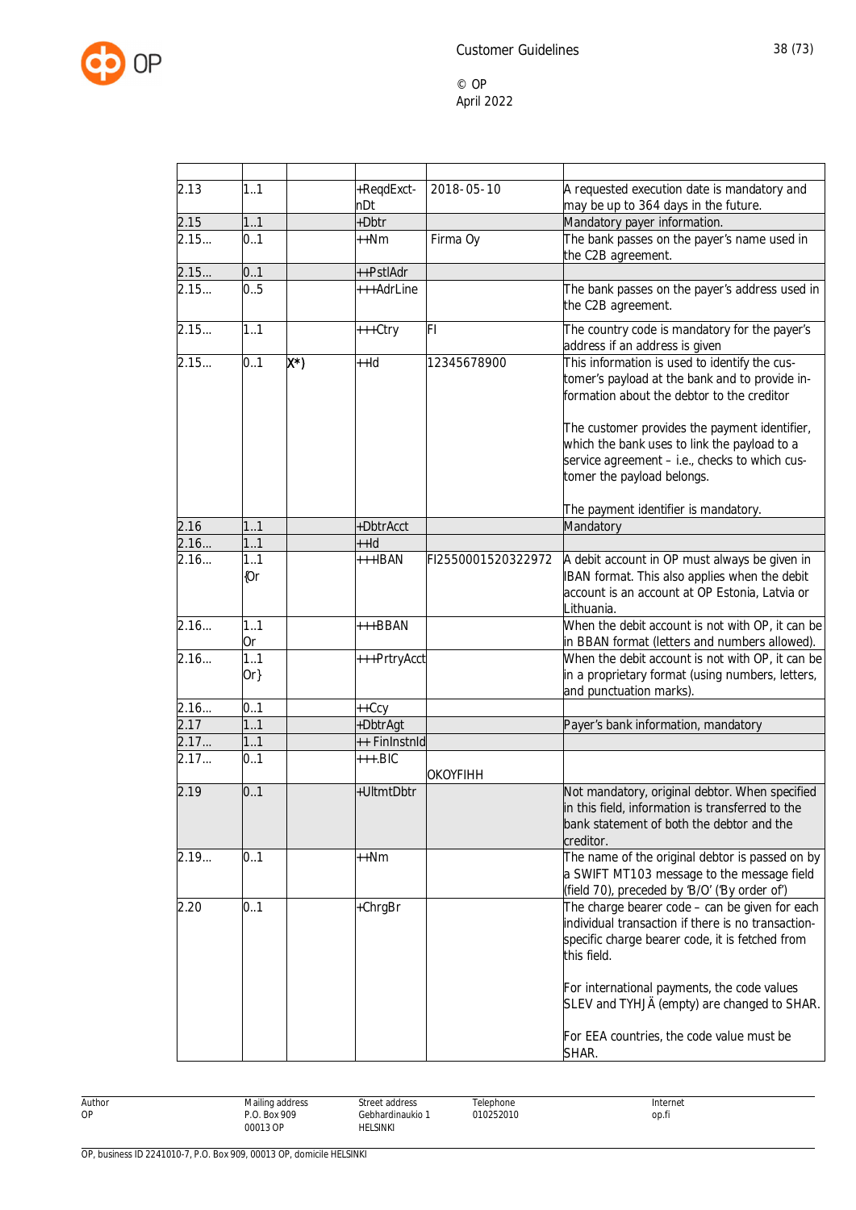| | | | | | |
|---|---|---|---|---|---|
| 2.13 | 1..1 | | +ReqdExct-nDt | 2018-05-10 | A requested execution date is mandatory and may be up to 364 days in the future. |
| 2.15 | 1..1 | | +Dbtr | | Mandatory payer information. |
| 2.15… | 0..1 | | ++Nm | Firma Oy | The bank passes on the payer's name used in the C2B agreement. |
| 2.15… | 0..1 | | ++PstlAdr | | |
| 2.15… | 0..5 | | +++AdrLine | | The bank passes on the payer's address used in the C2B agreement. |
| 2.15… | 1..1 | | +++Ctry | FI | The country code is mandatory for the payer's address if an address is given |
| 2.15… | 0..1 | X*) | ++Id | 12345678900 | This information is used to identify the customer's payload at the bank and to provide information about the debtor to the creditor<br><br>The customer provides the payment identifier, which the bank uses to link the payload to a service agreement – i.e., checks to which customer the payload belongs.<br><br>The payment identifier is mandatory. |
| 2.16 | 1..1 | | +DbtrAcct | | Mandatory |
| 2.16… | 1..1 | | ++Id | | |
| 2.16… | 1..1 {Or | | +++IBAN | FI2550001520322972 | A debit account in OP must always be given in IBAN format. This also applies when the debit account is an account at OP Estonia, Latvia or Lithuania. |
| 2.16… | 1..1 Or | | +++BBAN | | When the debit account is not with OP, it can be in BBAN format (letters and numbers allowed). |
| 2.16… | 1..1 Or} | | +++PrtryAcct | | When the debit account is not with OP, it can be in a proprietary format (using numbers, letters, and punctuation marks). |
| 2.16… | 0..1 | | ++Ccy | | |
| 2.17 | 1..1 | | +DbtrAgt | | Payer's bank information, mandatory |
| 2.17… | 1..1 | | ++ FinInstnId | | |
| 2.17… | 0..1 | | +++.BIC | OKOYFIHH | |
| 2.19 | 0..1 | | +UltmtDbtr | | Not mandatory, original debtor. When specified in this field, information is transferred to the bank statement of both the debtor and the creditor. |
| 2.19… | 0..1 | | ++Nm | | The name of the original debtor is passed on by a SWIFT MT103 message to the message field (field 70), preceded by 'B/O' ('By order of') |
| 2.20 | 0..1 | | +ChrgBr | | The charge bearer code – can be given for each individual transaction if there is no transaction-specific charge bearer code, it is fetched from this field.<br><br>For international payments, the code values SLEV and TYHJÄ (empty) are changed to SHAR.<br><br>For EEA countries, the code value must be SHAR. |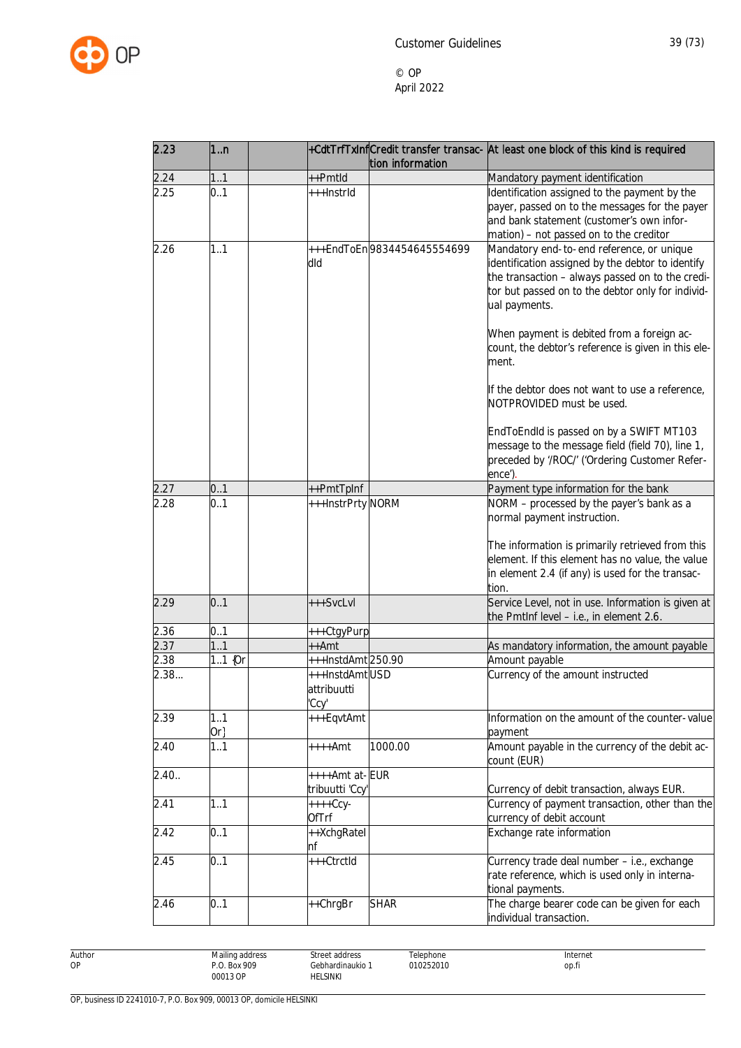| 2.23 | 1..n | | +CdtTrfTxInf | Credit transfer transaction information | At least one block of this kind is required |
|---|---|---|---|---|---|
| 2.24 | 1..1 | | ++PmtId | | Mandatory payment identification |
| 2.25 | 0..1 | | +++InstrId | | Identification assigned to the payment by the payer, passed on to the messages for the payer and bank statement (customer's own information) – not passed on to the creditor |
| 2.26 | 1..1 | | +++EndToEndId | 9834454645554699 | Mandatory end-to-end reference, or unique identification assigned by the debtor to identify the transaction – always passed on to the creditor but passed on to the debtor only for individual payments.<br><br>When payment is debited from a foreign account, the debtor's reference is given in this element.<br><br>If the debtor does not want to use a reference, NOTPROVIDED must be used.<br><br>EndToEndId is passed on by a SWIFT MT103 message to the message field (field 70), line 1, preceded by '/ROC/' ('Ordering Customer Reference'). |
| 2.27 | 0..1 | | ++PmtTpInf | | Payment type information for the bank |
| 2.28 | 0..1 | | +++InstrPrty | NORM | NORM – processed by the payer's bank as a normal payment instruction.<br><br>The information is primarily retrieved from this element. If this element has no value, the value in element 2.4 (if any) is used for the transaction. |
| 2.29 | 0..1 | | +++SvcLvl | | Service Level, not in use. Information is given at the PmtInf level – i.e., in element 2.6. |
| 2.36 | 0..1 | | +++CtgyPurp | | |
| 2.37 | 1..1 | | ++Amt | | As mandatory information, the amount payable |
| 2.38 | 1..1 {Or | | +++InstdAmt | 250.90 | Amount payable |
| 2.38... | | | +++InstdAmt attribuutti 'Ccy' | USD | Currency of the amount instructed |
| 2.39 | 1..1 Or} | | +++EqvtAmt | | Information on the amount of the counter-value payment |
| 2.40 | 1..1 | | ++++Amt | 1000.00 | Amount payable in the currency of the debit account (EUR) |
| 2.40.. | | | ++++Amt attribuutti 'Ccy' | EUR | Currency of debit transaction, always EUR. |
| 2.41 | 1..1 | | ++++CcyOfTrf | | Currency of payment transaction, other than the currency of debit account |
| 2.42 | 0..1 | | ++XchgRateInf | | Exchange rate information |
| 2.45 | 0..1 | | +++CtrctId | | Currency trade deal number – i.e., exchange rate reference, which is used only in international payments. |
| 2.46 | 0..1 | | ++ChrgBr | SHAR | The charge bearer code can be given for each individual transaction. |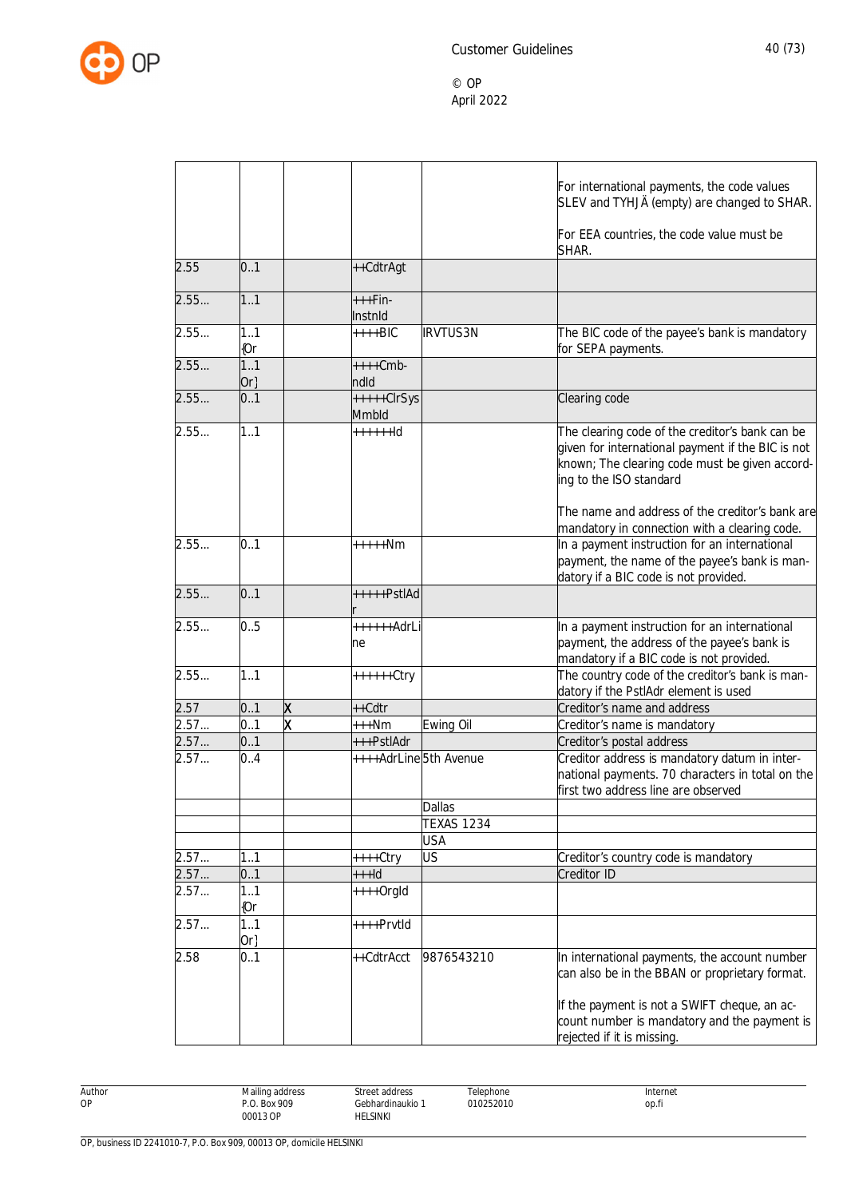| | | | | | |
|---|---|---|---|---|---|
| | | | | | For international payments, the code values SLEV and TYHJÄ (empty) are changed to SHAR.<br><br>For EEA countries, the code value must be SHAR. |
| 2.55 | 0..1 | | ++CdtrAgt | | |
| 2.55... | 1..1 | | +++Fin-InstnId | | |
| 2.55... | 1..1 {Or | | ++++BIC | IRVTUS3N | The BIC code of the payee's bank is mandatory for SEPA payments. |
| 2.55... | 1..1 Or} | | ++++Cmb-ndId | | |
| 2.55... | 0..1 | | +++++ClrSysMmbId | | Clearing code |
| 2.55... | 1..1 | | ++++++Id | | The clearing code of the creditor's bank can be given for international payment if the BIC is not known; The clearing code must be given according to the ISO standard<br><br>The name and address of the creditor's bank are mandatory in connection with a clearing code. |
| 2.55... | 0..1 | | +++++Nm | | In a payment instruction for an international payment, the name of the payee's bank is mandatory if a BIC code is not provided. |
| 2.55... | 0..1 | | +++++PstlAdr | | |
| 2.55... | 0..5 | | ++++++AdrLine | | In a payment instruction for an international payment, the address of the payee's bank is mandatory if a BIC code is not provided. |
| 2.55... | 1..1 | | ++++++Ctry | | The country code of the creditor's bank is mandatory if the PstlAdr element is used |
| 2.57 | 0..1 | X | ++Cdtr | | Creditor's name and address |
| 2.57... | 0..1 | X | +++Nm | Ewing Oil | Creditor's name is mandatory |
| 2.57... | 0..1 | | +++PstlAdr | | Creditor's postal address |
| 2.57... | 0..4 | | ++++AdrLine | 5th Avenue | Creditor address is mandatory datum in international payments. 70 characters in total on the first two address line are observed |
| | | | | Dallas | |
| | | | | TEXAS 1234 | |
| | | | | USA | |
| 2.57... | 1..1 | | ++++Ctry | US | Creditor's country code is mandatory |
| 2.57... | 0..1 | | +++Id | | Creditor ID |
| 2.57... | 1..1 {Or | | ++++OrgId | | |
| 2.57... | 1..1 Or} | | ++++PrvtId | | |
| 2.58 | 0..1 | | ++CdtrAcct | 9876543210 | In international payments, the account number can also be in the BBAN or proprietary format.<br><br>If the payment is not a SWIFT cheque, an account number is mandatory and the payment is rejected if it is missing. |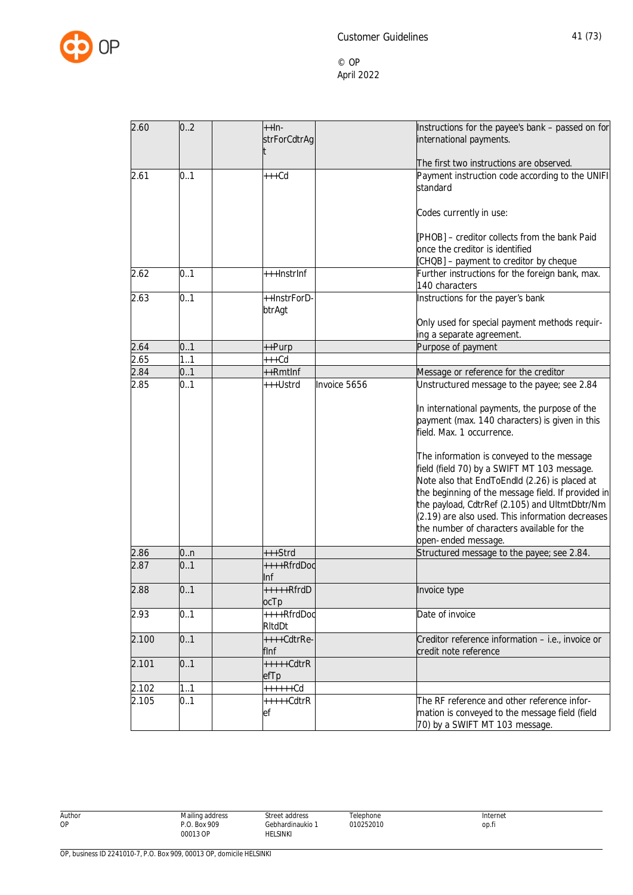| | | | | | |
|---|---|---|---|---|---|
| 2.60 | 0..2 | | ++In-strForCdtrAgt | | Instructions for the payee's bank – passed on for international payments.<br><br>The first two instructions are observed. |
| 2.61 | 0..1 | | +++Cd | | Payment instruction code according to the UNIFI standard<br><br>Codes currently in use:<br><br>[PHOB] – creditor collects from the bank Paid once the creditor is identified<br>[CHQB] – payment to creditor by cheque |
| 2.62 | 0..1 | | +++InstrInf | | Further instructions for the foreign bank, max. 140 characters |
| 2.63 | 0..1 | | ++InstrForD-btrAgt | | Instructions for the payer's bank<br><br>Only used for special payment methods requiring a separate agreement. |
| 2.64 | 0..1 | | ++Purp | | Purpose of payment |
| 2.65 | 1..1 | | +++Cd | | |
| 2.84 | 0..1 | | ++RmtInf | | Message or reference for the creditor |
| 2.85 | 0..1 | | +++Ustrd | Invoice 5656 | Unstructured message to the payee; see 2.84<br><br>In international payments, the purpose of the payment (max. 140 characters) is given in this field. Max. 1 occurrence.<br><br>The information is conveyed to the message field (field 70) by a SWIFT MT 103 message. Note also that EndToEndId (2.26) is placed at the beginning of the message field. If provided in the payload, CdtrRef (2.105) and UltmtDbtr/Nm (2.19) are also used. This information decreases the number of characters available for the open- ended message. |
| 2.86 | 0..n | | +++Strd | | Structured message to the payee; see 2.84. |
| 2.87 | 0..1 | | ++++RfrdDocInf | | |
| 2.88 | 0..1 | | +++++RfrdDocTp | | Invoice type |
| 2.93 | 0..1 | | ++++RfrdDocRltdDt | | Date of invoice |
| 2.100 | 0..1 | | ++++CdtrRe-fInf | | Creditor reference information – i.e., invoice or credit note reference |
| 2.101 | 0..1 | | +++++CdtrRefTp | | |
| 2.102 | 1..1 | | ++++++Cd | | |
| 2.105 | 0..1 | | +++++CdtrRef | | The RF reference and other reference information is conveyed to the message field (field 70) by a SWIFT MT 103 message. |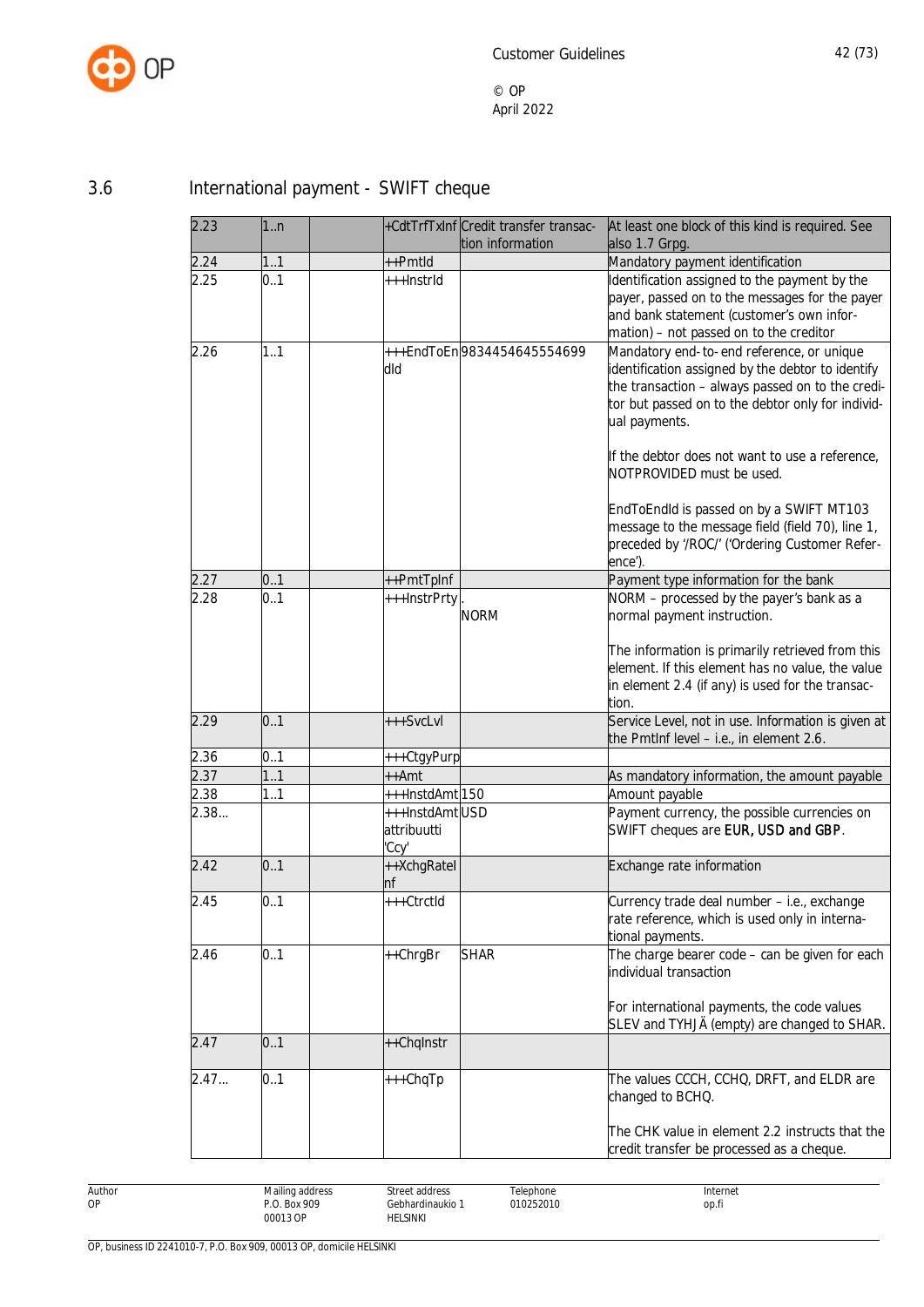## 3.6 International payment - SWIFT cheque

| | | | | | |
|---|---|---|---|---|---|
| 2.23 | 1..n | | +CdtTrfTxInf | Credit transfer transaction information | At least one block of this kind is required. See also 1.7 Grpg. |
| 2.24 | 1..1 | | ++PmtId | | Mandatory payment identification |
| 2.25 | 0..1 | | +++InstrId | | Identification assigned to the payment by the payer, passed on to the messages for the payer and bank statement (customer's own information) – not passed on to the creditor |
| 2.26 | 1..1 | | +++EndToEndId | 9834454645554699 | Mandatory end-to-end reference, or unique identification assigned by the debtor to identify the transaction – always passed on to the creditor but passed on to the debtor only for individual payments.<br><br>If the debtor does not want to use a reference, NOTPROVIDED must be used.<br><br>EndToEndId is passed on by a SWIFT MT103 message to the message field (field 70), line 1, preceded by '/ROC/' ('Ordering Customer Reference'). |
| 2.27 | 0..1 | | ++PmtTpInf | | Payment type information for the bank |
| 2.28 | 0..1 | | +++InstrPrty | .<br>NORM | NORM – processed by the payer's bank as a normal payment instruction.<br><br>The information is primarily retrieved from this element. If this element has no value, the value in element 2.4 (if any) is used for the transaction. |
| 2.29 | 0..1 | | +++SvcLvl | | Service Level, not in use. Information is given at the PmtInf level – i.e., in element 2.6. |
| 2.36 | 0..1 | | +++CtgyPurp | | |
| 2.37 | 1..1 | | ++Amt | | As mandatory information, the amount payable |
| 2.38 | 1..1 | | +++InstdAmt | 150 | Amount payable |
| 2.38... | | | +++InstdAmt attribuutti 'Ccy' | USD | Payment currency, the possible currencies on SWIFT cheques are **EUR, USD and GBP**. |
| 2.42 | 0..1 | | ++XchgRateInf | | Exchange rate information |
| 2.45 | 0..1 | | +++CtrctId | | Currency trade deal number – i.e., exchange rate reference, which is used only in international payments. |
| 2.46 | 0..1 | | ++ChrgBr | SHAR | The charge bearer code – can be given for each individual transaction<br><br>For international payments, the code values SLEV and TYHJÄ (empty) are changed to SHAR. |
| 2.47 | 0..1 | | ++ChqInstr | | |
| 2.47... | 0..1 | | +++ChqTp | | The values CCCH, CCHQ, DRFT, and ELDR are changed to BCHQ.<br><br>The CHK value in element 2.2 instructs that the credit transfer be processed as a cheque. |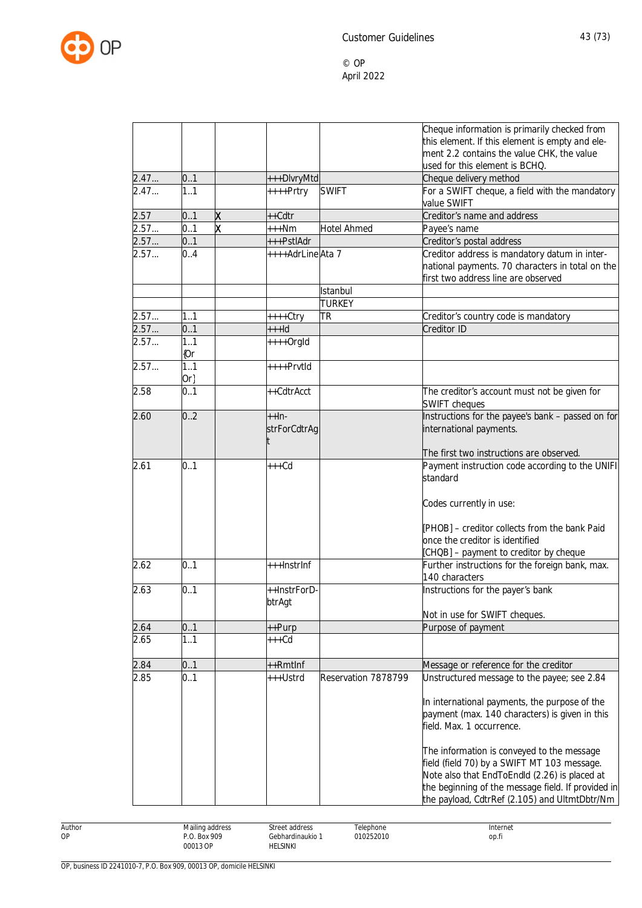| | | | | | Cheque information is primarily checked from this element. If this element is empty and element 2.2 contains the value CHK, the value used for this element is BCHQ. |
|---|---|---|---|---|---|
| 2.47... | 0..1 | | +++DlvryMtd | | Cheque delivery method |
| 2.47... | 1..1 | | ++++Prtry | SWIFT | For a SWIFT cheque, a field with the mandatory value SWIFT |
| 2.57 | 0..1 | X | ++Cdtr | | Creditor's name and address |
| 2.57... | 0..1 | X | +++Nm | Hotel Ahmed | Payee's name |
| 2.57... | 0..1 | | +++PstlAdr | | Creditor's postal address |
| 2.57... | 0..4 | | ++++AdrLine | Ata 7 | Creditor address is mandatory datum in international payments. 70 characters in total on the first two address line are observed |
| | | | | Istanbul | |
| | | | | TURKEY | |
| 2.57... | 1..1 | | ++++Ctry | TR | Creditor's country code is mandatory |
| 2.57... | 0..1 | | +++Id | | Creditor ID |
| 2.57... | 1..1 {Or | | ++++OrgId | | |
| 2.57... | 1..1 Or} | | ++++PrvtId | | |
| 2.58 | 0..1 | | ++CdtrAcct | | The creditor's account must not be given for SWIFT cheques |
| 2.60 | 0..2 | | ++InstrForCdtrAgt | | Instructions for the payee's bank – passed on for international payments.<br><br>The first two instructions are observed. |
| 2.61 | 0..1 | | +++Cd | | Payment instruction code according to the UNIFI standard<br><br>Codes currently in use:<br><br>[PHOB] – creditor collects from the bank Paid once the creditor is identified<br>[CHQB] – payment to creditor by cheque |
| 2.62 | 0..1 | | +++InstrInf | | Further instructions for the foreign bank, max. 140 characters |
| 2.63 | 0..1 | | ++InstrForDbtrAgt | | Instructions for the payer's bank<br><br>Not in use for SWIFT cheques. |
| 2.64 | 0..1 | | ++Purp | | Purpose of payment |
| 2.65 | 1..1 | | +++Cd | | |
| 2.84 | 0..1 | | ++RmtInf | | Message or reference for the creditor |
| 2.85 | 0..1 | | +++Ustrd | Reservation 7878799 | Unstructured message to the payee; see 2.84<br><br>In international payments, the purpose of the payment (max. 140 characters) is given in this field. Max. 1 occurrence.<br><br>The information is conveyed to the message field (field 70) by a SWIFT MT 103 message. Note also that EndToEndId (2.26) is placed at the beginning of the message field. If provided in the payload, CdtrRef (2.105) and UltmtDbtr/Nm |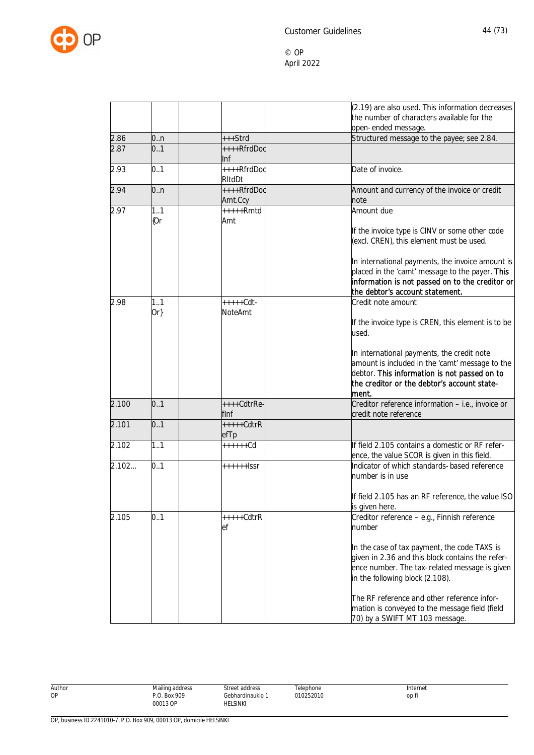| | | | | | |
|---|---|---|---|---|---|
| | | | | | (2.19) are also used. This information decreases the number of characters available for the open- ended message. |
| 2.86 | 0..n | | +++Strd | | Structured message to the payee; see 2.84. |
| 2.87 | 0..1 | | ++++RfrdDocInf | | |
| 2.93 | 0..1 | | ++++RfrdDocRltdDt | | Date of invoice. |
| 2.94 | 0..n | | ++++RfrdDocAmt.Ccy | | Amount and currency of the invoice or credit note |
| 2.97 | 1..1 {Or | | +++++RmtdAmt | | Amount due<br><br>If the invoice type is CINV or some other code (excl. CREN), this element must be used.<br><br>In international payments, the invoice amount is placed in the 'camt' message to the payer. **This information is not passed on to the creditor or the debtor's account statement.** |
| 2.98 | 1..1 Or} | | +++++Cdt-NoteAmt | | Credit note amount<br><br>If the invoice type is CREN, this element is to be used.<br><br>In international payments, the credit note amount is included in the 'camt' message to the debtor. **This information is not passed on to the creditor or the debtor's account statement.** |
| 2.100 | 0..1 | | ++++CdtrRefInf | | Creditor reference information – i.e., invoice or credit note reference |
| 2.101 | 0..1 | | +++++CdtrRefTp | | |
| 2.102 | 1..1 | | ++++++Cd | | If field 2.105 contains a domestic or RF reference, the value SCOR is given in this field. |
| 2.102... | 0..1 | | ++++++Issr | | Indicator of which standards- based reference number is in use<br><br>If field 2.105 has an RF reference, the value ISO is given here. |
| 2.105 | 0..1 | | +++++CdtrRef | | Creditor reference – e.g., Finnish reference number<br><br>In the case of tax payment, the code TAXS is given in 2.36 and this block contains the reference number. The tax- related message is given in the following block (2.108).<br><br>The RF reference and other reference information is conveyed to the message field (field 70) by a SWIFT MT 103 message. |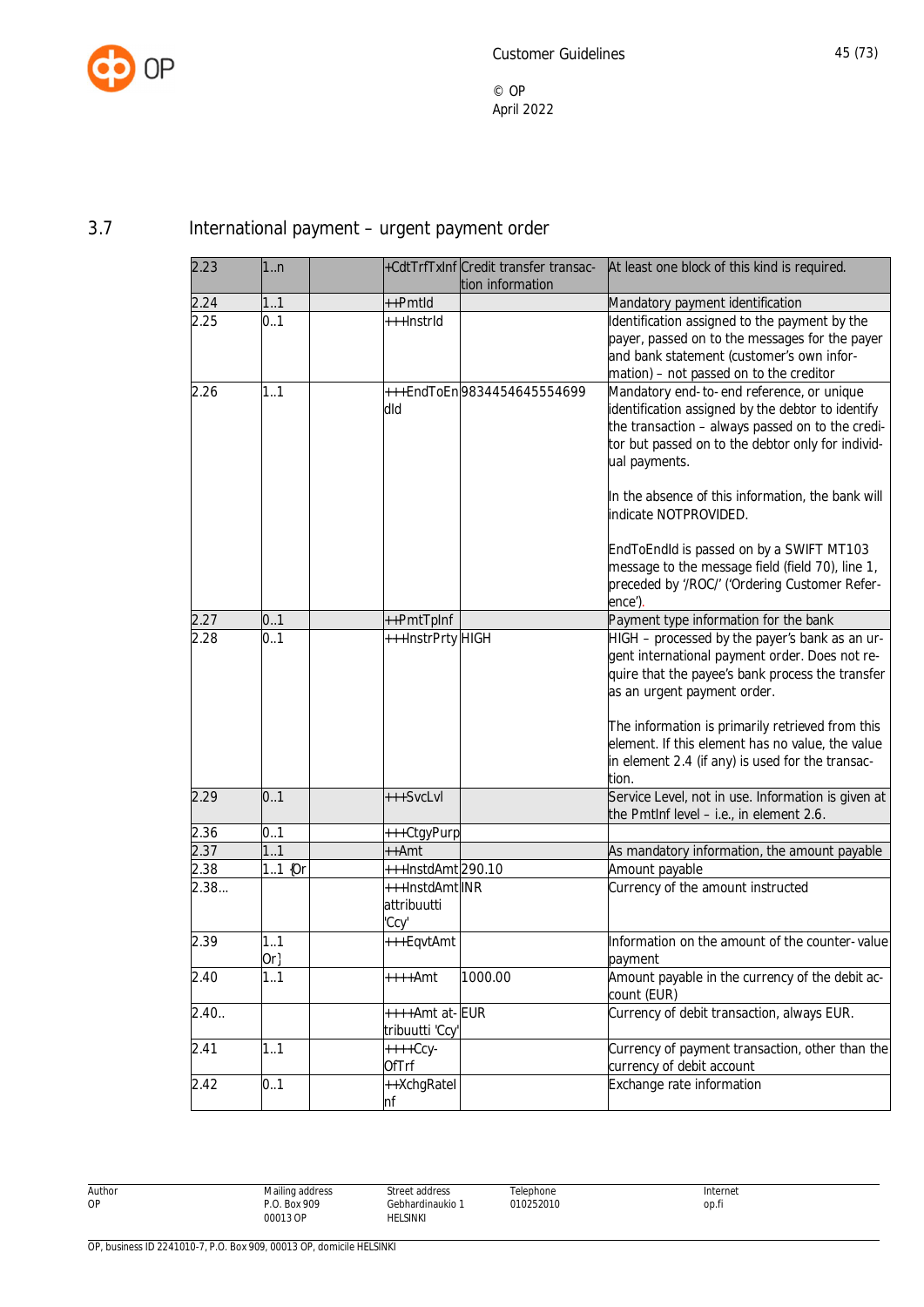## 3.7 International payment – urgent payment order

| | | | | | |
|---|---|---|---|---|---|
| 2.23 | 1..n | | +CdtTrfTxInf | Credit transfer transaction information | At least one block of this kind is required. |
| 2.24 | 1..1 | | ++PmtId | | Mandatory payment identification |
| 2.25 | 0..1 | | +++InstrId | | Identification assigned to the payment by the payer, passed on to the messages for the payer and bank statement (customer's own information) – not passed on to the creditor |
| 2.26 | 1..1 | | +++EndToEndId | 9834454645554699 | Mandatory end-to-end reference, or unique identification assigned by the debtor to identify the transaction – always passed on to the creditor but passed on to the debtor only for individual payments.<br><br>In the absence of this information, the bank will indicate NOTPROVIDED.<br><br>EndToEndId is passed on by a SWIFT MT103 message to the message field (field 70), line 1, preceded by '/ROC/' ('Ordering Customer Reference'). |
| 2.27 | 0..1 | | ++PmtTpInf | | Payment type information for the bank |
| 2.28 | 0..1 | | +++InstrPrty | HIGH | HIGH – processed by the payer's bank as an urgent international payment order. Does not require that the payee's bank process the transfer as an urgent payment order.<br><br>The information is primarily retrieved from this element. If this element has no value, the value in element 2.4 (if any) is used for the transaction. |
| 2.29 | 0..1 | | +++SvcLvl | | Service Level, not in use. Information is given at the PmtInf level – i.e., in element 2.6. |
| 2.36 | 0..1 | | +++CtgyPurp | | |
| 2.37 | 1..1 | | ++Amt | | As mandatory information, the amount payable |
| 2.38 | 1..1 {Or | | +++InstdAmt | 290.10 | Amount payable |
| 2.38... | | | +++InstdAmt attribuutti 'Ccy' | INR | Currency of the amount instructed |
| 2.39 | 1..1 Or} | | +++EqvtAmt | | Information on the amount of the counter-value payment |
| 2.40 | 1..1 | | ++++Amt | 1000.00 | Amount payable in the currency of the debit account (EUR) |
| 2.40.. | | | ++++Amt attribuutti 'Ccy' | EUR | Currency of debit transaction, always EUR. |
| 2.41 | 1..1 | | ++++CcyOfTrf | | Currency of payment transaction, other than the currency of debit account |
| 2.42 | 0..1 | | ++XchgRateInf | | Exchange rate information |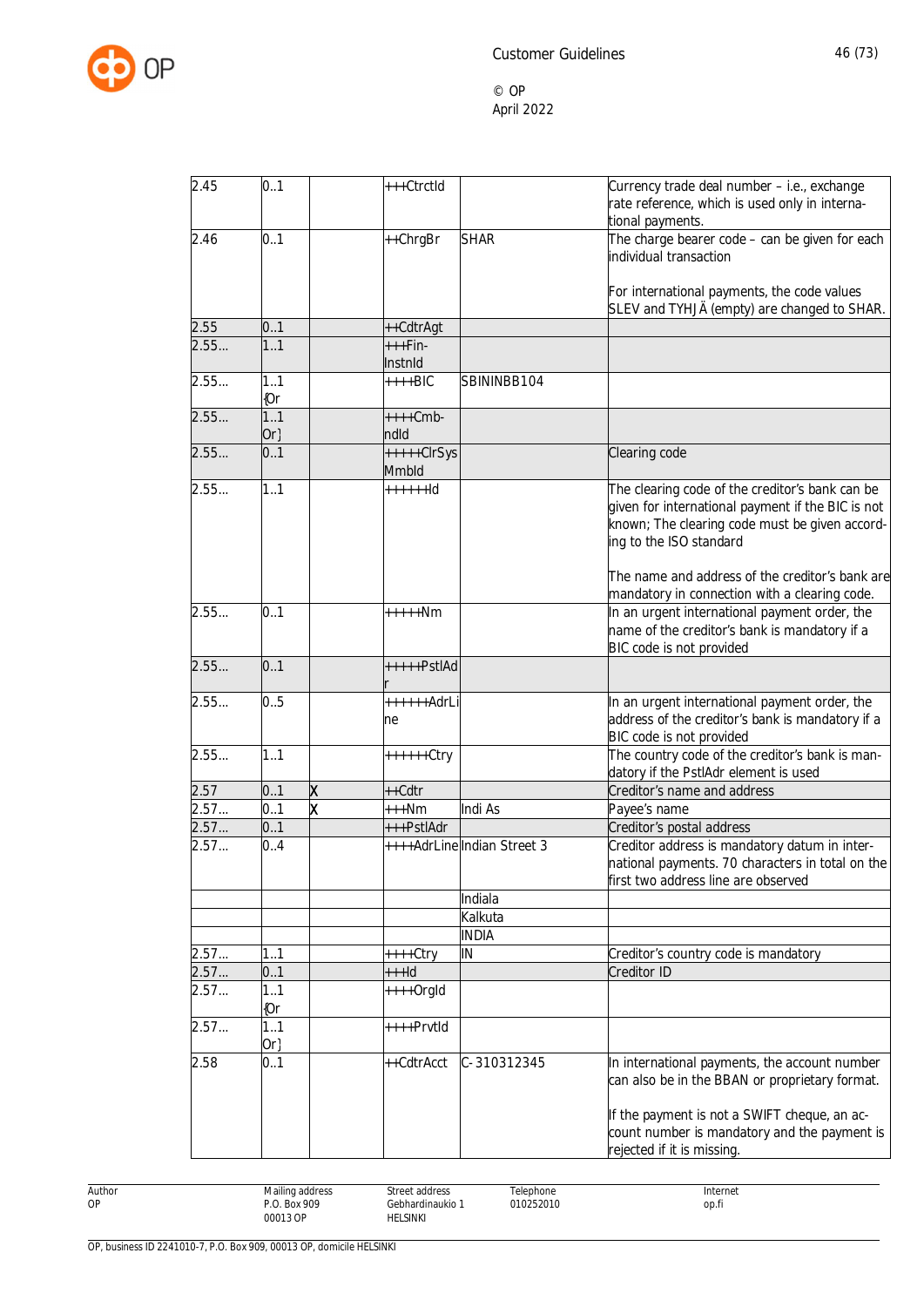| 2.45 | 0..1 | | +++CtrctId | | Currency trade deal number – i.e., exchange rate reference, which is used only in international payments. |
|---|---|---|---|---|---|
| 2.46 | 0..1 | | ++ChrgBr | SHAR | The charge bearer code – can be given for each individual transaction<br><br>For international payments, the code values SLEV and TYHJÄ (empty) are changed to SHAR. |
| 2.55 | 0..1 | | ++CdtrAgt | | |
| 2.55... | 1..1 | | +++FinInstnId | | |
| 2.55... | 1..1 {Or | | ++++BIC | SBININBB104 | |
| 2.55... | 1..1 Or} | | ++++CmbndId | | |
| 2.55... | 0..1 | | +++++ClrSysMmbId | | Clearing code |
| 2.55... | 1..1 | | ++++++Id | | The clearing code of the creditor's bank can be given for international payment if the BIC is not known; The clearing code must be given according to the ISO standard<br><br>The name and address of the creditor's bank are mandatory in connection with a clearing code. |
| 2.55... | 0..1 | | +++++Nm | | In an urgent international payment order, the name of the creditor's bank is mandatory if a BIC code is not provided |
| 2.55... | 0..1 | | +++++PstlAdr | | |
| 2.55... | 0..5 | | ++++++AdrLine | | In an urgent international payment order, the address of the creditor's bank is mandatory if a BIC code is not provided |
| 2.55... | 1..1 | | ++++++Ctry | | The country code of the creditor's bank is mandatory if the PstlAdr element is used |
| 2.57 | 0..1 | X | ++Cdtr | | Creditor's name and address |
| 2.57... | 0..1 | X | +++Nm | Indi As | Payee's name |
| 2.57... | 0..1 | | +++PstlAdr | | Creditor's postal address |
| 2.57... | 0..4 | | ++++AdrLine | Indian Street 3 | Creditor address is mandatory datum in international payments. 70 characters in total on the first two address line are observed |
| | | | | Indiala | |
| | | | | Kalkuta | |
| | | | | INDIA | |
| 2.57... | 1..1 | | ++++Ctry | IN | Creditor's country code is mandatory |
| 2.57... | 0..1 | | +++Id | | Creditor ID |
| 2.57... | 1..1 {Or | | ++++OrgId | | |
| 2.57... | 1..1 Or} | | ++++PrvtId | | |
| 2.58 | 0..1 | | ++CdtrAcct | C-310312345 | In international payments, the account number can also be in the BBAN or proprietary format.<br><br>If the payment is not a SWIFT cheque, an account number is mandatory and the payment is rejected if it is missing. |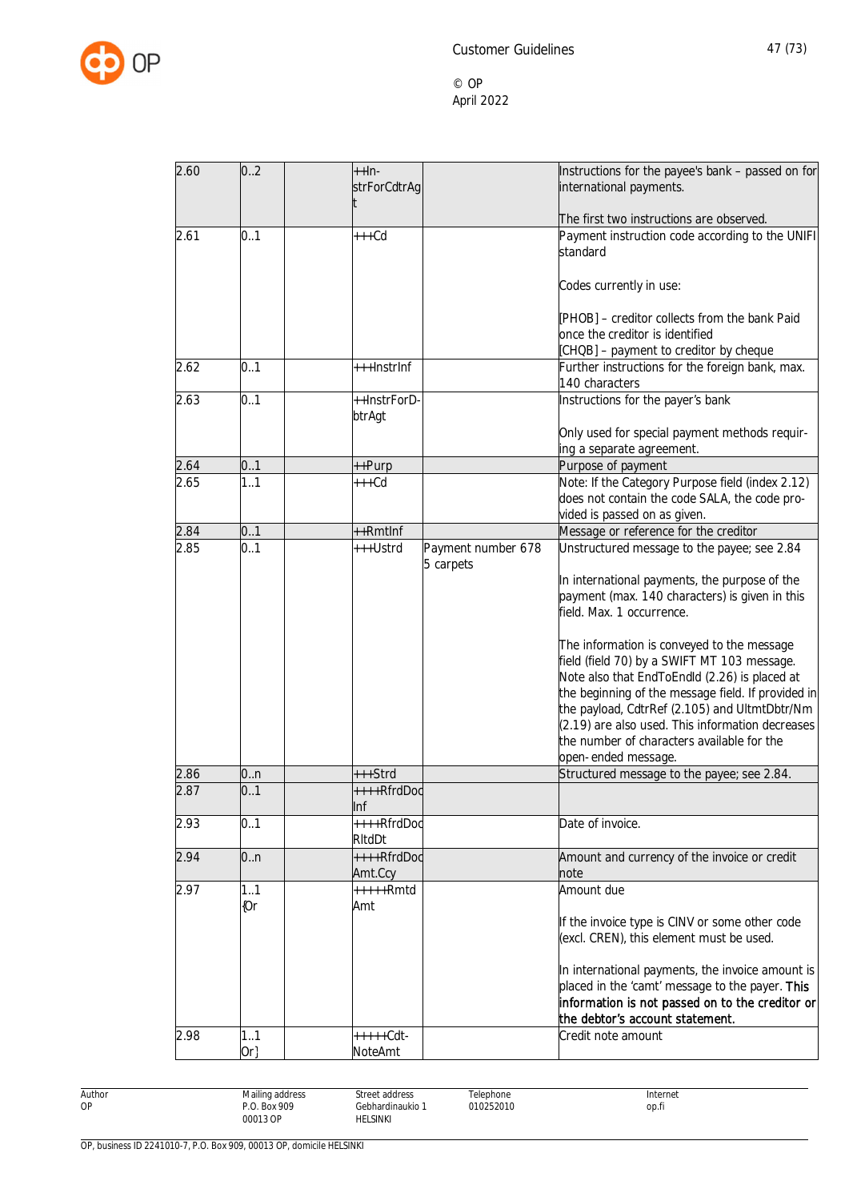| 2.60 | 0..2 | | ++In-strForCdtrAgt | | Instructions for the payee's bank – passed on for international payments.<br><br>The first two instructions are observed. |
|---|---|---|---|---|---|
| 2.61 | 0..1 | | +++Cd | | Payment instruction code according to the UNIFI standard<br><br>Codes currently in use:<br><br>[PHOB] – creditor collects from the bank Paid once the creditor is identified<br>[CHQB] – payment to creditor by cheque |
| 2.62 | 0..1 | | +++InstrInf | | Further instructions for the foreign bank, max. 140 characters |
| 2.63 | 0..1 | | ++InstrForD-btrAgt | | Instructions for the payer's bank<br><br>Only used for special payment methods requir-ing a separate agreement. |
| 2.64 | 0..1 | | ++Purp | | Purpose of payment |
| 2.65 | 1..1 | | +++Cd | | Note: If the Category Purpose field (index 2.12) does not contain the code SALA, the code pro-vided is passed on as given. |
| 2.84 | 0..1 | | ++RmtInf | | Message or reference for the creditor |
| 2.85 | 0..1 | | +++Ustrd | Payment number 678 5 carpets | Unstructured message to the payee; see 2.84<br><br>In international payments, the purpose of the payment (max. 140 characters) is given in this field. Max. 1 occurrence.<br><br>The information is conveyed to the message field (field 70) by a SWIFT MT 103 message. Note also that EndToEndId (2.26) is placed at the beginning of the message field. If provided in the payload, CdtrRef (2.105) and UltmtDbtr/Nm (2.19) are also used. This information decreases the number of characters available for the open- ended message. |
| 2.86 | 0..n | | +++Strd | | Structured message to the payee; see 2.84. |
| 2.87 | 0..1 | | ++++RfrdDocInf | | |
| 2.93 | 0..1 | | ++++RfrdDocRltdDt | | Date of invoice. |
| 2.94 | 0..n | | ++++RfrdDocAmt.Ccy | | Amount and currency of the invoice or credit note |
| 2.97 | 1..1 {Or | | +++++RmtdAmt | | Amount due<br><br>If the invoice type is CINV or some other code (excl. CREN), this element must be used.<br><br>In international payments, the invoice amount is placed in the 'camt' message to the payer. **This information is not passed on to the creditor or the debtor's account statement.** |
| 2.98 | 1..1 Or} | | +++++Cdt-NoteAmt | | Credit note amount |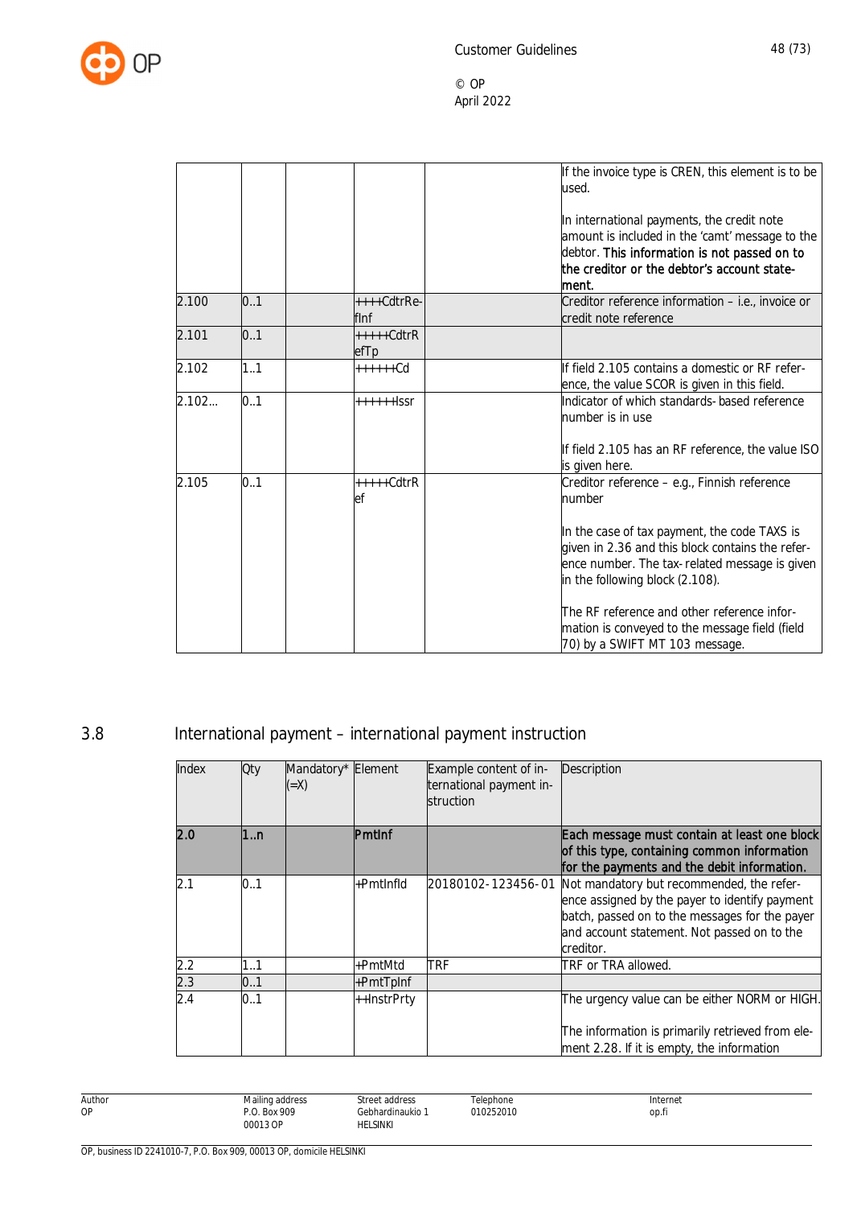| | | | | | If the invoice type is CREN, this element is to be used.<br><br>In international payments, the credit note amount is included in the 'camt' message to the debtor. **This information is not passed on to the creditor or the debtor's account statement.** |
|---|---|---|---|---|---|
| 2.100 | 0..1 | | ++++CdtrRefInf | | Creditor reference information – i.e., invoice or credit note reference |
| 2.101 | 0..1 | | +++++CdtrRefTp | | |
| 2.102 | 1..1 | | ++++++Cd | | If field 2.105 contains a domestic or RF reference, the value SCOR is given in this field. |
| 2.102... | 0..1 | | ++++++Issr | | Indicator of which standards- based reference number is in use<br><br>If field 2.105 has an RF reference, the value ISO is given here. |
| 2.105 | 0..1 | | +++++CdtrRef | | Creditor reference – e.g., Finnish reference number<br><br>In the case of tax payment, the code TAXS is given in 2.36 and this block contains the reference number. The tax- related message is given in the following block (2.108).<br><br>The RF reference and other reference information is conveyed to the message field (field 70) by a SWIFT MT 103 message. |

## 3.8 International payment – international payment instruction

| Index | Qty | Mandatory* (=X) | Element | Example content of international payment instruction | Description |
|---|---|---|---|---|---|
| **2.0** | **1..n** | | **PmtInf** | | **Each message must contain at least one block of this type, containing common information for the payments and the debit information.** |
| 2.1 | 0..1 | | +PmtInfId | 20180102-123456-01 | Not mandatory but recommended, the reference assigned by the payer to identify payment batch, passed on to the messages for the payer and account statement. Not passed on to the creditor. |
| 2.2 | 1..1 | | +PmtMtd | TRF | TRF or TRA allowed. |
| 2.3 | 0..1 | | +PmtTpInf | | |
| 2.4 | 0..1 | | ++InstrPrty | | The urgency value can be either NORM or HIGH.<br><br>The information is primarily retrieved from element 2.28. If it is empty, the information |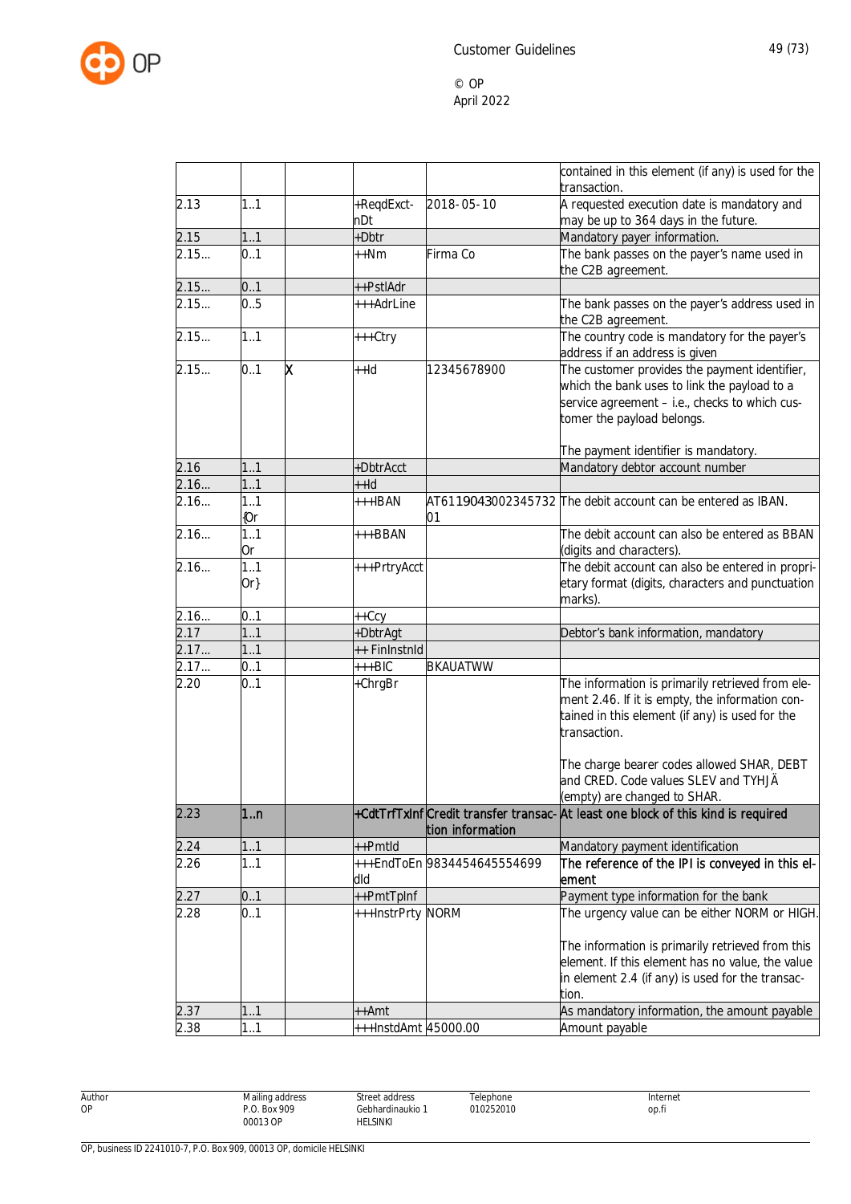| | | | | | |
|---|---|---|---|---|---|
| | | | | | contained in this element (if any) is used for the transaction. |
| 2.13 | 1..1 | | +ReqdExct-nDt | 2018-05-10 | A requested execution date is mandatory and may be up to 364 days in the future. |
| 2.15 | 1..1 | | +Dbtr | | Mandatory payer information. |
| 2.15... | 0..1 | | ++Nm | Firma Co | The bank passes on the payer's name used in the C2B agreement. |
| 2.15... | 0..1 | | ++PstlAdr | | |
| 2.15... | 0..5 | | +++AdrLine | | The bank passes on the payer's address used in the C2B agreement. |
| 2.15... | 1..1 | | +++Ctry | | The country code is mandatory for the payer's address if an address is given |
| 2.15... | 0..1 | X | ++Id | 12345678900 | The customer provides the payment identifier, which the bank uses to link the payload to a service agreement – i.e., checks to which customer the payload belongs.<br><br>The payment identifier is mandatory. |
| 2.16 | 1..1 | | +DbtrAcct | | Mandatory debtor account number |
| 2.16... | 1..1 | | ++Id | | |
| 2.16... | 1..1 {Or | | +++IBAN | AT611904300234573201 | The debit account can be entered as IBAN. |
| 2.16... | 1..1 Or | | +++BBAN | | The debit account can also be entered as BBAN (digits and characters). |
| 2.16... | 1..1 Or} | | +++PrtryAcct | | The debit account can also be entered in proprietary format (digits, characters and punctuation marks). |
| 2.16... | 0..1 | | ++Ccy | | |
| 2.17 | 1..1 | | +DbtrAgt | | Debtor's bank information, mandatory |
| 2.17... | 1..1 | | ++ FinInstnId | | |
| 2.17... | 0..1 | | +++BIC | BKAUATWW | |
| 2.20 | 0..1 | | +ChrgBr | | The information is primarily retrieved from element 2.46. If it is empty, the information contained in this element (if any) is used for the transaction.<br><br>The charge bearer codes allowed SHAR, DEBT and CRED. Code values SLEV and TYHJÄ (empty) are changed to SHAR. |
| **2.23** | **1..n** | | **+CdtTrfTxInf** | **Credit transfer transaction information** | **At least one block of this kind is required** |
| 2.24 | 1..1 | | ++PmtId | | Mandatory payment identification |
| 2.26 | 1..1 | | +++EndToEndId | 9834454645554699 | **The reference of the IPI is conveyed in this element** |
| 2.27 | 0..1 | | ++PmtTpInf | | Payment type information for the bank |
| 2.28 | 0..1 | | +++InstrPrty | NORM | The urgency value can be either NORM or HIGH.<br><br>The information is primarily retrieved from this element. If this element has no value, the value in element 2.4 (if any) is used for the transaction. |
| 2.37 | 1..1 | | ++Amt | | As mandatory information, the amount payable |
| 2.38 | 1..1 | | +++InstdAmt | 45000.00 | Amount payable |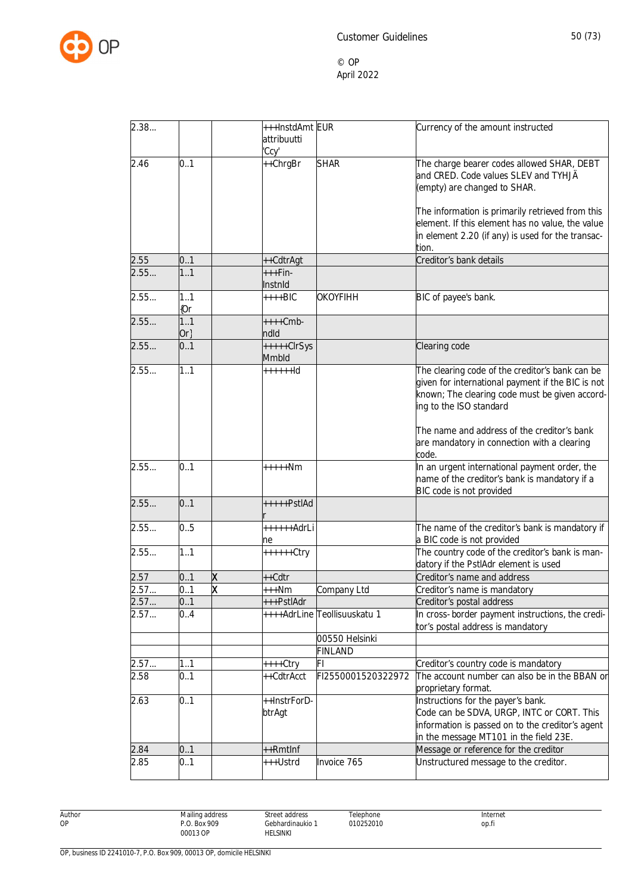| | | | | | |
|---|---|---|---|---|---|
| 2.38... | | | +++InstdAmt attribuutti 'Ccy' | EUR | Currency of the amount instructed |
| 2.46 | 0..1 | | ++ChrgBr | SHAR | The charge bearer codes allowed SHAR, DEBT and CRED. Code values SLEV and TYHJÄ (empty) are changed to SHAR.<br><br>The information is primarily retrieved from this element. If this element has no value, the value in element 2.20 (if any) is used for the transaction. |
| 2.55 | 0..1 | | ++CdtrAgt | | Creditor's bank details |
| 2.55... | 1..1 | | +++FinInstnId | | |
| 2.55... | 1..1 {Or | | ++++BIC | OKOYFIHH | BIC of payee's bank. |
| 2.55... | 1..1 Or} | | ++++CmbndId | | |
| 2.55... | 0..1 | | +++++ClrSysMmbId | | Clearing code |
| 2.55... | 1..1 | | ++++++Id | | The clearing code of the creditor's bank can be given for international payment if the BIC is not known; The clearing code must be given according to the ISO standard<br><br>The name and address of the creditor's bank are mandatory in connection with a clearing code. |
| 2.55... | 0..1 | | +++++Nm | | In an urgent international payment order, the name of the creditor's bank is mandatory if a BIC code is not provided |
| 2.55... | 0..1 | | +++++PstlAdr | | |
| 2.55... | 0..5 | | ++++++AdrLine | | The name of the creditor's bank is mandatory if a BIC code is not provided |
| 2.55... | 1..1 | | ++++++Ctry | | The country code of the creditor's bank is mandatory if the PstlAdr element is used |
| 2.57 | 0..1 | X | ++Cdtr | | Creditor's name and address |
| 2.57... | 0..1 | X | +++Nm | Company Ltd | Creditor's name is mandatory |
| 2.57... | 0..1 | | +++PstlAdr | | Creditor's postal address |
| 2.57... | 0..4 | | ++++AdrLine | Teollisuuskatu 1 | In cross-border payment instructions, the creditor's postal address is mandatory |
| | | | | 00550 Helsinki | |
| | | | | FINLAND | |
| 2.57... | 1..1 | | ++++Ctry | FI | Creditor's country code is mandatory |
| 2.58 | 0..1 | | ++CdtrAcct | FI2550001520322972 | The account number can also be in the BBAN or proprietary format. |
| 2.63 | 0..1 | | ++InstrForDbtrAgt | | Instructions for the payer's bank.<br>Code can be SDVA, URGP, INTC or CORT. This information is passed on to the creditor's agent in the message MT101 in the field 23E. |
| 2.84 | 0..1 | | ++RmtInf | | Message or reference for the creditor |
| 2.85 | 0..1 | | +++Ustrd | Invoice 765 | Unstructured message to the creditor. |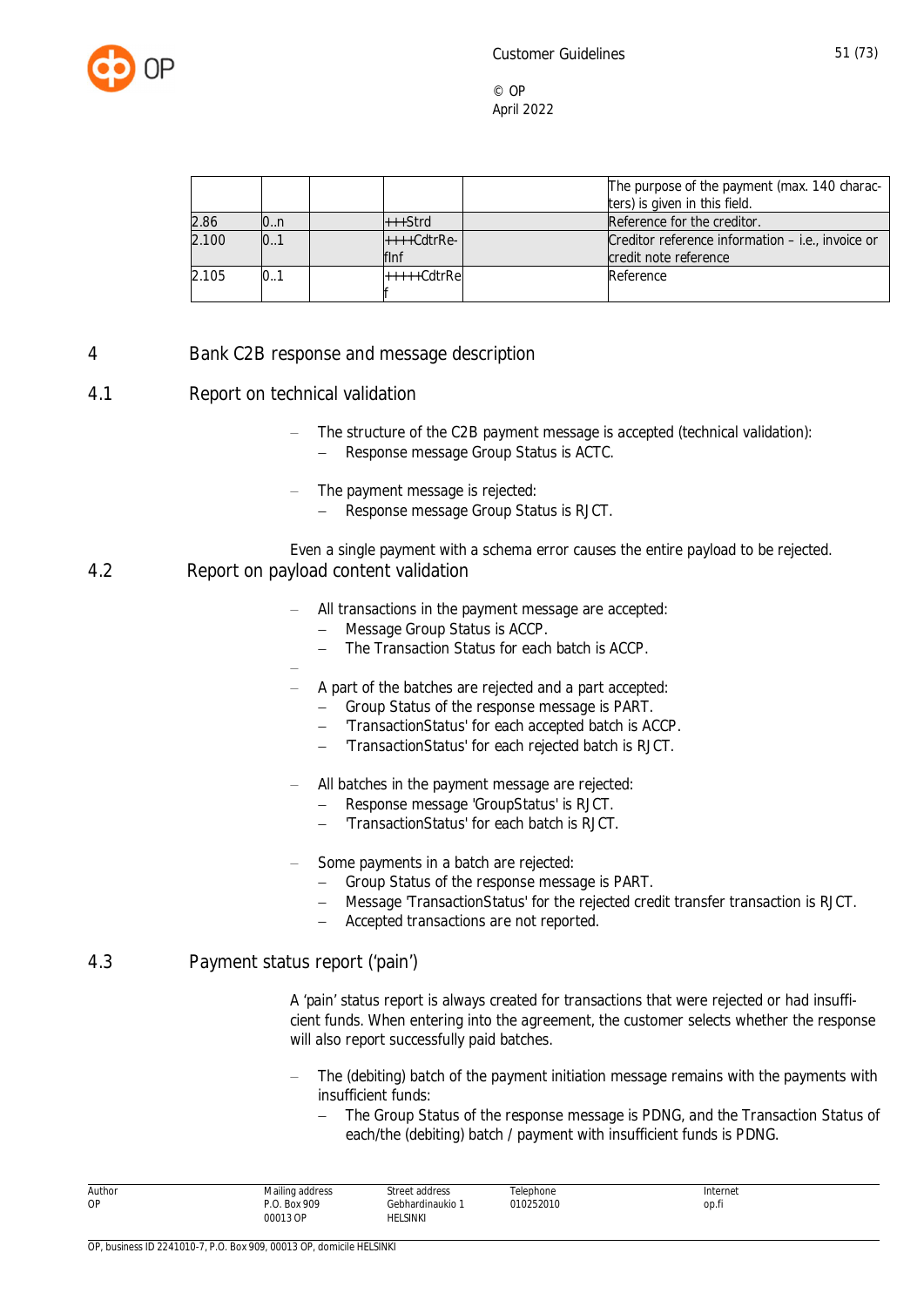| | | | | | |
|---|---|---|---|---|---|
| | | | | | The purpose of the payment (max. 140 characters) is given in this field. |
| 2.86 | 0..n | | +++Strd | | Reference for the creditor. |
| 2.100 | 0..1 | | ++++CdtrRefInf | | Creditor reference information – i.e., invoice or credit note reference |
| 2.105 | 0..1 | | +++++CdtrRef | | Reference |

# 4 Bank C2B response and message description

## 4.1 Report on technical validation

- The structure of the C2B payment message is accepted (technical validation):
  - Response message Group Status is ACTC.
- The payment message is rejected:
  - Response message Group Status is RJCT.

Even a single payment with a schema error causes the entire payload to be rejected.

## 4.2 Report on payload content validation

- All transactions in the payment message are accepted:
  - Message Group Status is ACCP.
  - The Transaction Status for each batch is ACCP.
-
- A part of the batches are rejected and a part accepted:
  - Group Status of the response message is PART.
  - 'TransactionStatus' for each accepted batch is ACCP.
  - 'TransactionStatus' for each rejected batch is RJCT.
- All batches in the payment message are rejected:
  - Response message 'GroupStatus' is RJCT.
  - 'TransactionStatus' for each batch is RJCT.
- Some payments in a batch are rejected:
  - Group Status of the response message is PART.
  - Message 'TransactionStatus' for the rejected credit transfer transaction is RJCT.
  - Accepted transactions are not reported.

## 4.3 Payment status report ('pain')

A 'pain' status report is always created for transactions that were rejected or had insufficient funds. When entering into the agreement, the customer selects whether the response will also report successfully paid batches.

- The (debiting) batch of the payment initiation message remains with the payments with insufficient funds:
  - The Group Status of the response message is PDNG, and the Transaction Status of each/the (debiting) batch / payment with insufficient funds is PDNG.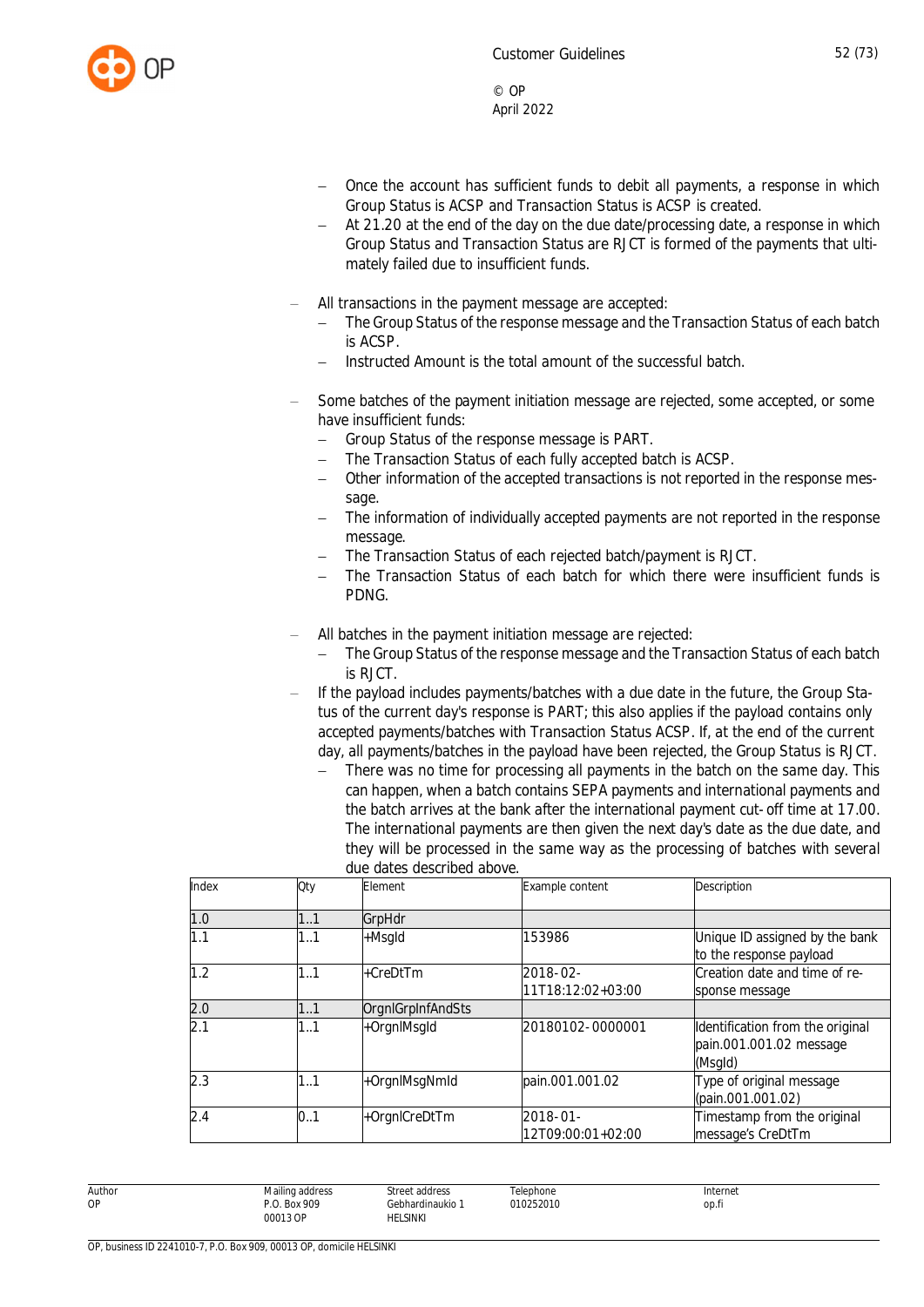- Once the account has sufficient funds to debit all payments, a response in which Group Status is ACSP and Transaction Status is ACSP is created.
- At 21.20 at the end of the day on the due date/processing date, a response in which Group Status and Transaction Status are RJCT is formed of the payments that ultimately failed due to insufficient funds.

- All transactions in the payment message are accepted:
  - The Group Status of the response message and the Transaction Status of each batch is ACSP.
  - Instructed Amount is the total amount of the successful batch.

- Some batches of the payment initiation message are rejected, some accepted, or some have insufficient funds:
  - Group Status of the response message is PART.
  - The Transaction Status of each fully accepted batch is ACSP.
  - Other information of the accepted transactions is not reported in the response message.
  - The information of individually accepted payments are not reported in the response message.
  - The Transaction Status of each rejected batch/payment is RJCT.
  - The Transaction Status of each batch for which there were insufficient funds is PDNG.

- All batches in the payment initiation message are rejected:
  - The Group Status of the response message and the Transaction Status of each batch is RJCT.
- If the payload includes payments/batches with a due date in the future, the Group Status of the current day's response is PART; this also applies if the payload contains only accepted payments/batches with Transaction Status ACSP. If, at the end of the current day, all payments/batches in the payload have been rejected, the Group Status is RJCT.
  - There was no time for processing all payments in the batch on the same day. This can happen, when a batch contains SEPA payments and international payments and the batch arrives at the bank after the international payment cut-off time at 17.00. The international payments are then given the next day's date as the due date, and they will be processed in the same way as the processing of batches with several due dates described above.

| Index | Qty | Element | Example content | Description |
|---|---|---|---|---|
| 1.0 | 1..1 | GrpHdr | | |
| 1.1 | 1..1 | +MsgId | 153986 | Unique ID assigned by the bank to the response payload |
| 1.2 | 1..1 | +CreDtTm | 2018-02-11T18:12:02+03:00 | Creation date and time of response message |
| 2.0 | 1..1 | OrgnlGrpInfAndSts | | |
| 2.1 | 1..1 | +OrgnlMsgId | 20180102-0000001 | Identification from the original pain.001.001.02 message (MsgId) |
| 2.3 | 1..1 | +OrgnlMsgNmId | pain.001.001.02 | Type of original message (pain.001.001.02) |
| 2.4 | 0..1 | +OrgnlCreDtTm | 2018-01-12T09:00:01+02:00 | Timestamp from the original message's CreDtTm |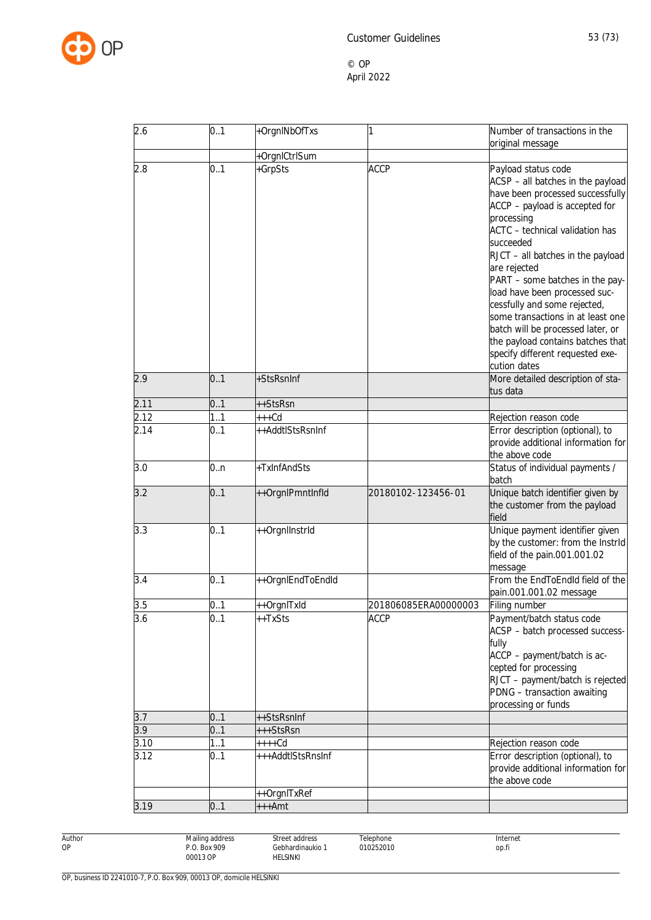| | | | | |
|---|---|---|---|---|
| 2.6 | 0..1 | +OrgnlNbOfTxs | 1 | Number of transactions in the original message |
| | | +OrgnlCtrlSum | | |
| 2.8 | 0..1 | +GrpSts | ACCP | Payload status code<br>ACSP – all batches in the payload have been processed successfully<br>ACCP – payload is accepted for processing<br>ACTC – technical validation has succeeded<br>RJCT – all batches in the payload are rejected<br>PART – some batches in the payload have been processed successfully and some rejected, some transactions in at least one batch will be processed later, or the payload contains batches that specify different requested execution dates |
| 2.9 | 0..1 | +StsRsnInf | | More detailed description of status data |
| 2.11 | 0..1 | ++StsRsn | | |
| 2.12 | 1..1 | +++Cd | | Rejection reason code |
| 2.14 | 0..1 | ++AddtlStsRsnInf | | Error description (optional), to provide additional information for the above code |
| 3.0 | 0..n | +TxInfAndSts | | Status of individual payments / batch |
| 3.2 | 0..1 | ++OrgnlPmntInfId | 20180102-123456-01 | Unique batch identifier given by the customer from the payload field |
| 3.3 | 0..1 | ++OrgnlInstrId | | Unique payment identifier given by the customer: from the InstrId field of the pain.001.001.02 message |
| 3.4 | 0..1 | ++OrgnlEndToEndId | | From the EndToEndId field of the pain.001.001.02 message |
| 3.5 | 0..1 | ++OrgnlTxId | 201806085ERA00000003 | Filing number |
| 3.6 | 0..1 | ++TxSts | ACCP | Payment/batch status code<br>ACSP – batch processed successfully<br>ACCP – payment/batch is accepted for processing<br>RJCT – payment/batch is rejected<br>PDNG – transaction awaiting processing or funds |
| 3.7 | 0..1 | ++StsRsnInf | | |
| 3.9 | 0..1 | +++StsRsn | | |
| 3.10 | 1..1 | ++++Cd | | Rejection reason code |
| 3.12 | 0..1 | +++AddtlStsRnsInf | | Error description (optional), to provide additional information for the above code |
| | | ++OrgnlTxRef | | |
| 3.19 | 0..1 | +++Amt | | |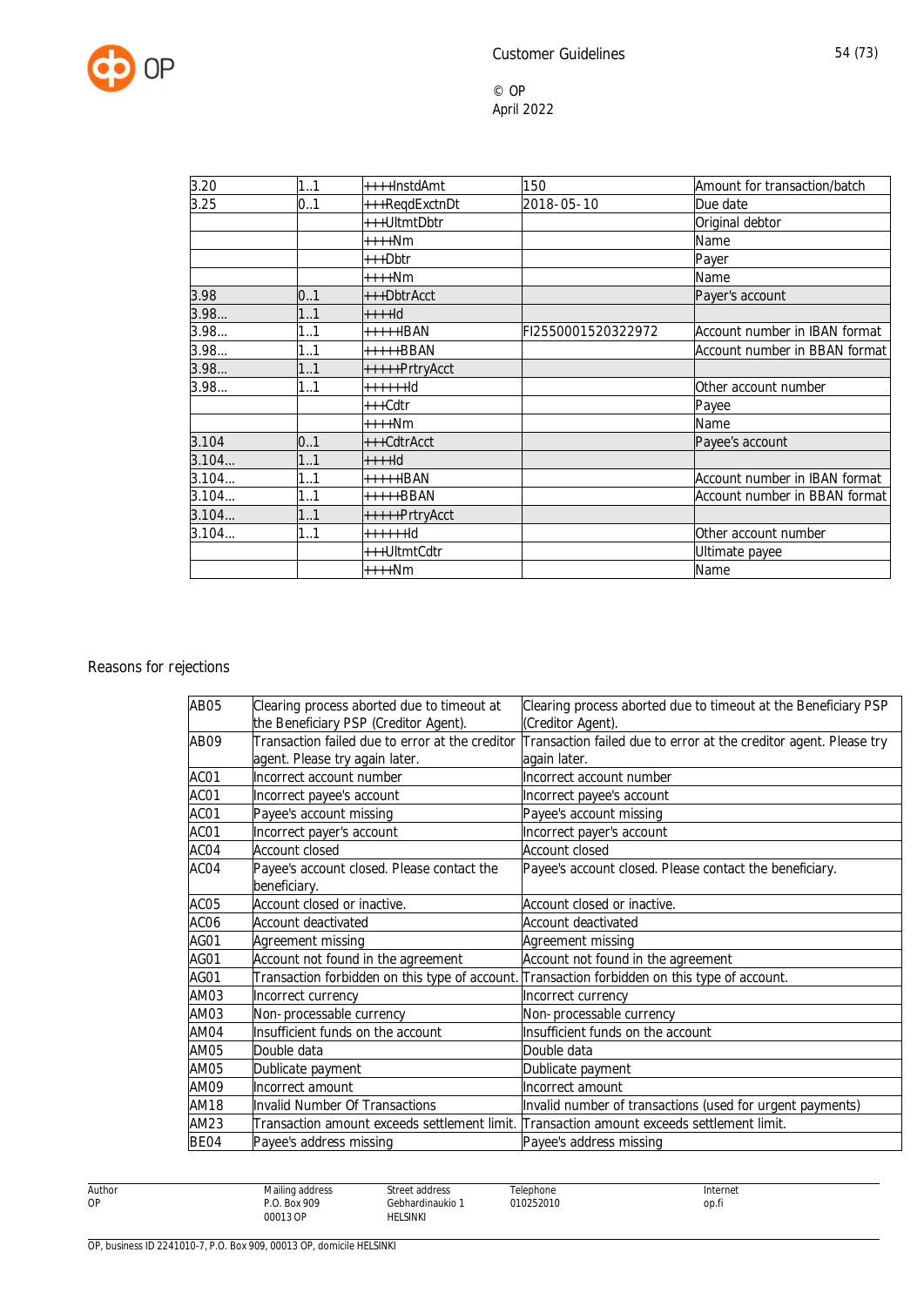| 3.20 | 1..1 | ++++InstdAmt | 150 | Amount for transaction/batch |
|---|---|---|---|---|
| 3.25 | 0..1 | +++ReqdExctnDt | 2018-05-10 | Due date |
| | | +++UltmtDbtr | | Original debtor |
| | | ++++Nm | | Name |
| | | +++Dbtr | | Payer |
| | | ++++Nm | | Name |
| 3.98 | 0..1 | +++DbtrAcct | | Payer's account |
| 3.98... | 1..1 | ++++Id | | |
| 3.98... | 1..1 | +++++IBAN | FI2550001520322972 | Account number in IBAN format |
| 3.98... | 1..1 | +++++BBAN | | Account number in BBAN format |
| 3.98... | 1..1 | +++++PrtryAcct | | |
| 3.98... | 1..1 | ++++++Id | | Other account number |
| | | +++Cdtr | | Payee |
| | | ++++Nm | | Name |
| 3.104 | 0..1 | +++CdtrAcct | | Payee's account |
| 3.104... | 1..1 | ++++Id | | |
| 3.104... | 1..1 | +++++IBAN | | Account number in IBAN format |
| 3.104... | 1..1 | +++++BBAN | | Account number in BBAN format |
| 3.104... | 1..1 | +++++PrtryAcct | | |
| 3.104... | 1..1 | ++++++Id | | Other account number |
| | | +++UltmtCdtr | | Ultimate payee |
| | | ++++Nm | | Name |

Reasons for rejections

| AB05 | Clearing process aborted due to timeout at the Beneficiary PSP (Creditor Agent). | Clearing process aborted due to timeout at the Beneficiary PSP (Creditor Agent). |
|---|---|---|
| AB09 | Transaction failed due to error at the creditor agent. Please try again later. | Transaction failed due to error at the creditor agent. Please try again later. |
| AC01 | Incorrect account number | Incorrect account number |
| AC01 | Incorrect payee's account | Incorrect payee's account |
| AC01 | Payee's account missing | Payee's account missing |
| AC01 | Incorrect payer's account | Incorrect payer's account |
| AC04 | Account closed | Account closed |
| AC04 | Payee's account closed. Please contact the beneficiary. | Payee's account closed. Please contact the beneficiary. |
| AC05 | Account closed or inactive. | Account closed or inactive. |
| AC06 | Account deactivated | Account deactivated |
| AG01 | Agreement missing | Agreement missing |
| AG01 | Account not found in the agreement | Account not found in the agreement |
| AG01 | Transaction forbidden on this type of account. | Transaction forbidden on this type of account. |
| AM03 | Incorrect currency | Incorrect currency |
| AM03 | Non- processable currency | Non- processable currency |
| AM04 | Insufficient funds on the account | Insufficient funds on the account |
| AM05 | Double data | Double data |
| AM05 | Dublicate payment | Dublicate payment |
| AM09 | Incorrect amount | Incorrect amount |
| AM18 | Invalid Number Of Transactions | Invalid number of transactions (used for urgent payments) |
| AM23 | Transaction amount exceeds settlement limit. | Transaction amount exceeds settlement limit. |
| BE04 | Payee's address missing | Payee's address missing |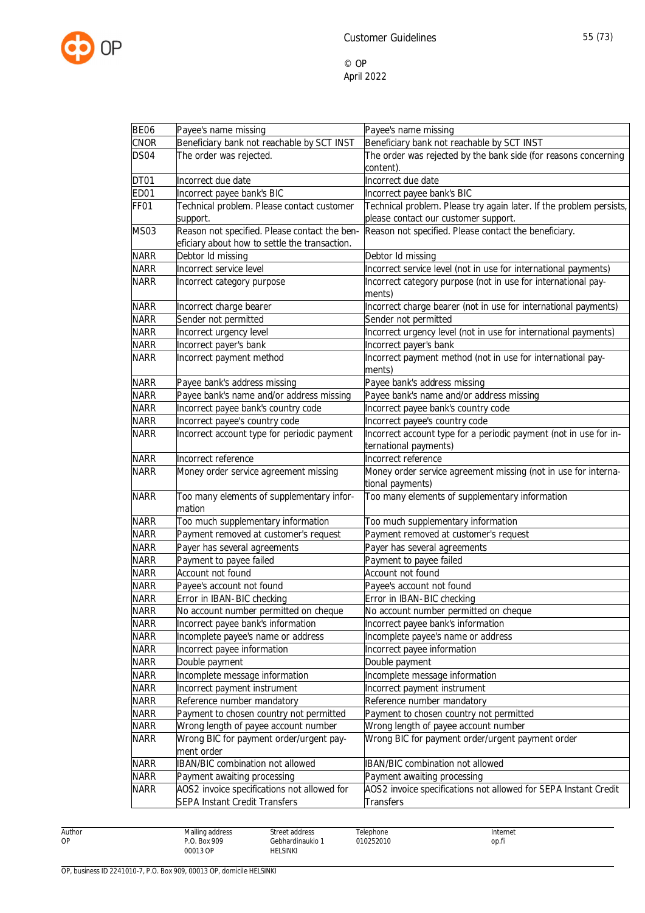| | | |
|---|---|---|
| BE06 | Payee's name missing | Payee's name missing |
| CNOR | Beneficiary bank not reachable by SCT INST | Beneficiary bank not reachable by SCT INST |
| DS04 | The order was rejected. | The order was rejected by the bank side (for reasons concerning content). |
| DT01 | Incorrect due date | Incorrect due date |
| ED01 | Incorrect payee bank's BIC | Incorrect payee bank's BIC |
| FF01 | Technical problem. Please contact customer support. | Technical problem. Please try again later. If the problem persists, please contact our customer support. |
| MS03 | Reason not specified. Please contact the beneficiary about how to settle the transaction. | Reason not specified. Please contact the beneficiary. |
| NARR | Debtor Id missing | Debtor Id missing |
| NARR | Incorrect service level | Incorrect service level (not in use for international payments) |
| NARR | Incorrect category purpose | Incorrect category purpose (not in use for international payments) |
| NARR | Incorrect charge bearer | Incorrect charge bearer (not in use for international payments) |
| NARR | Sender not permitted | Sender not permitted |
| NARR | Incorrect urgency level | Incorrect urgency level (not in use for international payments) |
| NARR | Incorrect payer's bank | Incorrect payer's bank |
| NARR | Incorrect payment method | Incorrect payment method (not in use for international payments) |
| NARR | Payee bank's address missing | Payee bank's address missing |
| NARR | Payee bank's name and/or address missing | Payee bank's name and/or address missing |
| NARR | Incorrect payee bank's country code | Incorrect payee bank's country code |
| NARR | Incorrect payee's country code | Incorrect payee's country code |
| NARR | Incorrect account type for periodic payment | Incorrect account type for a periodic payment (not in use for international payments) |
| NARR | Incorrect reference | Incorrect reference |
| NARR | Money order service agreement missing | Money order service agreement missing (not in use for international payments) |
| NARR | Too many elements of supplementary information | Too many elements of supplementary information |
| NARR | Too much supplementary information | Too much supplementary information |
| NARR | Payment removed at customer's request | Payment removed at customer's request |
| NARR | Payer has several agreements | Payer has several agreements |
| NARR | Payment to payee failed | Payment to payee failed |
| NARR | Account not found | Account not found |
| NARR | Payee's account not found | Payee's account not found |
| NARR | Error in IBAN-BIC checking | Error in IBAN-BIC checking |
| NARR | No account number permitted on cheque | No account number permitted on cheque |
| NARR | Incorrect payee bank's information | Incorrect payee bank's information |
| NARR | Incomplete payee's name or address | Incomplete payee's name or address |
| NARR | Incorrect payee information | Incorrect payee information |
| NARR | Double payment | Double payment |
| NARR | Incomplete message information | Incomplete message information |
| NARR | Incorrect payment instrument | Incorrect payment instrument |
| NARR | Reference number mandatory | Reference number mandatory |
| NARR | Payment to chosen country not permitted | Payment to chosen country not permitted |
| NARR | Wrong length of payee account number | Wrong length of payee account number |
| NARR | Wrong BIC for payment order/urgent payment order | Wrong BIC for payment order/urgent payment order |
| NARR | IBAN/BIC combination not allowed | IBAN/BIC combination not allowed |
| NARR | Payment awaiting processing | Payment awaiting processing |
| NARR | AOS2 invoice specifications not allowed for SEPA Instant Credit Transfers | AOS2 invoice specifications not allowed for SEPA Instant Credit Transfers |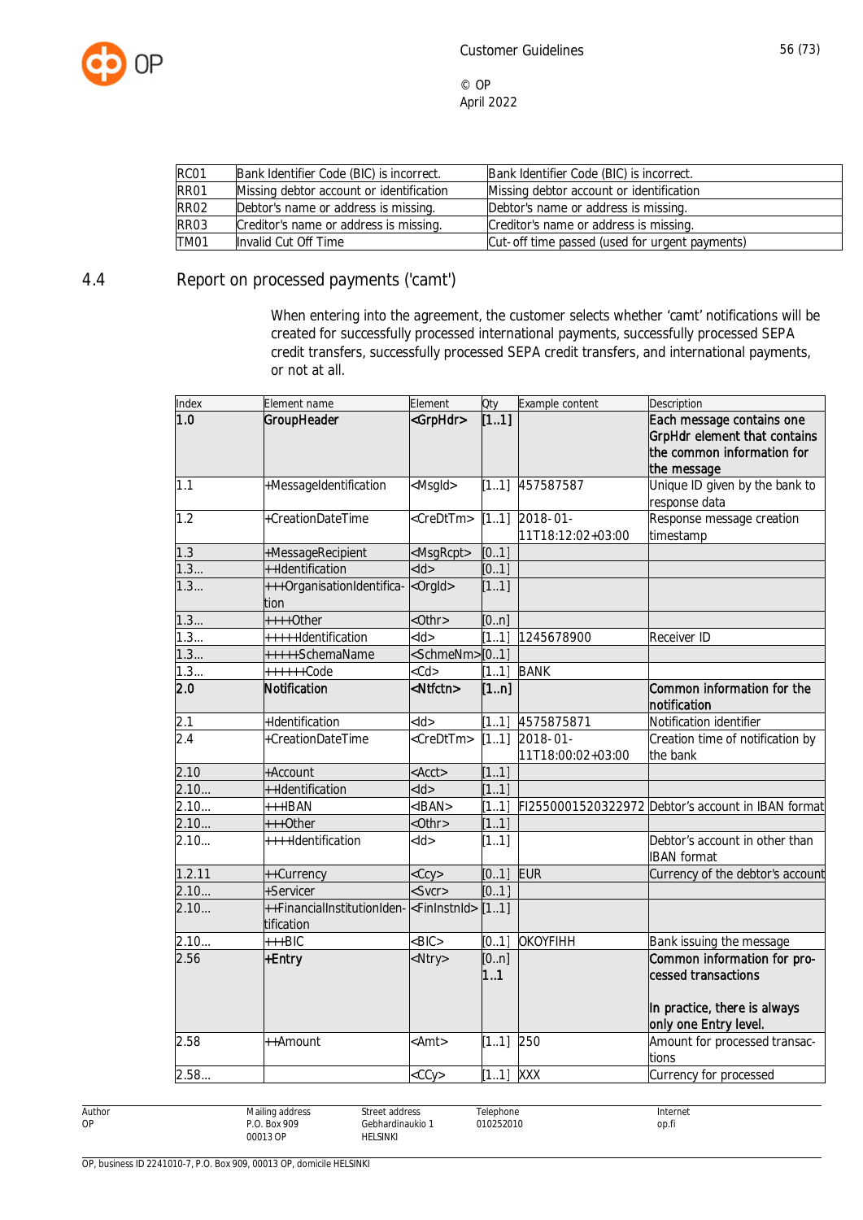| RC01 | Bank Identifier Code (BIC) is incorrect. | Bank Identifier Code (BIC) is incorrect. |
|---|---|---|
| RR01 | Missing debtor account or identification | Missing debtor account or identification |
| RR02 | Debtor's name or address is missing. | Debtor's name or address is missing. |
| RR03 | Creditor's name or address is missing. | Creditor's name or address is missing. |
| TM01 | Invalid Cut Off Time | Cut- off time passed (used for urgent payments) |

## 4.4 Report on processed payments ('camt')

When entering into the agreement, the customer selects whether 'camt' notifications will be created for successfully processed international payments, successfully processed SEPA credit transfers, successfully processed SEPA credit transfers, and international payments, or not at all.

| Index | Element name | Element | Qty | Example content | Description |
|---|---|---|---|---|---|
| **1.0** | **GroupHeader** | **<GrpHdr>** | **[1..1]** | | **Each message contains one GrpHdr element that contains the common information for the message** |
| 1.1 | +MessageIdentification | <MsgId> | [1..1] | 457587587 | Unique ID given by the bank to response data |
| 1.2 | +CreationDateTime | <CreDtTm> | [1..1] | 2018-01-11T18:12:02+03:00 | Response message creation timestamp |
| 1.3 | +MessageRecipient | <MsgRcpt> | [0..1] | | |
| 1.3... | ++Identification | <Id> | [0..1] | | |
| 1.3... | +++OrganisationIdentification | <OrgId> | [1..1] | | |
| 1.3... | ++++Other | <Othr> | [0..n] | | |
| 1.3... | +++++Identification | <Id> | [1..1] | 1245678900 | Receiver ID |
| 1.3... | +++++SchemaName | <SchmeNm> | [0..1] | | |
| 1.3... | ++++++Code | <Cd> | [1..1] | BANK | |
| **2.0** | **Notification** | **<Ntfctn>** | **[1..n]** | | **Common information for the notification** |
| 2.1 | +Identification | <Id> | [1..1] | 4575875871 | Notification identifier |
| 2.4 | +CreationDateTime | <CreDtTm> | [1..1] | 2018-01-11T18:00:02+03:00 | Creation time of notification by the bank |
| 2.10 | +Account | <Acct> | [1..1] | | |
| 2.10... | ++Identification | <Id> | [1..1] | | |
| 2.10... | +++IBAN | <IBAN> | [1..1] | FI2550001520322972 | Debtor's account in IBAN format |
| 2.10... | +++Other | <Othr> | [1..1] | | |
| 2.10... | ++++Identification | <Id> | [1..1] | | Debtor's account in other than IBAN format |
| 1.2.11 | ++Currency | <Ccy> | [0..1] | EUR | Currency of the debtor's account |
| 2.10... | +Servicer | <Svcr> | [0..1] | | |
| 2.10... | ++FinancialInstitutionIdentification | <FinInstnId> | [1..1] | | |
| 2.10... | +++BIC | <BIC> | [0..1] | OKOYFIHH | Bank issuing the message |
| 2.56 | **+Entry** | <Ntry> | [0..n] **1..1** | | **Common information for processed transactions**<br><br>**In practice, there is always only one Entry level.** |
| 2.58 | ++Amount | <Amt> | [1..1] | 250 | Amount for processed transactions |
| 2.58... | | <CCy> | [1..1] | XXX | Currency for processed |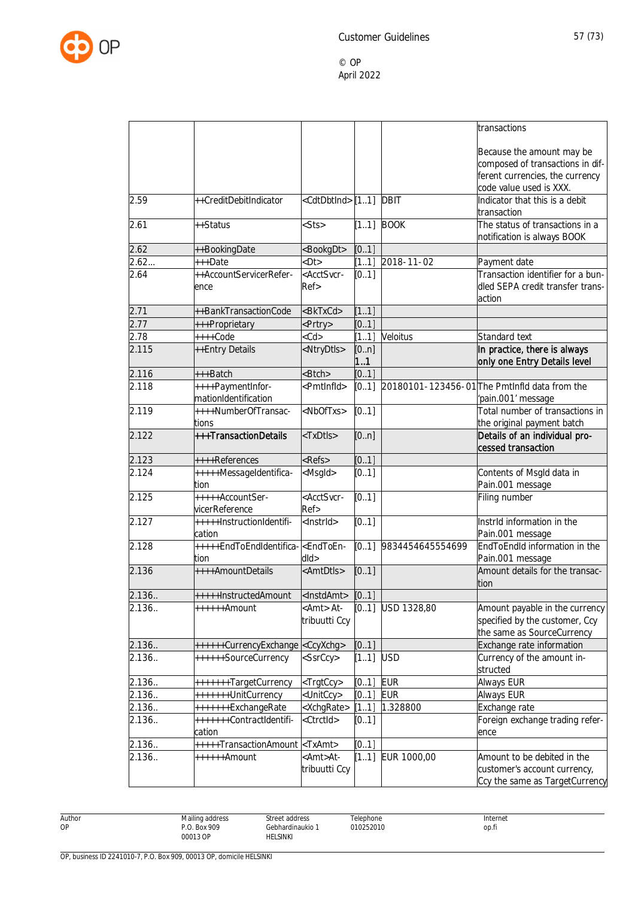| | | | | | transactions<br><br>Because the amount may be composed of transactions in different currencies, the currency code value used is XXX. |
|---|---|---|---|---|---|
| 2.59 | ++CreditDebitIndicator | <CdtDbtInd> | [1..1] | DBIT | Indicator that this is a debit transaction |
| 2.61 | ++Status | <Sts> | [1..1] | BOOK | The status of transactions in a notification is always BOOK |
| 2.62 | ++BookingDate | <BookgDt> | [0..1] | | |
| 2.62... | +++Date | <Dt> | [1..1] | 2018-11-02 | Payment date |
| 2.64 | ++AccountServicerReference | <AcctSvcrRef> | [0..1] | | Transaction identifier for a bundled SEPA credit transfer transaction |
| 2.71 | ++BankTransactionCode | <BkTxCd> | [1..1] | | |
| 2.77 | +++Proprietary | <Prtry> | [0..1] | | |
| 2.78 | ++++Code | <Cd> | [1..1] | Veloitus | Standard text |
| 2.115 | ++Entry Details | <NtryDtls> | [0..n]<br>**1..1** | | **In practice, there is always only one Entry Details level** |
| 2.116 | +++Batch | <Btch> | [0..1] | | |
| 2.118 | ++++PaymentInformationIdentification | <PmtInfId> | [0..1] | 20180101-123456-01 | The PmtInfId data from the 'pain.001' message |
| 2.119 | ++++NumberOfTransactions | <NbOfTxs> | [0..1] | | Total number of transactions in the original payment batch |
| 2.122 | **+++TransactionDetails** | <TxDtls> | [0..n] | | **Details of an individual processed transaction** |
| 2.123 | ++++References | <Refs> | [0..1] | | |
| 2.124 | +++++MessageIdentification | <MsgId> | [0..1] | | Contents of MsgId data in Pain.001 message |
| 2.125 | +++++AccountServicerReference | <AcctSvcrRef> | [0..1] | | Filing number |
| 2.127 | +++++InstructionIdentification | <InstrId> | [0..1] | | InstrId information in the Pain.001 message |
| 2.128 | +++++EndToEndIdentification | <EndToEndId> | [0..1] | 9834454645554699 | EndToEndId information in the Pain.001 message |
| 2.136 | ++++AmountDetails | <AmtDtls> | [0..1] | | Amount details for the transaction |
| 2.136.. | +++++InstructedAmount | <InstdAmt> | [0..1] | | |
| 2.136.. | ++++++Amount | <Amt> Attribuutti Ccy | [0..1] | USD 1328,80 | Amount payable in the currency specified by the customer, Ccy the same as SourceCurrency |
| 2.136.. | ++++++CurrencyExchange | <CcyXchg> | [0..1] | | Exchange rate information |
| 2.136.. | ++++++SourceCurrency | <SrcCcy> | [1..1] | USD | Currency of the amount instructed |
| 2.136.. | +++++++TargetCurrency | <TrgtCcy> | [0..1] | EUR | Always EUR |
| 2.136.. | +++++++UnitCurrency | <UnitCcy> | [0..1] | EUR | Always EUR |
| 2.136.. | +++++++ExchangeRate | <XchgRate> | [1..1] | 1.328800 | Exchange rate |
| 2.136.. | +++++++ContractIdentification | <CtrctId> | [0..1] | | Foreign exchange trading reference |
| 2.136.. | +++++TransactionAmount | <TxAmt> | [0..1] | | |
| 2.136.. | ++++++Amount | <Amt>Attribuutti Ccy | [1..1] | EUR 1000,00 | Amount to be debited in the customer's account currency, Ccy the same as TargetCurrency |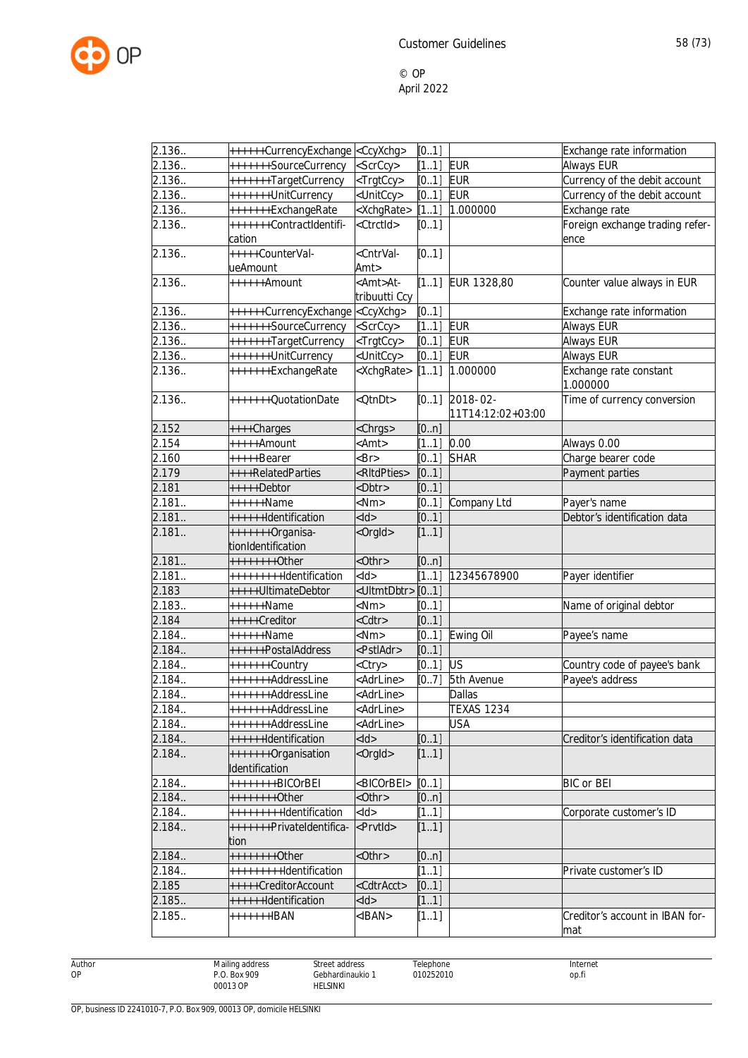| | | | | | |
|---|---|---|---|---|---|
| 2.136.. | ++++++CurrencyExchange | <CcyXchg> | [0..1] | | Exchange rate information |
| 2.136.. | +++++++SourceCurrency | <ScrCcy> | [1..1] | EUR | Always EUR |
| 2.136.. | +++++++TargetCurrency | <TrgtCcy> | [0..1] | EUR | Currency of the debit account |
| 2.136.. | +++++++UnitCurrency | <UnitCcy> | [0..1] | EUR | Currency of the debit account |
| 2.136.. | +++++++ExchangeRate | <XchgRate> | [1..1] | 1.000000 | Exchange rate |
| 2.136.. | +++++++ContractIdentification | <CtrctId> | [0..1] | | Foreign exchange trading reference |
| 2.136.. | +++++CounterValueAmount | <CntrValAmt> | [0..1] | | |
| 2.136.. | ++++++Amount | <Amt>Attribuutti Ccy | [1..1] | EUR 1328,80 | Counter value always in EUR |
| 2.136.. | ++++++CurrencyExchange | <CcyXchg> | [0..1] | | Exchange rate information |
| 2.136.. | +++++++SourceCurrency | <ScrCcy> | [1..1] | EUR | Always EUR |
| 2.136.. | +++++++TargetCurrency | <TrgtCcy> | [0..1] | EUR | Always EUR |
| 2.136.. | +++++++UnitCurrency | <UnitCcy> | [0..1] | EUR | Always EUR |
| 2.136.. | +++++++ExchangeRate | <XchgRate> | [1..1] | 1.000000 | Exchange rate constant 1.000000 |
| 2.136.. | +++++++QuotationDate | <QtnDt> | [0..1] | 2018-02-11T14:12:02+03:00 | Time of currency conversion |
| 2.152 | ++++Charges | <Chrgs> | [0..n] | | |
| 2.154 | +++++Amount | <Amt> | [1..1] | 0.00 | Always 0.00 |
| 2.160 | +++++Bearer | <Br> | [0..1] | SHAR | Charge bearer code |
| 2.179 | ++++RelatedParties | <RltdPties> | [0..1] | | Payment parties |
| 2.181 | +++++Debtor | <Dbtr> | [0..1] | | |
| 2.181.. | ++++++Name | <Nm> | [0..1] | Company Ltd | Payer's name |
| 2.181.. | ++++++Identification | <Id> | [0..1] | | Debtor's identification data |
| 2.181.. | +++++++OrganisationIdentification | <OrgId> | [1..1] | | |
| 2.181.. | ++++++++Other | <Othr> | [0..n] | | |
| 2.181.. | +++++++++Identification | <Id> | [1..1] | 12345678900 | Payer identifier |
| 2.183 | +++++UltimateDebtor | <UltmtDbtr> | [0..1] | | |
| 2.183.. | ++++++Name | <Nm> | [0..1] | | Name of original debtor |
| 2.184 | +++++Creditor | <Cdtr> | [0..1] | | |
| 2.184.. | ++++++Name | <Nm> | [0..1] | Ewing Oil | Payee's name |
| 2.184.. | ++++++PostalAddress | <PstlAdr> | [0..1] | | |
| 2.184.. | +++++++Country | <Ctry> | [0..1] | US | Country code of payee's bank |
| 2.184.. | +++++++AddressLine | <AdrLine> | [0..7] | 5th Avenue | Payee's address |
| 2.184.. | +++++++AddressLine | <AdrLine> | | Dallas | |
| 2.184.. | +++++++AddressLine | <AdrLine> | | TEXAS 1234 | |
| 2.184.. | +++++++AddressLine | <AdrLine> | | USA | |
| 2.184.. | ++++++Identification | <Id> | [0..1] | | Creditor's identification data |
| 2.184.. | +++++++Organisation Identification | <OrgId> | [1..1] | | |
| 2.184.. | ++++++++BICOrBEI | <BICOrBEI> | [0..1] | | BIC or BEI |
| 2.184.. | ++++++++Other | <Othr> | [0..n] | | |
| 2.184.. | +++++++++Identification | <Id> | [1..1] | | Corporate customer's ID |
| 2.184.. | +++++++PrivateIdentification | <PrvtId> | [1..1] | | |
| 2.184.. | ++++++++Other | <Othr> | [0..n] | | |
| 2.184.. | +++++++++Identification | | [1..1] | | Private customer's ID |
| 2.185 | +++++CreditorAccount | <CdtrAcct> | [0..1] | | |
| 2.185.. | ++++++Identification | <Id> | [1..1] | | |
| 2.185.. | +++++++IBAN | <IBAN> | [1..1] | | Creditor's account in IBAN format |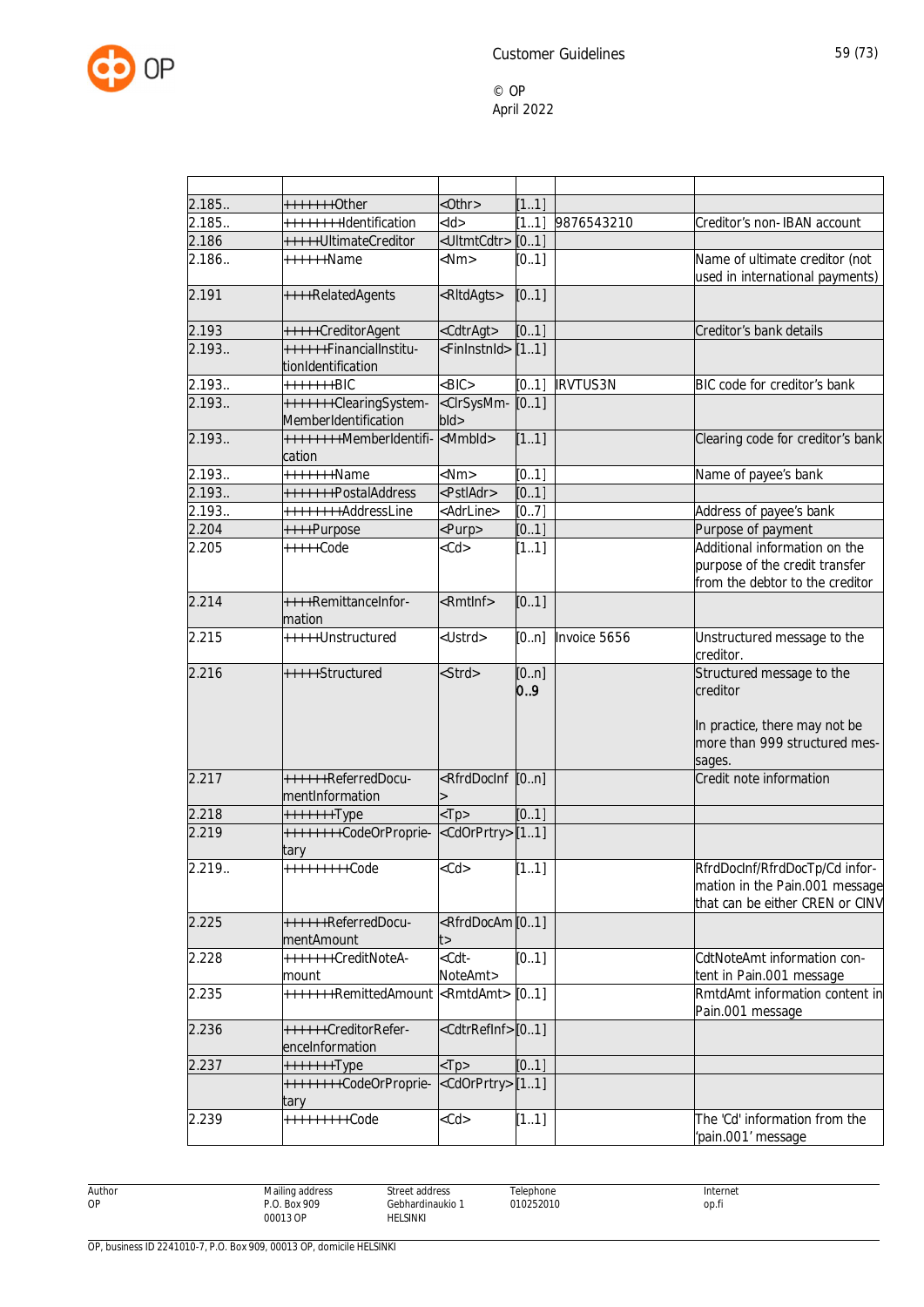| | | | | | |
|---|---|---|---|---|---|
| 2.185.. | +++++++Other | <Othr> | [1..1] | | |
| 2.185.. | ++++++++Identification | <Id> | [1..1] | 9876543210 | Creditor's non- IBAN account |
| 2.186 | +++++UltimateCreditor | <UltmtCdtr> | [0..1] | | |
| 2.186.. | ++++++Name | <Nm> | [0..1] | | Name of ultimate creditor (not used in international payments) |
| 2.191 | ++++RelatedAgents | <RltdAgts> | [0..1] | | |
| 2.193 | +++++CreditorAgent | <CdtrAgt> | [0..1] | | Creditor's bank details |
| 2.193.. | ++++++FinancialInstitutionIdentification | <FinInstnId> | [1..1] | | |
| 2.193.. | +++++++BIC | <BIC> | [0..1] | IRVTUS3N | BIC code for creditor's bank |
| 2.193.. | +++++++ClearingSystemMemberIdentification | <ClrSysMmbId> | [0..1] | | |
| 2.193.. | ++++++++MemberIdentification | <MmbId> | [1..1] | | Clearing code for creditor's bank |
| 2.193.. | +++++++Name | <Nm> | [0..1] | | Name of payee's bank |
| 2.193.. | +++++++PostalAddress | <PstlAdr> | [0..1] | | |
| 2.193.. | ++++++++AddressLine | <AdrLine> | [0..7] | | Address of payee's bank |
| 2.204 | ++++Purpose | <Purp> | [0..1] | | Purpose of payment |
| 2.205 | +++++Code | <Cd> | [1..1] | | Additional information on the purpose of the credit transfer from the debtor to the creditor |
| 2.214 | ++++RemittanceInformation | <RmtInf> | [0..1] | | |
| 2.215 | +++++Unstructured | <Ustrd> | [0..n] | Invoice 5656 | Unstructured message to the creditor. |
| 2.216 | +++++Structured | <Strd> | [0..n] **0..9** | | Structured message to the creditor<br><br>In practice, there may not be more than 999 structured messages. |
| 2.217 | ++++++ReferredDocumentInformation | <RfrdDocInf> | [0..n] | | Credit note information |
| 2.218 | +++++++Type | <Tp> | [0..1] | | |
| 2.219 | ++++++++CodeOrProprietary | <CdOrPrtry> | [1..1] | | |
| 2.219.. | +++++++++Code | <Cd> | [1..1] | | RfrdDocInf/RfrdDocTp/Cd information in the Pain.001 message that can be either CREN or CINV |
| 2.225 | ++++++ReferredDocumentAmount | <RfrdDocAmt> | [0..1] | | |
| 2.228 | +++++++CreditNoteAmount | <CdtNoteAmt> | [0..1] | | CdtNoteAmt information content in Pain.001 message |
| 2.235 | +++++++RemittedAmount | <RmtdAmt> | [0..1] | | RmtdAmt information content in Pain.001 message |
| 2.236 | ++++++CreditorReferenceInformation | <CdtrRefInf> | [0..1] | | |
| 2.237 | +++++++Type | <Tp> | [0..1] | | |
| | ++++++++CodeOrProprietary | <CdOrPrtry> | [1..1] | | |
| 2.239 | +++++++++Code | <Cd> | [1..1] | | The 'Cd' information from the 'pain.001' message |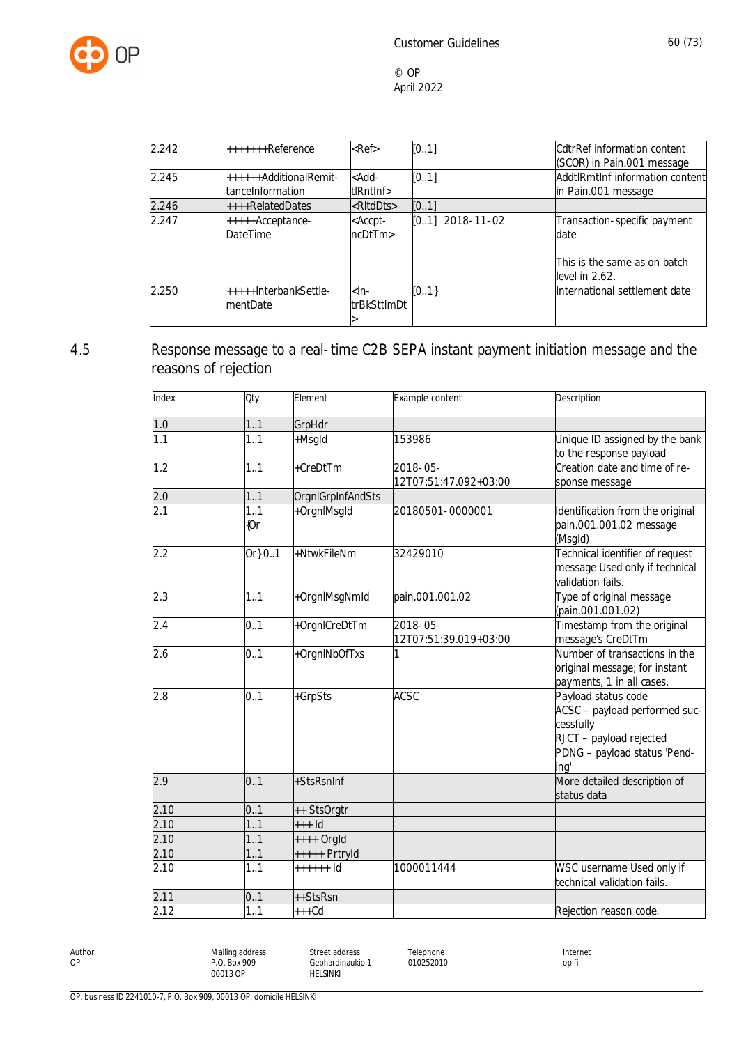| | | | | | |
|---|---|---|---|---|---|
| 2.242 | +++++++Reference | <Ref> | [0..1] | | CdtrRef information content (SCOR) in Pain.001 message |
| 2.245 | ++++++AdditionalRemit-tanceInformation | <Add-tlRntInf> | [0..1] | | AddtlRmtInf information content in Pain.001 message |
| 2.246 | ++++RelatedDates | <RltdDts> | [0..1] | | |
| 2.247 | +++++Acceptance-DateTime | <Accpt-ncDtTm> | [0..1] | 2018-11-02 | Transaction-specific payment date<br><br>This is the same as on batch level in 2.62. |
| 2.250 | +++++InterbankSettle-mentDate | <In-trBkSttlmDt> | [0..1} | | International settlement date |

## 4.5 Response message to a real-time C2B SEPA instant payment initiation message and the reasons of rejection

| Index | Qty | Element | Example content | Description |
|---|---|---|---|---|
| 1.0 | 1..1 | GrpHdr | | |
| 1.1 | 1..1 | +MsgId | 153986 | Unique ID assigned by the bank to the response payload |
| 1.2 | 1..1 | +CreDtTm | 2018-05-12T07:51:47.092+03:00 | Creation date and time of response message |
| 2.0 | 1..1 | OrgnlGrpInfAndSts | | |
| 2.1 | 1..1 {Or | +OrgnlMsgId | 20180501-0000001 | Identification from the original pain.001.001.02 message (MsgId) |
| 2.2 | Or} 0..1 | +NtwkFileNm | 32429010 | Technical identifier of request message Used only if technical validation fails. |
| 2.3 | 1..1 | +OrgnlMsgNmId | pain.001.001.02 | Type of original message (pain.001.001.02) |
| 2.4 | 0..1 | +OrgnlCreDtTm | 2018-05-12T07:51:39.019+03:00 | Timestamp from the original message's CreDtTm |
| 2.6 | 0..1 | +OrgnlNbOfTxs | 1 | Number of transactions in the original message; for instant payments, 1 in all cases. |
| 2.8 | 0..1 | +GrpSts | ACSC | Payload status code<br>ACSC – payload performed successfully<br>RJCT – payload rejected<br>PDNG – payload status 'Pending' |
| 2.9 | 0..1 | +StsRsnInf | | More detailed description of status data |
| 2.10 | 0..1 | ++ StsOrgtr | | |
| 2.10 | 1..1 | +++ Id | | |
| 2.10 | 1..1 | ++++ OrgId | | |
| 2.10 | 1..1 | +++++ PrtryId | | |
| 2.10 | 1..1 | ++++++ Id | 1000011444 | WSC username Used only if technical validation fails. |
| 2.11 | 0..1 | ++StsRsn | | |
| 2.12 | 1..1 | +++Cd | | Rejection reason code. |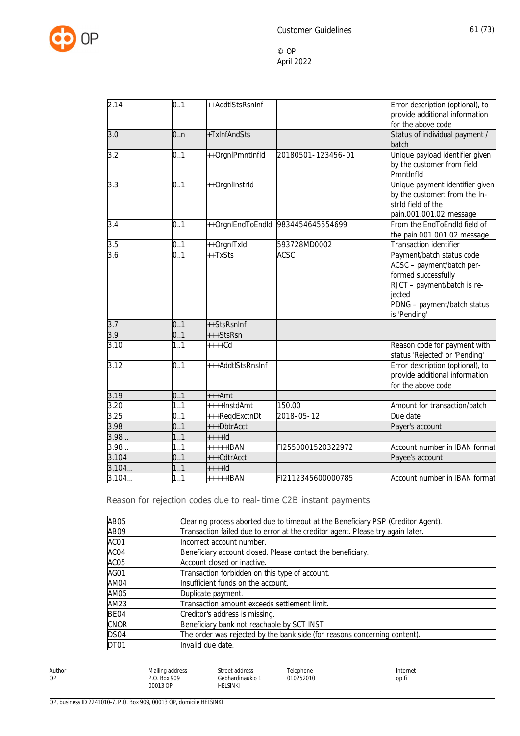| | | | | |
|---|---|---|---|---|
| 2.14 | 0..1 | ++AddtlStsRsnInf | | Error description (optional), to provide additional information for the above code |
| 3.0 | 0..n | +TxInfAndSts | | Status of individual payment / batch |
| 3.2 | 0..1 | ++OrgnlPmntInfId | 20180501-123456-01 | Unique payload identifier given by the customer from field PmntInfId |
| 3.3 | 0..1 | ++OrgnlInstrId | | Unique payment identifier given by the customer: from the InstrId field of the pain.001.001.02 message |
| 3.4 | 0..1 | ++OrgnlEndToEndId | 9834454645554699 | From the EndToEndId field of the pain.001.001.02 message |
| 3.5 | 0..1 | ++OrgnlTxId | 593728MD0002 | Transaction identifier |
| 3.6 | 0..1 | ++TxSts | ACSC | Payment/batch status code<br>ACSC – payment/batch performed successfully<br>RJCT – payment/batch is rejected<br>PDNG – payment/batch status is 'Pending' |
| 3.7 | 0..1 | ++StsRsnInf | | |
| 3.9 | 0..1 | +++StsRsn | | |
| 3.10 | 1..1 | ++++Cd | | Reason code for payment with status 'Rejected' or 'Pending' |
| 3.12 | 0..1 | +++AddtlStsRnsInf | | Error description (optional), to provide additional information for the above code |
| 3.19 | 0..1 | +++Amt | | |
| 3.20 | 1..1 | ++++InstdAmt | 150.00 | Amount for transaction/batch |
| 3.25 | 0..1 | +++ReqdExctnDt | 2018-05-12 | Due date |
| 3.98 | 0..1 | +++DbtrAcct | | Payer's account |
| 3.98... | 1..1 | ++++Id | | |
| 3.98... | 1..1 | +++++IBAN | FI2550001520322972 | Account number in IBAN format |
| 3.104 | 0..1 | +++CdtrAcct | | Payee's account |
| 3.104... | 1..1 | ++++Id | | |
| 3.104... | 1..1 | +++++IBAN | FI2112345600000785 | Account number in IBAN format |

Reason for rejection codes due to real-time C2B instant payments

| | |
|---|---|
| AB05 | Clearing process aborted due to timeout at the Beneficiary PSP (Creditor Agent). |
| AB09 | Transaction failed due to error at the creditor agent. Please try again later. |
| AC01 | Incorrect account number. |
| AC04 | Beneficiary account closed. Please contact the beneficiary. |
| AC05 | Account closed or inactive. |
| AG01 | Transaction forbidden on this type of account. |
| AM04 | Insufficient funds on the account. |
| AM05 | Duplicate payment. |
| AM23 | Transaction amount exceeds settlement limit. |
| BE04 | Creditor's address is missing. |
| CNOR | Beneficiary bank not reachable by SCT INST |
| DS04 | The order was rejected by the bank side (for reasons concerning content). |
| DT01 | Invalid due date. |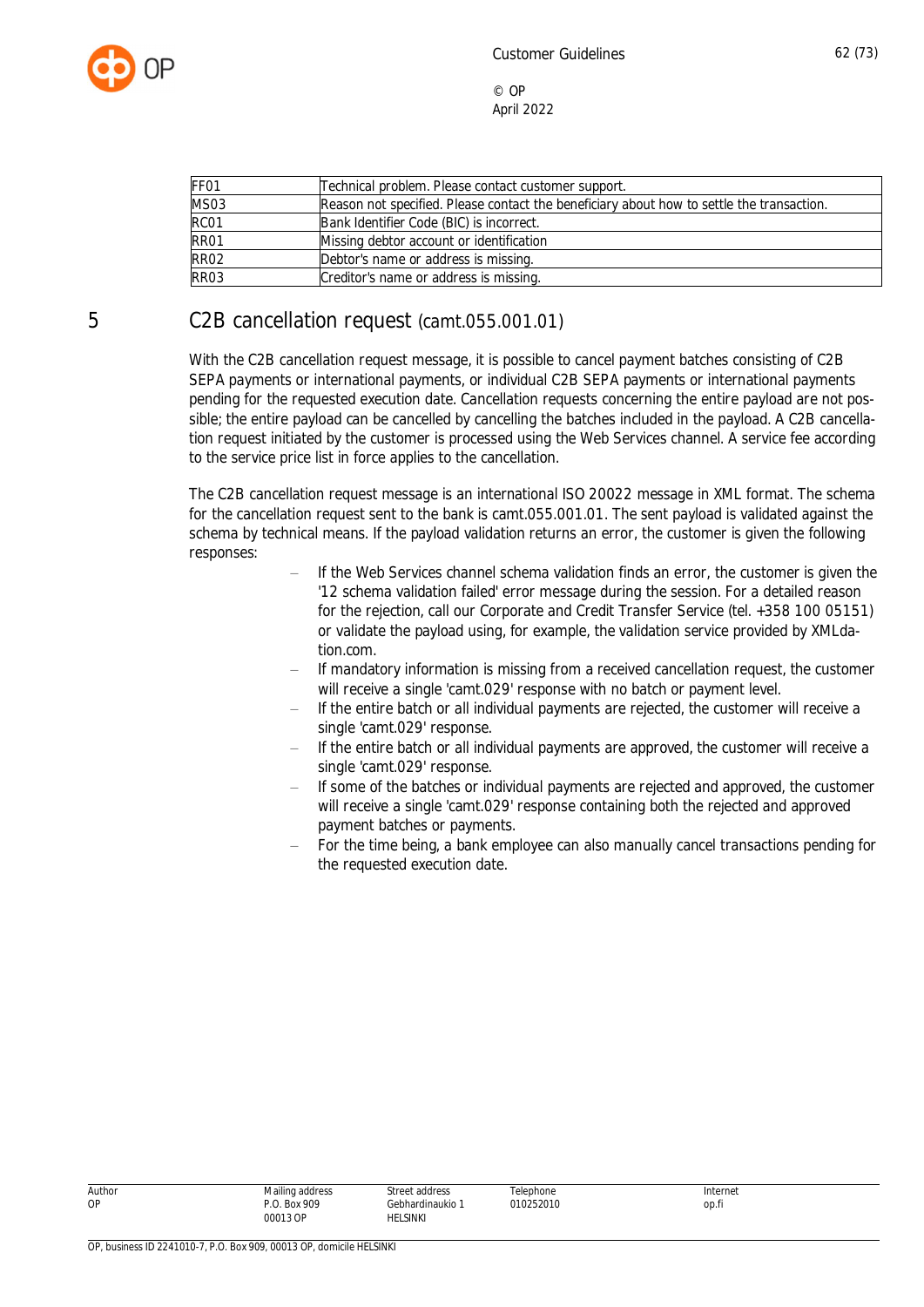| | |
|---|---|
| FF01 | Technical problem. Please contact customer support. |
| MS03 | Reason not specified. Please contact the beneficiary about how to settle the transaction. |
| RC01 | Bank Identifier Code (BIC) is incorrect. |
| RR01 | Missing debtor account or identification |
| RR02 | Debtor's name or address is missing. |
| RR03 | Creditor's name or address is missing. |

# 5 C2B cancellation request (camt.055.001.01)

With the C2B cancellation request message, it is possible to cancel payment batches consisting of C2B SEPA payments or international payments, or individual C2B SEPA payments or international payments pending for the requested execution date. Cancellation requests concerning the entire payload are not possible; the entire payload can be cancelled by cancelling the batches included in the payload. A C2B cancellation request initiated by the customer is processed using the Web Services channel. A service fee according to the service price list in force applies to the cancellation.

The C2B cancellation request message is an international ISO 20022 message in XML format. The schema for the cancellation request sent to the bank is camt.055.001.01. The sent payload is validated against the schema by technical means. If the payload validation returns an error, the customer is given the following responses:

- If the Web Services channel schema validation finds an error, the customer is given the '12 schema validation failed' error message during the session. For a detailed reason for the rejection, call our Corporate and Credit Transfer Service (tel. +358 100 05151) or validate the payload using, for example, the validation service provided by XMLdation.com.
- If mandatory information is missing from a received cancellation request, the customer will receive a single 'camt.029' response with no batch or payment level.
- If the entire batch or all individual payments are rejected, the customer will receive a single 'camt.029' response.
- If the entire batch or all individual payments are approved, the customer will receive a single 'camt.029' response.
- If some of the batches or individual payments are rejected and approved, the customer will receive a single 'camt.029' response containing both the rejected and approved payment batches or payments.
- For the time being, a bank employee can also manually cancel transactions pending for the requested execution date.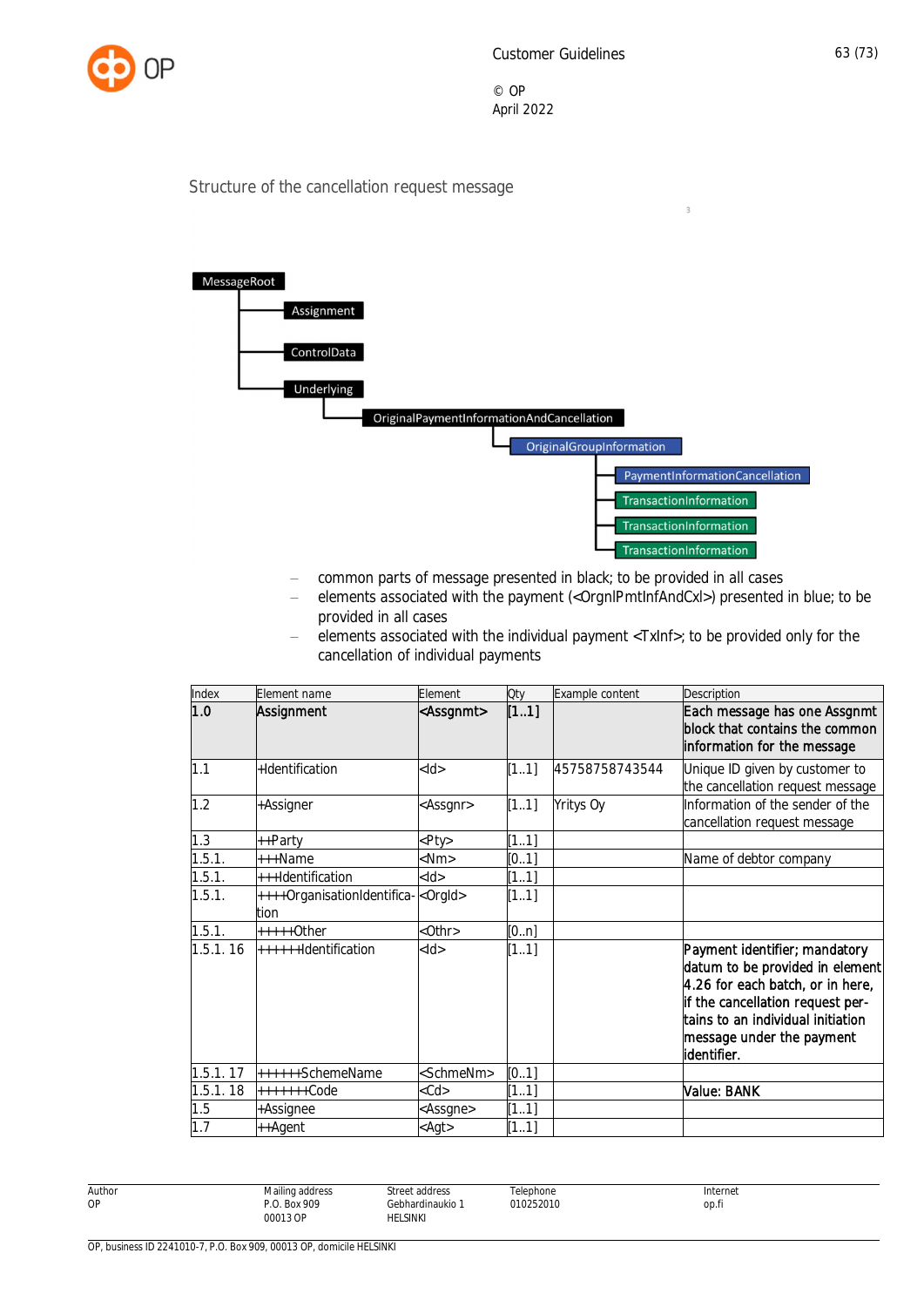## Structure of the cancellation request message

```
MessageRoot
├── Assignment
├── ControlData
└── Underlying
    └── OriginalPaymentInformationAndCancellation
        └── OriginalGroupInformation
            ├── PaymentInformationCancellation
            ├── TransactionInformation
            ├── TransactionInformation
            └── TransactionInformation
```

- common parts of message presented in black; to be provided in all cases
- elements associated with the payment (<OrgnlPmtInfAndCxl>) presented in blue; to be provided in all cases
- elements associated with the individual payment <TxInf>; to be provided only for the cancellation of individual payments

| Index | Element name | Element | Qty | Example content | Description |
|---|---|---|---|---|---|
| **1.0** | **Assignment** | **<Assgnmt>** | **[1..1]** | | **Each message has one Assgnmt block that contains the common information for the message** |
| 1.1 | +Identification | <Id> | [1..1] | 45758758743544 | Unique ID given by customer to the cancellation request message |
| 1.2 | +Assigner | <Assgnr> | [1..1] | Yritys Oy | Information of the sender of the cancellation request message |
| 1.3 | ++Party | <Pty> | [1..1] | | |
| 1.5.1. | +++Name | <Nm> | [0..1] | | Name of debtor company |
| 1.5.1. | +++Identification | <Id> | [1..1] | | |
| 1.5.1. | ++++OrganisationIdentification | <OrgId> | [1..1] | | |
| 1.5.1. | +++++Other | <Othr> | [0..n] | | |
| 1.5.1. 16 | ++++++Identification | <Id> | [1..1] | | **Payment identifier; mandatory datum to be provided in element 4.26 for each batch, or in here, if the cancellation request pertains to an individual initiation message under the payment identifier.** |
| 1.5.1. 17 | ++++++SchemeName | <SchmeNm> | [0..1] | | |
| 1.5.1. 18 | +++++++Code | <Cd> | [1..1] | | **Value: BANK** |
| 1.5 | +Assignee | <Assgne> | [1..1] | | |
| 1.7 | ++Agent | <Agt> | [1..1] | | |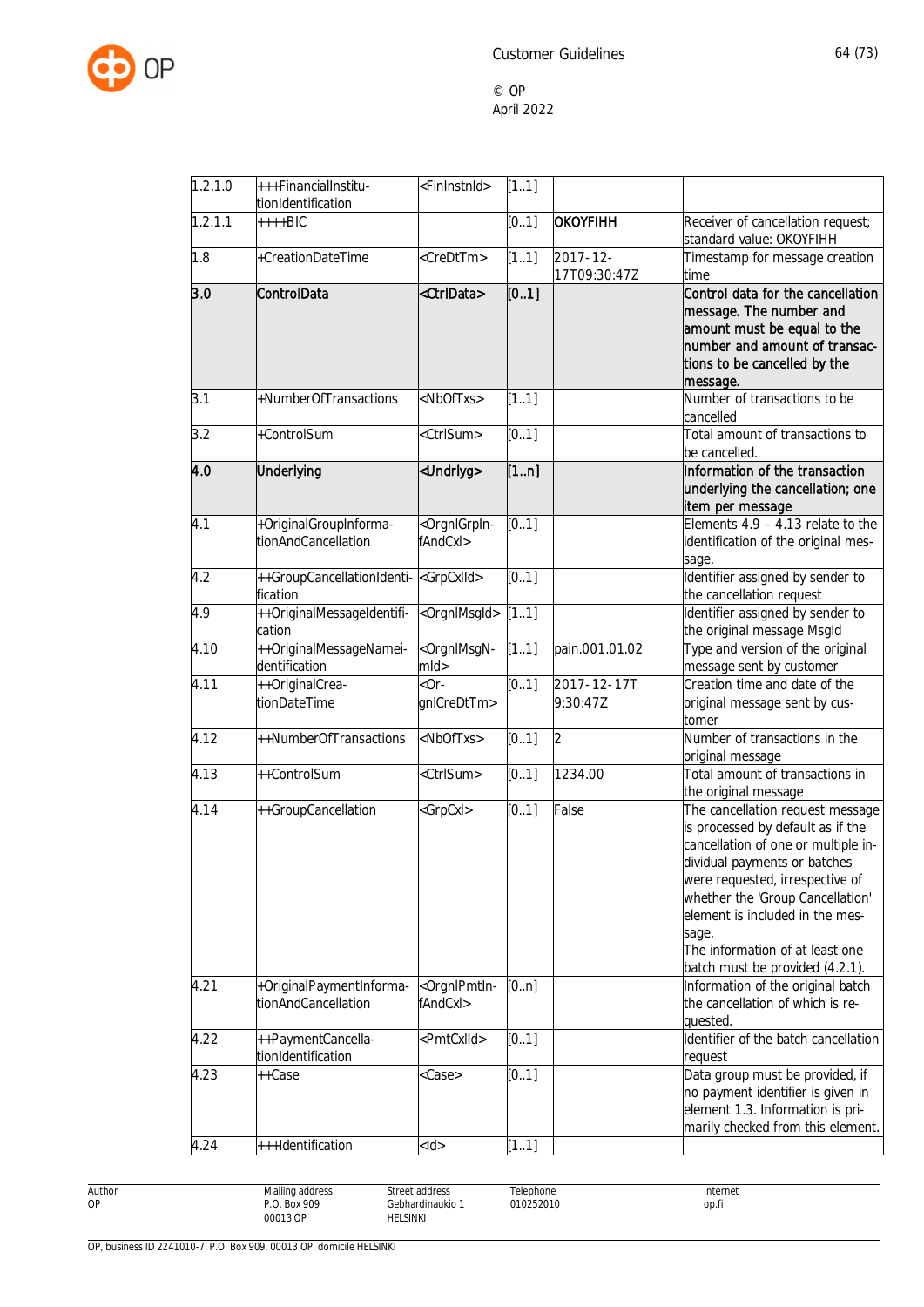| | | | | | |
|---|---|---|---|---|---|
| 1.2.1.0 | +++FinancialInstitutionIdentification | <FinInstnId> | [1..1] | | |
| 1.2.1.1 | ++++BIC | | [0..1] | OKOYFIHH | Receiver of cancellation request; standard value: OKOYFIHH |
| 1.8 | +CreationDateTime | <CreDtTm> | [1..1] | 2017-12-17T09:30:47Z | Timestamp for message creation time |
| **3.0** | **ControlData** | **<CtrlData>** | **[0..1]** | | **Control data for the cancellation message. The number and amount must be equal to the number and amount of transactions to be cancelled by the message.** |
| 3.1 | +NumberOfTransactions | <NbOfTxs> | [1..1] | | Number of transactions to be cancelled |
| 3.2 | +ControlSum | <CtrlSum> | [0..1] | | Total amount of transactions to be cancelled. |
| **4.0** | **Underlying** | **<Undrlyg>** | **[1..n]** | | **Information of the transaction underlying the cancellation; one item per message** |
| 4.1 | +OriginalGroupInformationAndCancellation | <OrgnlGrpInfAndCxl> | [0..1] | | Elements 4.9 – 4.13 relate to the identification of the original message. |
| 4.2 | ++GroupCancellationIdentification | <GrpCxlId> | [0..1] | | Identifier assigned by sender to the cancellation request |
| 4.9 | ++OriginalMessageIdentification | <OrgnlMsgId> | [1..1] | | Identifier assigned by sender to the original message MsgId |
| 4.10 | ++OriginalMessageNameidentification | <OrgnlMsgNmId> | [1..1] | pain.001.01.02 | Type and version of the original message sent by customer |
| 4.11 | ++OriginalCreationDateTime | <OrgnlCreDtTm> | [0..1] | 2017-12-17T 9:30:47Z | Creation time and date of the original message sent by customer |
| 4.12 | ++NumberOfTransactions | <NbOfTxs> | [0..1] | 2 | Number of transactions in the original message |
| 4.13 | ++ControlSum | <CtrlSum> | [0..1] | 1234.00 | Total amount of transactions in the original message |
| 4.14 | ++GroupCancellation | <GrpCxl> | [0..1] | False | The cancellation request message is processed by default as if the cancellation of one or multiple individual payments or batches were requested, irrespective of whether the 'Group Cancellation' element is included in the message.<br>The information of at least one batch must be provided (4.2.1). |
| 4.21 | +OriginalPaymentInformationAndCancellation | <OrgnlPmtInfAndCxl> | [0..n] | | Information of the original batch the cancellation of which is requested. |
| 4.22 | ++PaymentCancellationIdentification | <PmtCxlId> | [0..1] | | Identifier of the batch cancellation request |
| 4.23 | ++Case | <Case> | [0..1] | | Data group must be provided, if no payment identifier is given in element 1.3. Information is primarily checked from this element. |
| 4.24 | +++Identification | <Id> | [1..1] | | |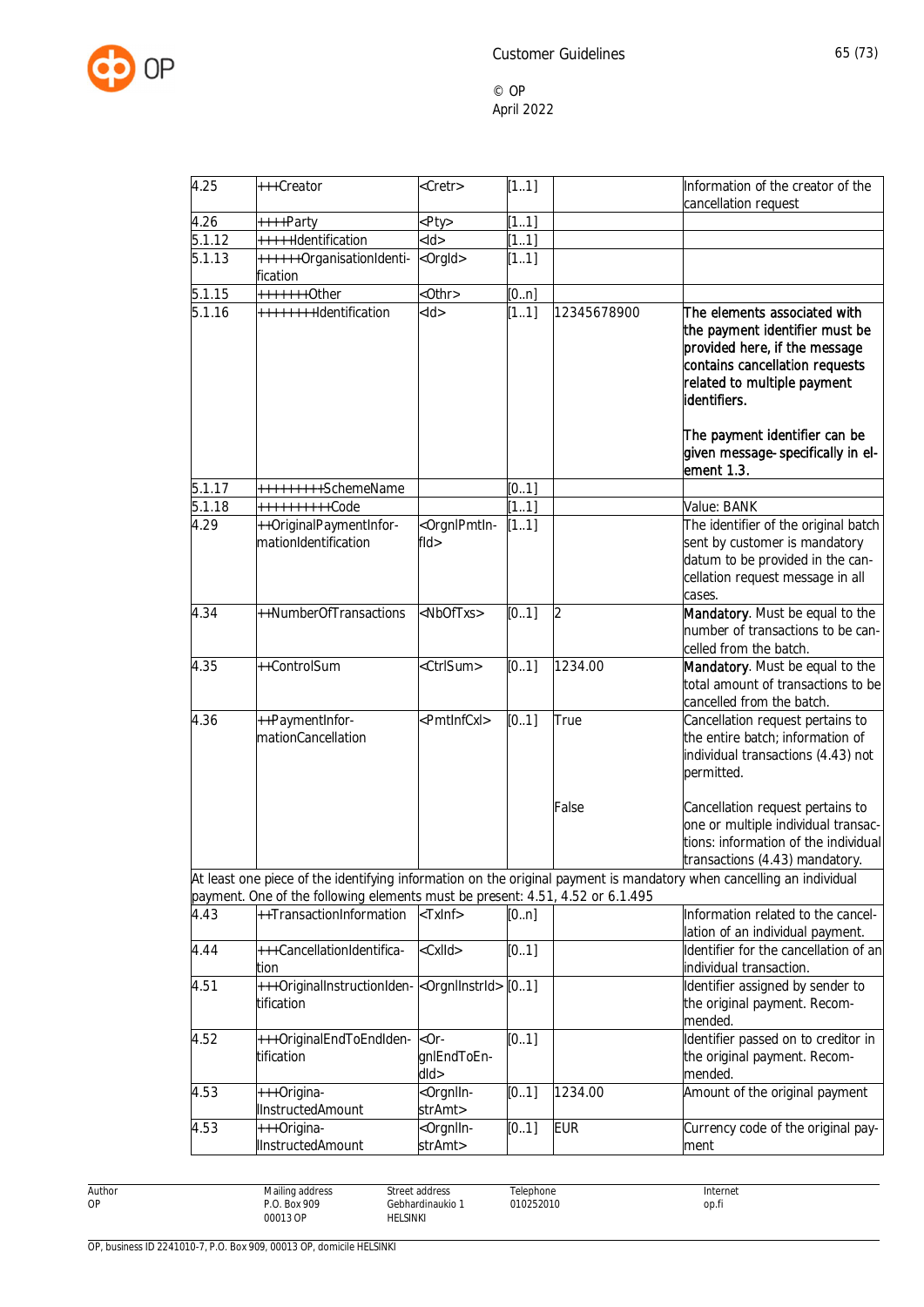| | | | | | |
|---|---|---|---|---|---|
| 4.25 | +++Creator | <Cretr> | [1..1] | | Information of the creator of the cancellation request |
| 4.26 | ++++Party | <Pty> | [1..1] | | |
| 5.1.12 | +++++Identification | <Id> | [1..1] | | |
| 5.1.13 | ++++++OrganisationIdentification | <OrgId> | [1..1] | | |
| 5.1.15 | +++++++Other | <Othr> | [0..n] | | |
| 5.1.16 | ++++++++Identification | <Id> | [1..1] | 12345678900 | The elements associated with the payment identifier must be provided here, if the message contains cancellation requests related to multiple payment identifiers.<br><br>The payment identifier can be given message-specifically in element 1.3. |
| 5.1.17 | +++++++++SchemeName | | [0..1] | | |
| 5.1.18 | ++++++++++Code | | [1..1] | | Value: BANK |
| 4.29 | ++OriginalPaymentInformationIdentification | <OrgnlPmtInfId> | [1..1] | | The identifier of the original batch sent by customer is mandatory datum to be provided in the cancellation request message in all cases. |
| 4.34 | ++NumberOfTransactions | <NbOfTxs> | [0..1] | 2 | **Mandatory**. Must be equal to the number of transactions to be cancelled from the batch. |
| 4.35 | ++ControlSum | <CtrlSum> | [0..1] | 1234.00 | **Mandatory**. Must be equal to the total amount of transactions to be cancelled from the batch. |
| 4.36 | ++PaymentInformationCancellation | <PmtInfCxl> | [0..1] | True<br><br>False | Cancellation request pertains to the entire batch; information of individual transactions (4.43) not permitted.<br><br>Cancellation request pertains to one or multiple individual transactions: information of the individual transactions (4.43) mandatory. |
| At least one piece of the identifying information on the original payment is mandatory when cancelling an individual payment. One of the following elements must be present: 4.51, 4.52 or 6.1.495 | | | | | |
| 4.43 | ++TransactionInformation | <TxInf> | [0..n] | | Information related to the cancellation of an individual payment. |
| 4.44 | +++CancellationIdentification | <CxlId> | [0..1] | | Identifier for the cancellation of an individual transaction. |
| 4.51 | +++OriginalInstructionIdentification | <OrgnlInstrId> | [0..1] | | Identifier assigned by sender to the original payment. Recommended. |
| 4.52 | +++OriginalEndToEndIdentification | <OrgnlEndToEndId> | [0..1] | | Identifier passed on to creditor in the original payment. Recommended. |
| 4.53 | +++OriginalInstructedAmount | <OrgnlInstrAmt> | [0..1] | 1234.00 | Amount of the original payment |
| 4.53 | +++OriginalInstructedAmount | <OrgnlInstrAmt> | [0..1] | EUR | Currency code of the original payment |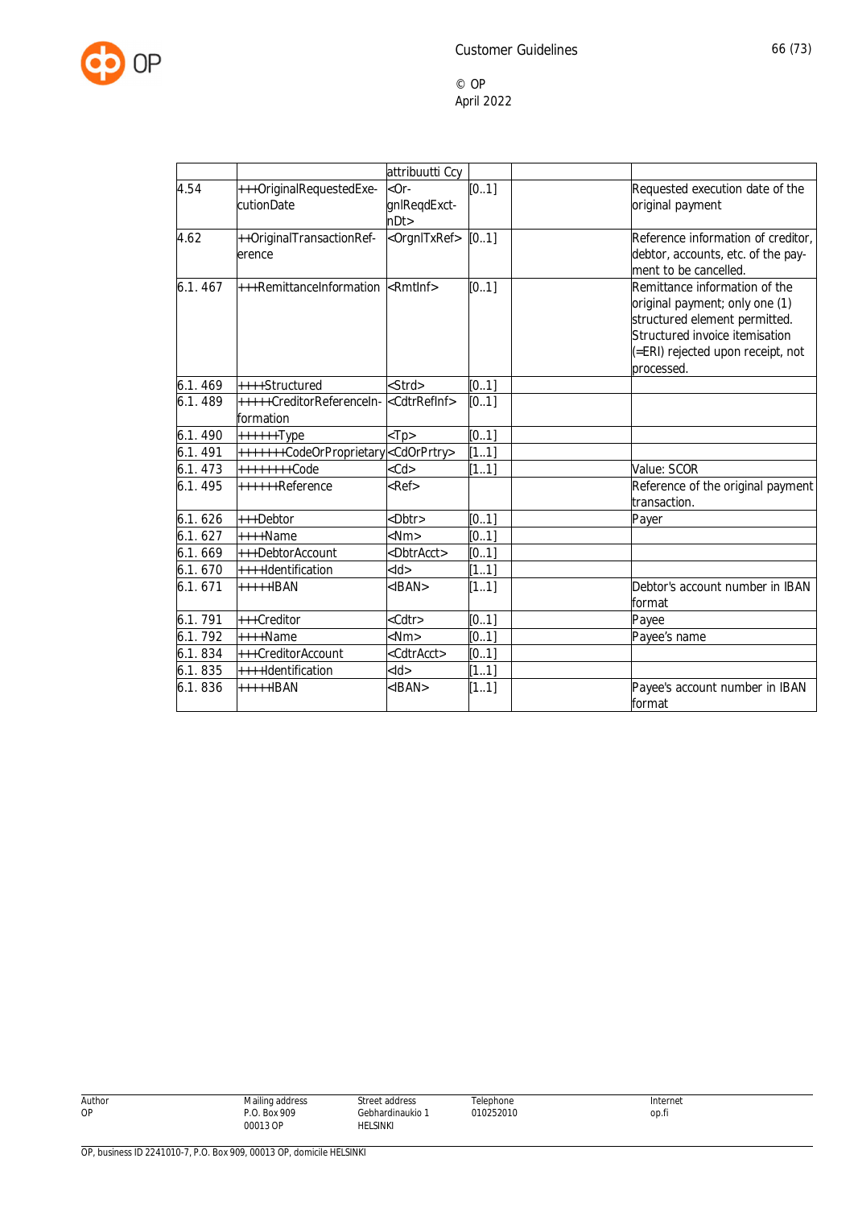| | | attribuutti Ccy | | | |
|---|---|---|---|---|---|
| 4.54 | +++OriginalRequestedExecutionDate | <OrgnlReqdExctnDt> | [0..1] | | Requested execution date of the original payment |
| 4.62 | ++OriginalTransactionReference | <OrgnlTxRef> | [0..1] | | Reference information of creditor, debtor, accounts, etc. of the payment to be cancelled. |
| 6.1. 467 | +++RemittanceInformation | <RmtInf> | [0..1] | | Remittance information of the original payment; only one (1) structured element permitted. Structured invoice itemisation (=ERI) rejected upon receipt, not processed. |
| 6.1. 469 | ++++Structured | <Strd> | [0..1] | | |
| 6.1. 489 | +++++CreditorReferenceInformation | <CdtrRefInf> | [0..1] | | |
| 6.1. 490 | ++++++Type | <Tp> | [0..1] | | |
| 6.1. 491 | +++++++CodeOrProprietary | <CdOrPrtry> | [1..1] | | |
| 6.1. 473 | ++++++++Code | <Cd> | [1..1] | | Value: SCOR |
| 6.1. 495 | ++++++Reference | <Ref> | | | Reference of the original payment transaction. |
| 6.1. 626 | +++Debtor | <Dbtr> | [0..1] | | Payer |
| 6.1. 627 | ++++Name | <Nm> | [0..1] | | |
| 6.1. 669 | +++DebtorAccount | <DbtrAcct> | [0..1] | | |
| 6.1. 670 | ++++Identification | <Id> | [1..1] | | |
| 6.1. 671 | +++++IBAN | <IBAN> | [1..1] | | Debtor's account number in IBAN format |
| 6.1. 791 | +++Creditor | <Cdtr> | [0..1] | | Payee |
| 6.1. 792 | ++++Name | <Nm> | [0..1] | | Payee's name |
| 6.1. 834 | +++CreditorAccount | <CdtrAcct> | [0..1] | | |
| 6.1. 835 | ++++Identification | <Id> | [1..1] | | |
| 6.1. 836 | +++++IBAN | <IBAN> | [1..1] | | Payee's account number in IBAN format |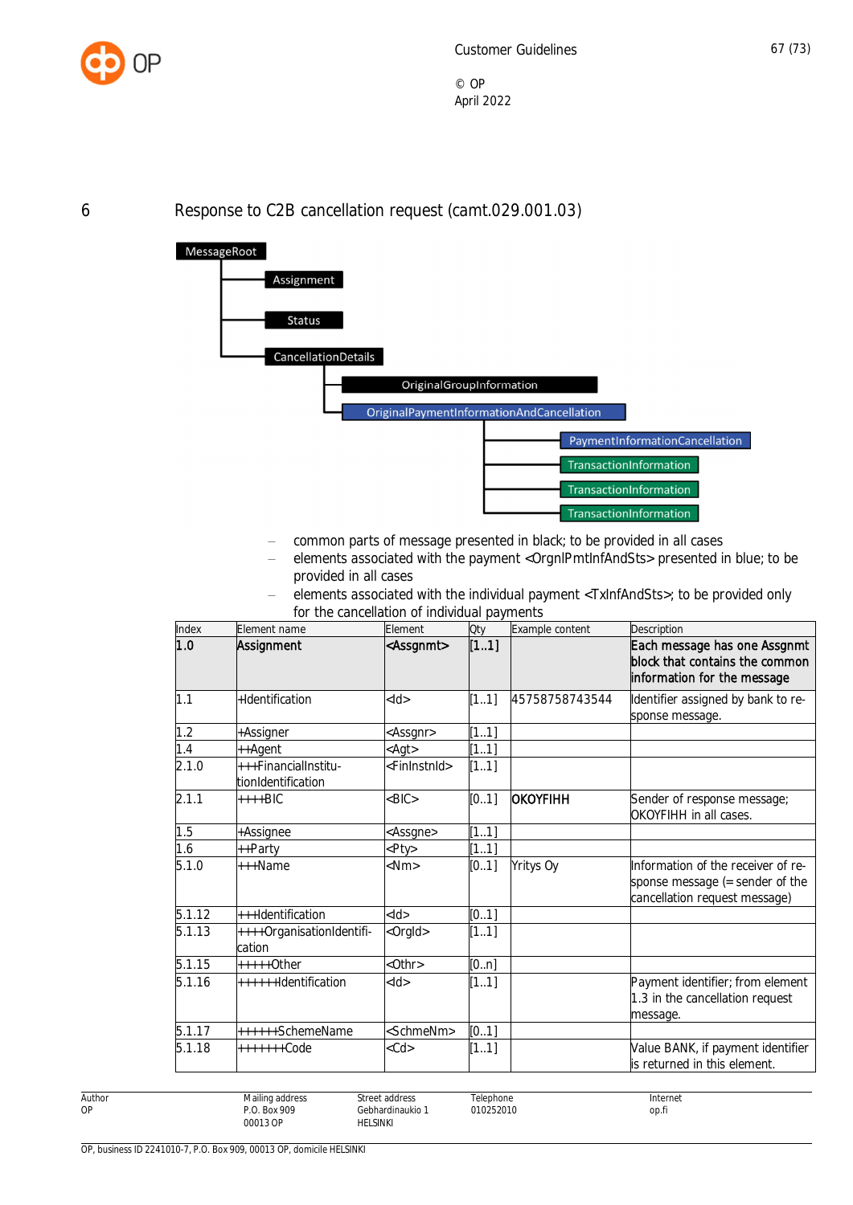# 6 Response to C2B cancellation request (camt.029.001.03)

MessageRoot
- Assignment
- Status
- CancellationDetails
  - OriginalGroupInformation
  - OriginalPaymentInformationAndCancellation
    - PaymentInformationCancellation
    - TransactionInformation
    - TransactionInformation
    - TransactionInformation

- common parts of message presented in black; to be provided in all cases
- elements associated with the payment <OrgnlPmtInfAndSts> presented in blue; to be provided in all cases
- elements associated with the individual payment <TxInfAndSts>; to be provided only for the cancellation of individual payments

| Index | Element name | Element | Qty | Example content | Description |
|---|---|---|---|---|---|
| **1.0** | **Assignment** | **<Assgnmt>** | **[1..1]** | | **Each message has one Assgnmt block that contains the common information for the message** |
| 1.1 | +Identification | <Id> | [1..1] | 45758758743544 | Identifier assigned by bank to response message. |
| 1.2 | +Assigner | <Assgnr> | [1..1] | | |
| 1.4 | ++Agent | <Agt> | [1..1] | | |
| 2.1.0 | +++FinancialInstitutionIdentification | <FinInstnId> | [1..1] | | |
| 2.1.1 | ++++BIC | <BIC> | [0..1] | **OKOYFIHH** | Sender of response message; OKOYFIHH in all cases. |
| 1.5 | +Assignee | <Assgne> | [1..1] | | |
| 1.6 | ++Party | <Pty> | [1..1] | | |
| 5.1.0 | +++Name | <Nm> | [0..1] | Yritys Oy | Information of the receiver of response message (= sender of the cancellation request message) |
| 5.1.12 | +++Identification | <Id> | [0..1] | | |
| 5.1.13 | ++++OrganisationIdentification | <OrgId> | [1..1] | | |
| 5.1.15 | +++++Other | <Othr> | [0..n] | | |
| 5.1.16 | ++++++Identification | <Id> | [1..1] | | Payment identifier; from element 1.3 in the cancellation request message. |
| 5.1.17 | ++++++SchemeName | <SchmeNm> | [0..1] | | |
| 5.1.18 | +++++++Code | <Cd> | [1..1] | | Value BANK, if payment identifier is returned in this element. |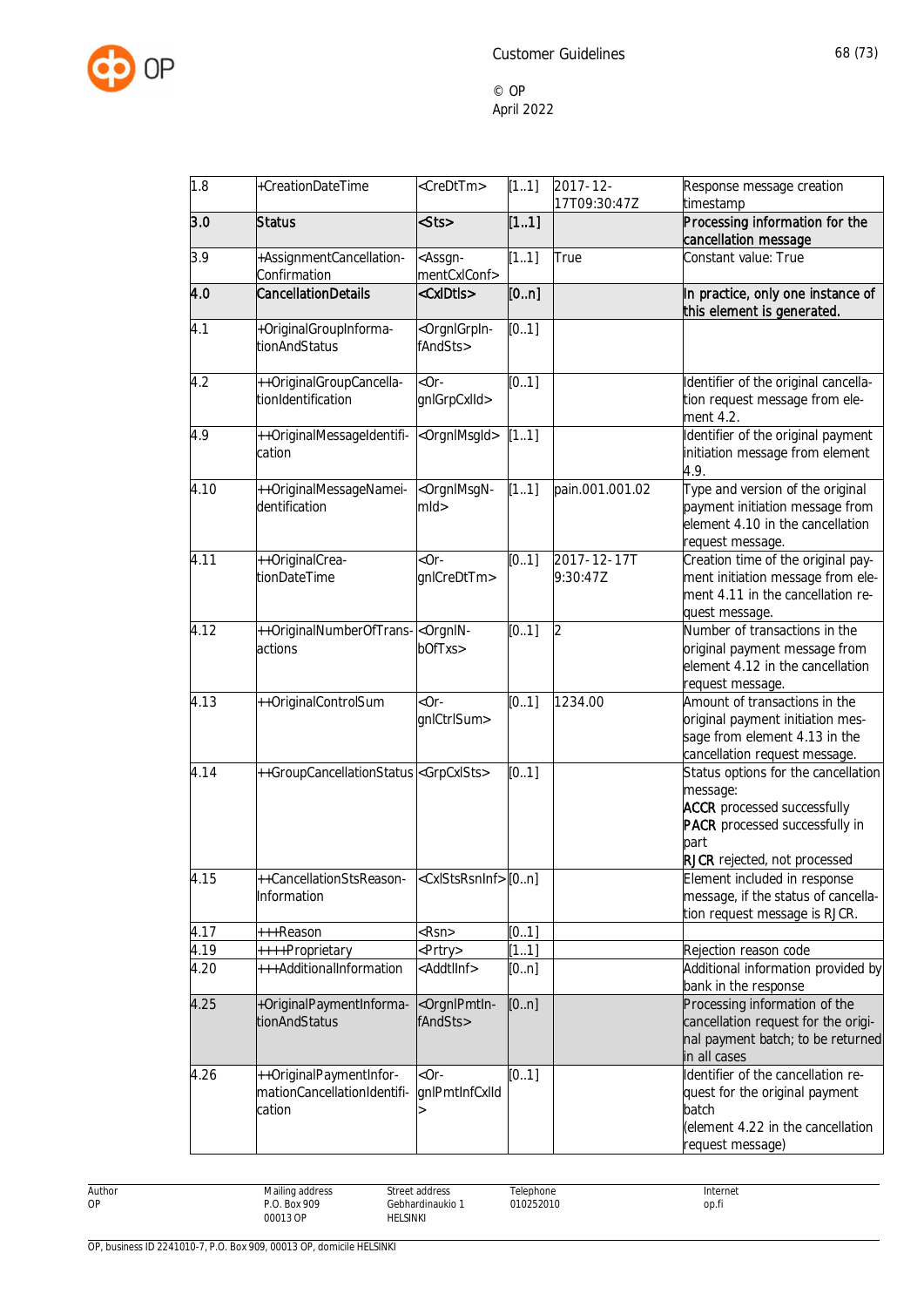| 1.8 | +CreationDateTime | <CreDtTm> | [1..1] | 2017-12-17T09:30:47Z | Response message creation timestamp |
|---|---|---|---|---|---|
| **3.0** | **Status** | **<Sts>** | **[1..1]** | | **Processing information for the cancellation message** |
| 3.9 | +AssignmentCancellation-Confirmation | <Assgn-mentCxlConf> | [1..1] | True | Constant value: True |
| **4.0** | **CancellationDetails** | **<CxlDtls>** | **[0..n]** | | **In practice, only one instance of this element is generated.** |
| 4.1 | +OriginalGroupInforma-tionAndStatus | <OrgnlGrpIn-fAndSts> | [0..1] | | |
| 4.2 | ++OriginalGroupCancella-tionIdentification | <Or-gnlGrpCxlId> | [0..1] | | Identifier of the original cancella-tion request message from ele-ment 4.2. |
| 4.9 | ++OriginalMessageIdentifi-cation | <OrgnlMsgId> | [1..1] | | Identifier of the original payment initiation message from element 4.9. |
| 4.10 | ++OriginalMessageNamei-dentification | <OrgnlMsgN-mId> | [1..1] | pain.001.001.02 | Type and version of the original payment initiation message from element 4.10 in the cancellation request message. |
| 4.11 | ++OriginalCrea-tionDateTime | <Or-gnlCreDtTm> | [0..1] | 2017-12-17T 9:30:47Z | Creation time of the original pay-ment initiation message from ele-ment 4.11 in the cancellation re-quest message. |
| 4.12 | ++OriginalNumberOfTrans-actions | <OrgnlN-bOfTxs> | [0..1] | 2 | Number of transactions in the original payment message from element 4.12 in the cancellation request message. |
| 4.13 | ++OriginalControlSum | <Or-gnlCtrlSum> | [0..1] | 1234.00 | Amount of transactions in the original payment initiation mes-sage from element 4.13 in the cancellation request message. |
| 4.14 | ++GroupCancellationStatus | <GrpCxlSts> | [0..1] | | Status options for the cancellation message:<br>**ACCR** processed successfully<br>**PACR** processed successfully in part<br>**RJCR** rejected, not processed |
| 4.15 | ++CancellationStsReason-Information | <CxlStsRsnInf> | [0..n] | | Element included in response message, if the status of cancella-tion request message is RJCR. |
| 4.17 | +++Reason | <Rsn> | [0..1] | | |
| 4.19 | ++++Proprietary | <Prtry> | [1..1] | | Rejection reason code |
| 4.20 | +++AdditionalInformation | <AddtlInf> | [0..n] | | Additional information provided by bank in the response |
| 4.25 | +OriginalPaymentInforma-tionAndStatus | <OrgnlPmtIn-fAndSts> | [0..n] | | Processing information of the cancellation request for the origi-nal payment batch; to be returned in all cases |
| 4.26 | ++OriginalPaymentInfor-mationCancellationIdentifi-cation | <Or-gnlPmtInfCxlId> | [0..1] | | Identifier of the cancellation re-quest for the original payment batch<br>(element 4.22 in the cancellation request message) |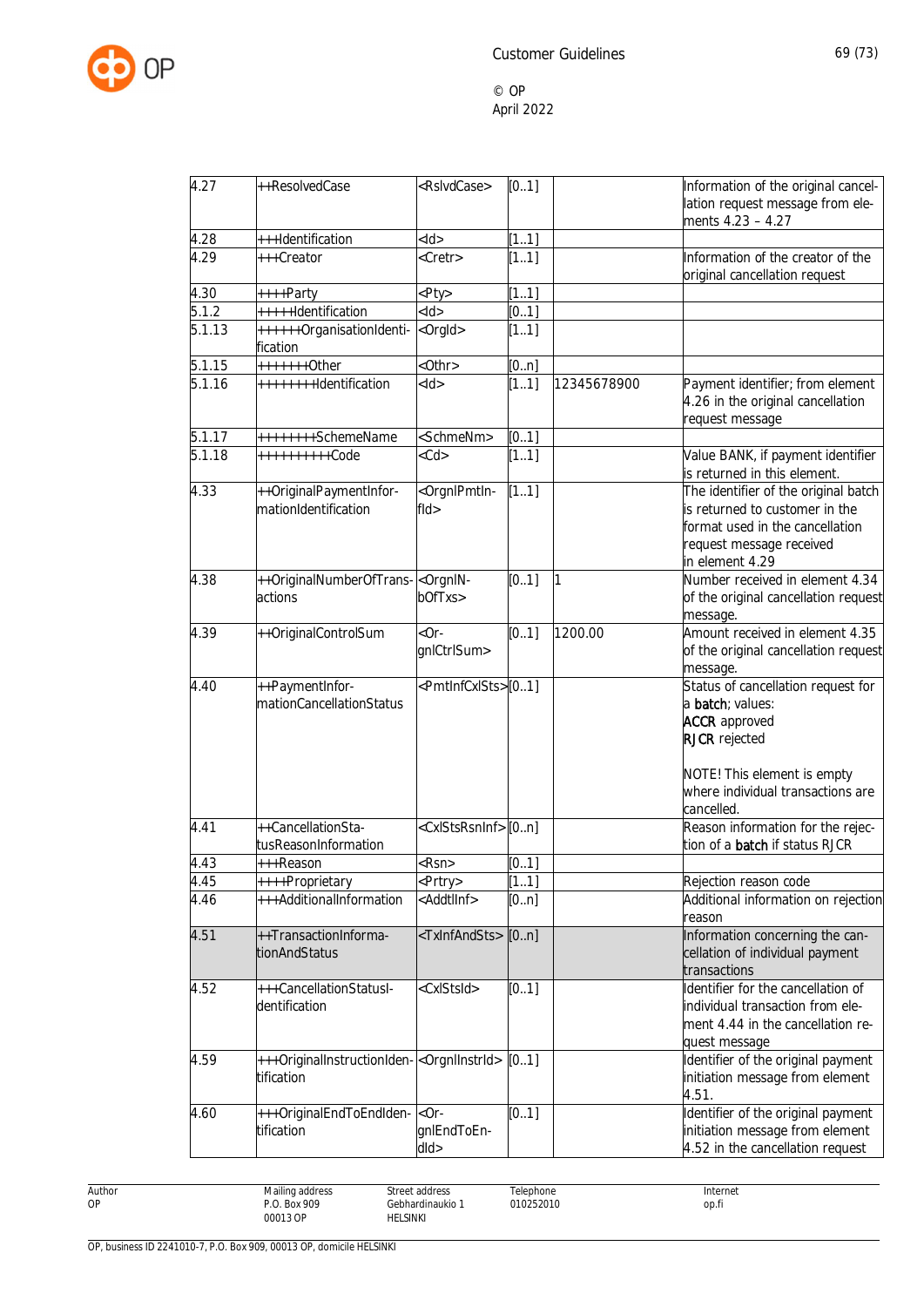| | | | | | |
|---|---|---|---|---|---|
| 4.27 | ++ResolvedCase | <RslvdCase> | [0..1] | | Information of the original cancellation request message from elements 4.23 – 4.27 |
| 4.28 | +++Identification | <Id> | [1..1] | | |
| 4.29 | +++Creator | <Cretr> | [1..1] | | Information of the creator of the original cancellation request |
| 4.30 | ++++Party | <Pty> | [1..1] | | |
| 5.1.2 | +++++Identification | <Id> | [0..1] | | |
| 5.1.13 | ++++++OrganisationIdentification | <OrgId> | [1..1] | | |
| 5.1.15 | +++++++Other | <Othr> | [0..n] | | |
| 5.1.16 | ++++++++Identification | <Id> | [1..1] | 12345678900 | Payment identifier; from element 4.26 in the original cancellation request message |
| 5.1.17 | ++++++++SchemeName | <SchmeNm> | [0..1] | | |
| 5.1.18 | +++++++++Code | <Cd> | [1..1] | | Value BANK, if payment identifier is returned in this element. |
| 4.33 | ++OriginalPaymentInformationIdentification | <OrgnlPmtInfId> | [1..1] | | The identifier of the original batch is returned to customer in the format used in the cancellation request message received in element 4.29 |
| 4.38 | ++OriginalNumberOfTransactions | <OrgnlNbOfTxs> | [0..1] | 1 | Number received in element 4.34 of the original cancellation request message. |
| 4.39 | ++OriginalControlSum | <OrgnlCtrlSum> | [0..1] | 1200.00 | Amount received in element 4.35 of the original cancellation request message. |
| 4.40 | ++PaymentInformationCancellationStatus | <PmtInfCxlSts> | [0..1] | | Status of cancellation request for a **batch**; values:<br>**ACCR** approved<br>**RJCR** rejected<br><br>NOTE! This element is empty where individual transactions are cancelled. |
| 4.41 | ++CancellationStatusReasonInformation | <CxlStsRsnInf> | [0..n] | | Reason information for the rejection of a **batch** if status RJCR |
| 4.43 | +++Reason | <Rsn> | [0..1] | | |
| 4.45 | ++++Proprietary | <Prtry> | [1..1] | | Rejection reason code |
| 4.46 | +++AdditionalInformation | <AddtlInf> | [0..n] | | Additional information on rejection reason |
| 4.51 | ++TransactionInformationAndStatus | <TxInfAndSts> | [0..n] | | Information concerning the cancellation of individual payment transactions |
| 4.52 | +++CancellationStatusIdentification | <CxlStsId> | [0..1] | | Identifier for the cancellation of individual transaction from element 4.44 in the cancellation request message |
| 4.59 | +++OriginalInstructionIdentification | <OrgnlInstrId> | [0..1] | | Identifier of the original payment initiation message from element 4.51. |
| 4.60 | +++OriginalEndToEndIdentification | <OrgnlEndToEndId> | [0..1] | | Identifier of the original payment initiation message from element 4.52 in the cancellation request |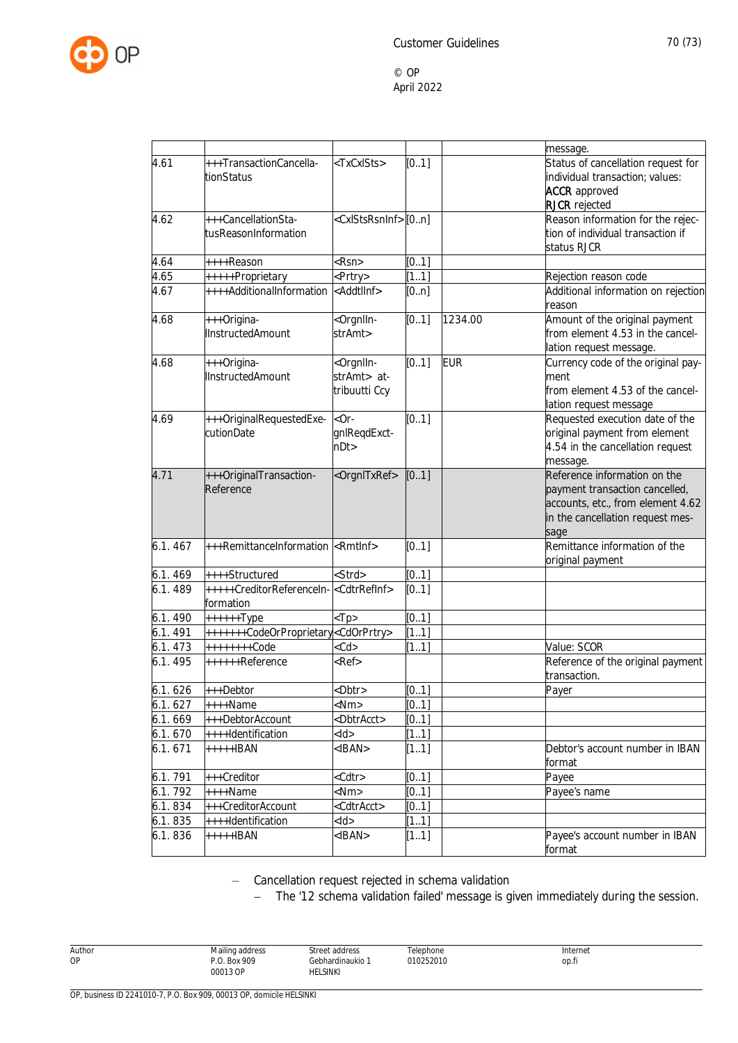| | | | | | message. |
|---|---|---|---|---|---|
| 4.61 | +++TransactionCancellationStatus | <TxCxlSts> | [0..1] | | Status of cancellation request for individual transaction; values: **ACCR** approved **RJCR** rejected |
| 4.62 | +++CancellationStatusReasonInformation | <CxlStsRsnInf> | [0..n] | | Reason information for the rejection of individual transaction if status RJCR |
| 4.64 | ++++Reason | <Rsn> | [0..1] | | |
| 4.65 | +++++Proprietary | <Prtry> | [1..1] | | Rejection reason code |
| 4.67 | ++++AdditionalInformation | <AddtlInf> | [0..n] | | Additional information on rejection reason |
| 4.68 | +++OriginalInstructedAmount | <OrgnlInstrAmt> | [0..1] | 1234.00 | Amount of the original payment from element 4.53 in the cancellation request message. |
| 4.68 | +++OriginalInstructedAmount | <OrgnlInstrAmt> attribuutti Ccy | [0..1] | EUR | Currency code of the original payment from element 4.53 of the cancellation request message |
| 4.69 | +++OriginalRequestedExecutionDate | <OrgnlReqdExctnDt> | [0..1] | | Requested execution date of the original payment from element 4.54 in the cancellation request message. |
| 4.71 | +++OriginalTransactionReference | <OrgnlTxRef> | [0..1] | | Reference information on the payment transaction cancelled, accounts, etc., from element 4.62 in the cancellation request message |
| 6.1. 467 | +++RemittanceInformation | <RmtInf> | [0..1] | | Remittance information of the original payment |
| 6.1. 469 | ++++Structured | <Strd> | [0..1] | | |
| 6.1. 489 | +++++CreditorReferenceInformation | <CdtrRefInf> | [0..1] | | |
| 6.1. 490 | ++++++Type | <Tp> | [0..1] | | |
| 6.1. 491 | +++++++CodeOrProprietary | <CdOrPrtry> | [1..1] | | |
| 6.1. 473 | ++++++++Code | <Cd> | [1..1] | | Value: SCOR |
| 6.1. 495 | ++++++Reference | <Ref> | | | Reference of the original payment transaction. |
| 6.1. 626 | +++Debtor | <Dbtr> | [0..1] | | Payer |
| 6.1. 627 | ++++Name | <Nm> | [0..1] | | |
| 6.1. 669 | +++DebtorAccount | <DbtrAcct> | [0..1] | | |
| 6.1. 670 | ++++Identification | <Id> | [1..1] | | |
| 6.1. 671 | +++++IBAN | <IBAN> | [1..1] | | Debtor's account number in IBAN format |
| 6.1. 791 | +++Creditor | <Cdtr> | [0..1] | | Payee |
| 6.1. 792 | ++++Name | <Nm> | [0..1] | | Payee's name |
| 6.1. 834 | +++CreditorAccount | <CdtrAcct> | [0..1] | | |
| 6.1. 835 | ++++Identification | <Id> | [1..1] | | |
| 6.1. 836 | +++++IBAN | <IBAN> | [1..1] | | Payee's account number in IBAN format |

- Cancellation request rejected in schema validation
  - The '12 schema validation failed' message is given immediately during the session.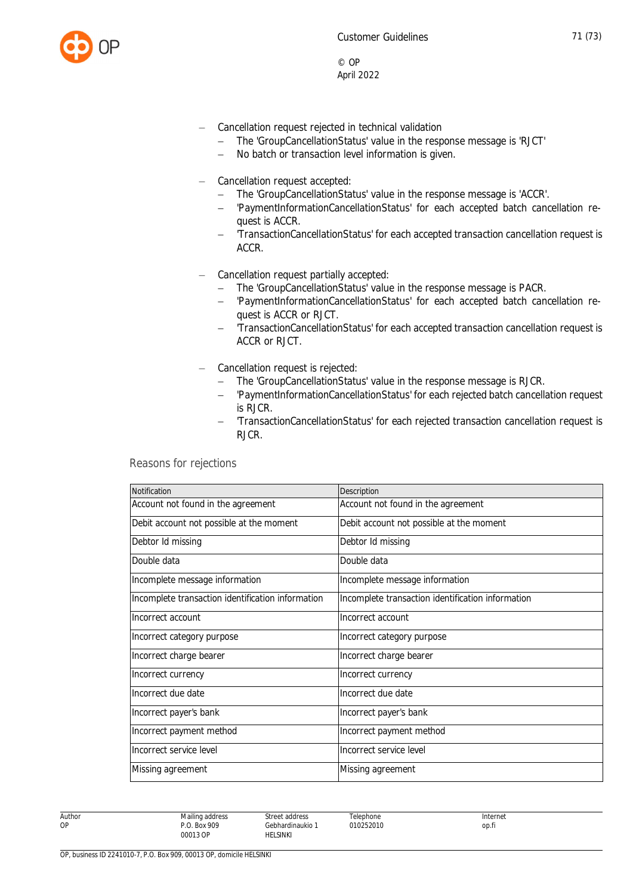- Cancellation request rejected in technical validation
  - The 'GroupCancellationStatus' value in the response message is 'RJCT'
  - No batch or transaction level information is given.

- Cancellation request accepted:
  - The 'GroupCancellationStatus' value in the response message is 'ACCR'.
  - 'PaymentInformationCancellationStatus' for each accepted batch cancellation request is ACCR.
  - 'TransactionCancellationStatus' for each accepted transaction cancellation request is ACCR.

- Cancellation request partially accepted:
  - The 'GroupCancellationStatus' value in the response message is PACR.
  - 'PaymentInformationCancellationStatus' for each accepted batch cancellation request is ACCR or RJCT.
  - 'TransactionCancellationStatus' for each accepted transaction cancellation request is ACCR or RJCT.

- Cancellation request is rejected:
  - The 'GroupCancellationStatus' value in the response message is RJCR.
  - 'PaymentInformationCancellationStatus' for each rejected batch cancellation request is RJCR.
  - 'TransactionCancellationStatus' for each rejected transaction cancellation request is RJCR.

### Reasons for rejections

| Notification | Description |
|---|---|
| Account not found in the agreement | Account not found in the agreement |
| Debit account not possible at the moment | Debit account not possible at the moment |
| Debtor Id missing | Debtor Id missing |
| Double data | Double data |
| Incomplete message information | Incomplete message information |
| Incomplete transaction identification information | Incomplete transaction identification information |
| Incorrect account | Incorrect account |
| Incorrect category purpose | Incorrect category purpose |
| Incorrect charge bearer | Incorrect charge bearer |
| Incorrect currency | Incorrect currency |
| Incorrect due date | Incorrect due date |
| Incorrect payer's bank | Incorrect payer's bank |
| Incorrect payment method | Incorrect payment method |
| Incorrect service level | Incorrect service level |
| Missing agreement | Missing agreement |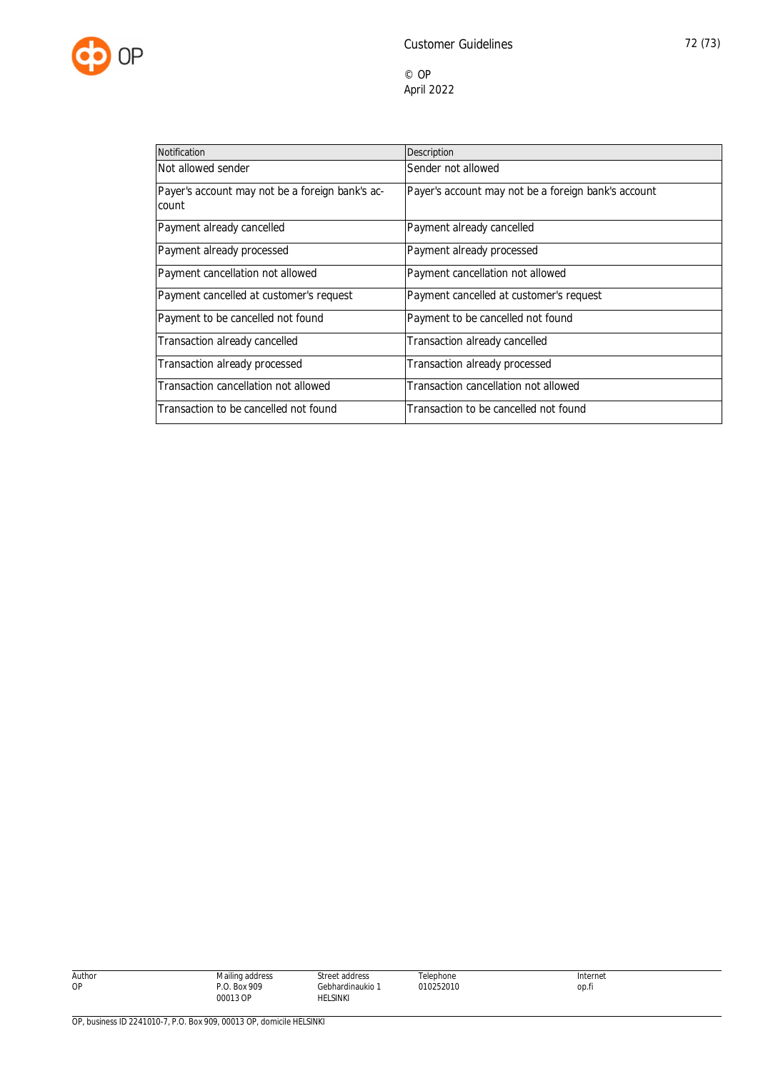| Notification | Description |
|---|---|
| Not allowed sender | Sender not allowed |
| Payer's account may not be a foreign bank's account | Payer's account may not be a foreign bank's account |
| Payment already cancelled | Payment already cancelled |
| Payment already processed | Payment already processed |
| Payment cancellation not allowed | Payment cancellation not allowed |
| Payment cancelled at customer's request | Payment cancelled at customer's request |
| Payment to be cancelled not found | Payment to be cancelled not found |
| Transaction already cancelled | Transaction already cancelled |
| Transaction already processed | Transaction already processed |
| Transaction cancellation not allowed | Transaction cancellation not allowed |
| Transaction to be cancelled not found | Transaction to be cancelled not found |